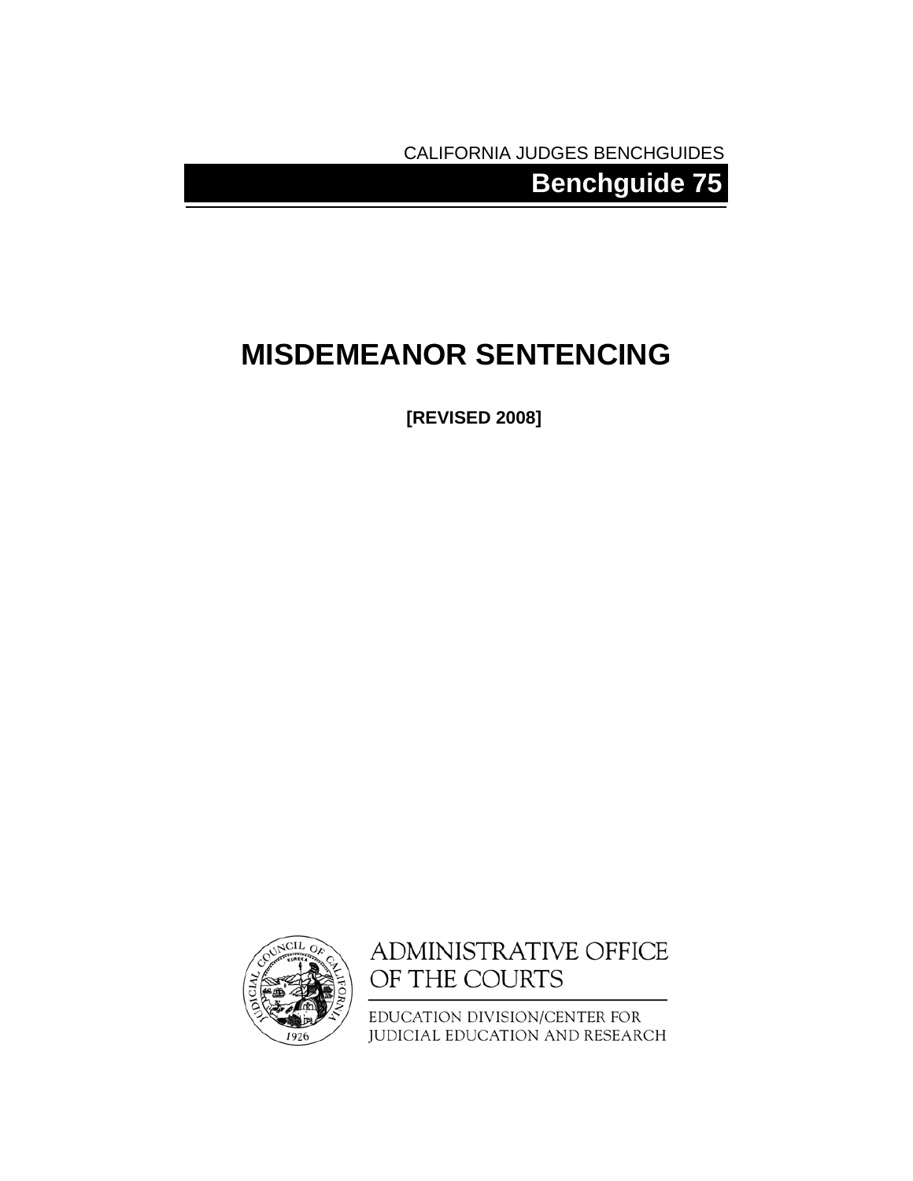CALIFORNIA JUDGES BENCHGUIDES

**Benchguide 75**

# MISDEMEANOR SENTENCING

**[REVISED 2008]**

ADMINISTRATIVE OFFICE OF THE COURTS

EDUCATION DIVISION/CENTER FOR JUDICIAL EDUCATION AND RESEARCH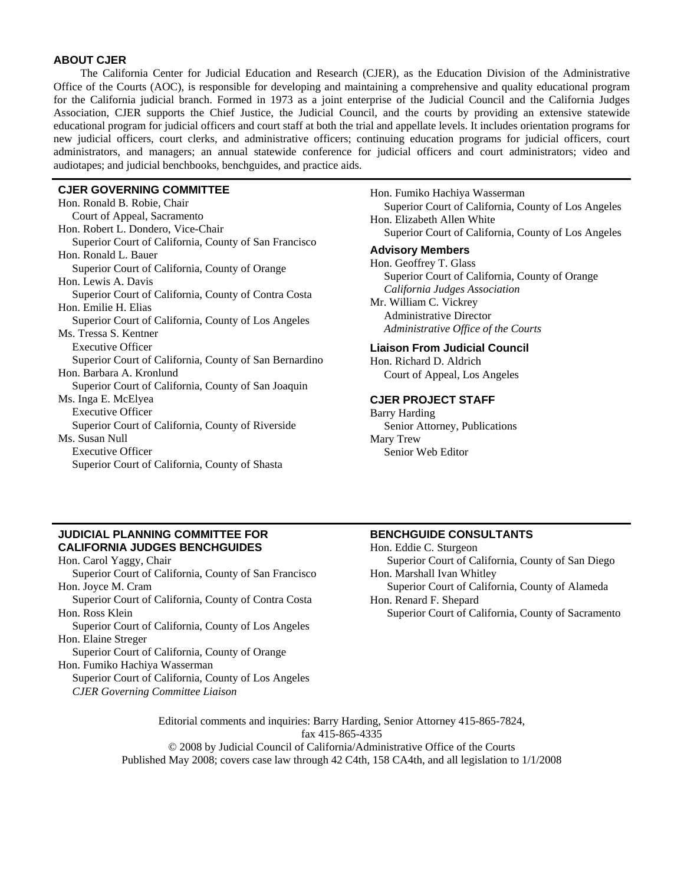## ABOUT CJER

The California Center for Judicial Education and Research (CJER), as the Education Division of the Administrative Office of the Courts (AOC), is responsible for developing and maintaining a comprehensive and quality educational program for the California judicial branch. Formed in 1973 as a joint enterprise of the Judicial Council and the California Judges Association, CJER supports the Chief Justice, the Judicial Council, and the courts by providing an extensive statewide educational program for judicial officers and court staff at both the trial and appellate levels. It includes orientation programs for new judicial officers, court clerks, and administrative officers; continuing education programs for judicial officers, court administrators, and managers; an annual statewide conference for judicial officers and court administrators; video and audiotapes; and judicial benchbooks, benchguides, and practice aids.

## CJER GOVERNING COMMITTEE

Hon. Ronald B. Robie, Chair
Court of Appeal, Sacramento

Hon. Robert L. Dondero, Vice-Chair
Superior Court of California, County of San Francisco

Hon. Ronald L. Bauer
Superior Court of California, County of Orange

Hon. Lewis A. Davis
Superior Court of California, County of Contra Costa

Hon. Emilie H. Elias
Superior Court of California, County of Los Angeles

Ms. Tressa S. Kentner
Executive Officer
Superior Court of California, County of San Bernardino

Hon. Barbara A. Kronlund
Superior Court of California, County of San Joaquin

Ms. Inga E. McElyea
Executive Officer
Superior Court of California, County of Riverside

Ms. Susan Null
Executive Officer
Superior Court of California, County of Shasta

Hon. Fumiko Hachiya Wasserman
Superior Court of California, County of Los Angeles

Hon. Elizabeth Allen White
Superior Court of California, County of Los Angeles

### Advisory Members

Hon. Geoffrey T. Glass
Superior Court of California, County of Orange
*California Judges Association*

Mr. William C. Vickrey
Administrative Director
*Administrative Office of the Courts*

### Liaison From Judicial Council

Hon. Richard D. Aldrich
Court of Appeal, Los Angeles

## CJER PROJECT STAFF

Barry Harding
Senior Attorney, Publications

Mary Trew
Senior Web Editor

## JUDICIAL PLANNING COMMITTEE FOR CALIFORNIA JUDGES BENCHGUIDES

Hon. Carol Yaggy, Chair
Superior Court of California, County of San Francisco

Hon. Joyce M. Cram
Superior Court of California, County of Contra Costa

Hon. Ross Klein
Superior Court of California, County of Los Angeles

Hon. Elaine Streger
Superior Court of California, County of Orange

Hon. Fumiko Hachiya Wasserman
Superior Court of California, County of Los Angeles
*CJER Governing Committee Liaison*

## BENCHGUIDE CONSULTANTS

Hon. Eddie C. Sturgeon
Superior Court of California, County of San Diego

Hon. Marshall Ivan Whitley
Superior Court of California, County of Alameda

Hon. Renard F. Shepard
Superior Court of California, County of Sacramento

Editorial comments and inquiries: Barry Harding, Senior Attorney 415-865-7824, fax 415-865-4335

© 2008 by Judicial Council of California/Administrative Office of the Courts

Published May 2008; covers case law through 42 C4th, 158 CA4th, and all legislation to 1/1/2008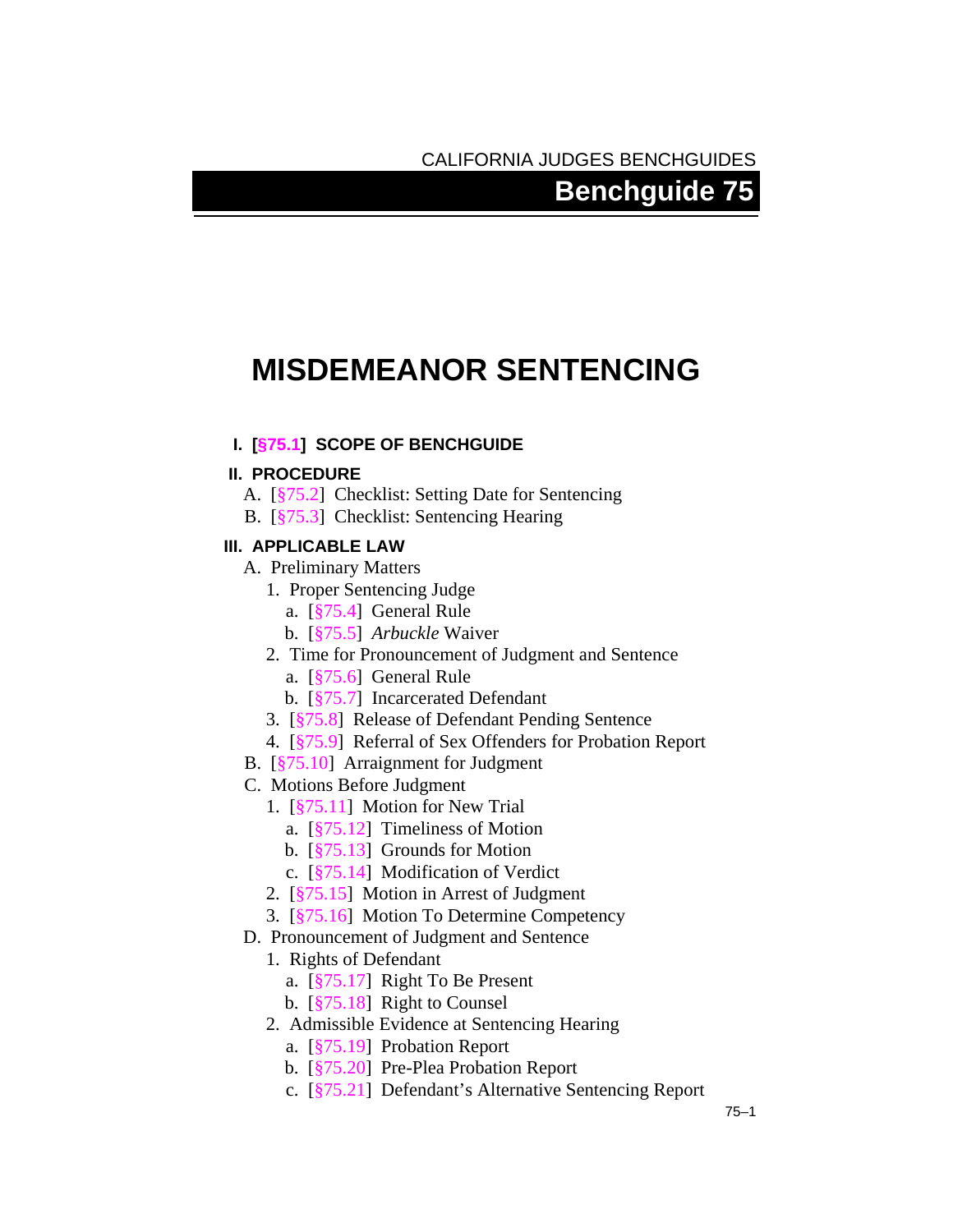CALIFORNIA JUDGES BENCHGUIDES

# Benchguide 75

# MISDEMEANOR SENTENCING

**I. [§75.1] SCOPE OF BENCHGUIDE**

**II. PROCEDURE**

- A. [§75.2] Checklist: Setting Date for Sentencing
- B. [§75.3] Checklist: Sentencing Hearing

**III. APPLICABLE LAW**

- A. Preliminary Matters
  - 1. Proper Sentencing Judge
    - a. [§75.4] General Rule
    - b. [§75.5] *Arbuckle* Waiver
  - 2. Time for Pronouncement of Judgment and Sentence
    - a. [§75.6] General Rule
    - b. [§75.7] Incarcerated Defendant
  - 3. [§75.8] Release of Defendant Pending Sentence
  - 4. [§75.9] Referral of Sex Offenders for Probation Report
- B. [§75.10] Arraignment for Judgment
- C. Motions Before Judgment
  - 1. [§75.11] Motion for New Trial
    - a. [§75.12] Timeliness of Motion
    - b. [§75.13] Grounds for Motion
    - c. [§75.14] Modification of Verdict
  - 2. [§75.15] Motion in Arrest of Judgment
  - 3. [§75.16] Motion To Determine Competency
- D. Pronouncement of Judgment and Sentence
  - 1. Rights of Defendant
    - a. [§75.17] Right To Be Present
    - b. [§75.18] Right to Counsel
  - 2. Admissible Evidence at Sentencing Hearing
    - a. [§75.19] Probation Report
    - b. [§75.20] Pre-Plea Probation Report
    - c. [§75.21] Defendant's Alternative Sentencing Report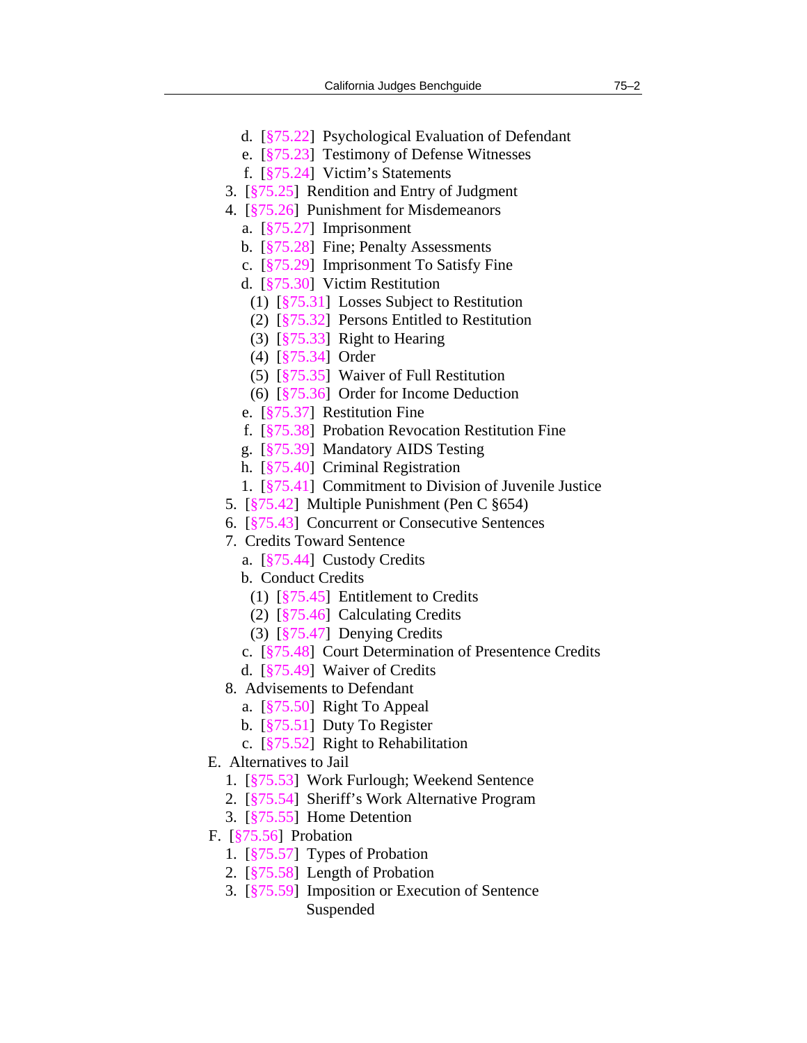- d. [§75.22] Psychological Evaluation of Defendant
- e. [§75.23] Testimony of Defense Witnesses
- f. [§75.24] Victim's Statements

3. [§75.25] Rendition and Entry of Judgment
4. [§75.26] Punishment for Misdemeanors
   - a. [§75.27] Imprisonment
   - b. [§75.28] Fine; Penalty Assessments
   - c. [§75.29] Imprisonment To Satisfy Fine
   - d. [§75.30] Victim Restitution
     - (1) [§75.31] Losses Subject to Restitution
     - (2) [§75.32] Persons Entitled to Restitution
     - (3) [§75.33] Right to Hearing
     - (4) [§75.34] Order
     - (5) [§75.35] Waiver of Full Restitution
     - (6) [§75.36] Order for Income Deduction
   - e. [§75.37] Restitution Fine
   - f. [§75.38] Probation Revocation Restitution Fine
   - g. [§75.39] Mandatory AIDS Testing
   - h. [§75.40] Criminal Registration
   - 1. [§75.41] Commitment to Division of Juvenile Justice
5. [§75.42] Multiple Punishment (Pen C §654)
6. [§75.43] Concurrent or Consecutive Sentences
7. Credits Toward Sentence
   - a. [§75.44] Custody Credits
   - b. Conduct Credits
     - (1) [§75.45] Entitlement to Credits
     - (2) [§75.46] Calculating Credits
     - (3) [§75.47] Denying Credits
   - c. [§75.48] Court Determination of Presentence Credits
   - d. [§75.49] Waiver of Credits
8. Advisements to Defendant
   - a. [§75.50] Right To Appeal
   - b. [§75.51] Duty To Register
   - c. [§75.52] Right to Rehabilitation

E. Alternatives to Jail
1. [§75.53] Work Furlough; Weekend Sentence
2. [§75.54] Sheriff's Work Alternative Program
3. [§75.55] Home Detention

F. [§75.56] Probation
1. [§75.57] Types of Probation
2. [§75.58] Length of Probation
3. [§75.59] Imposition or Execution of Sentence Suspended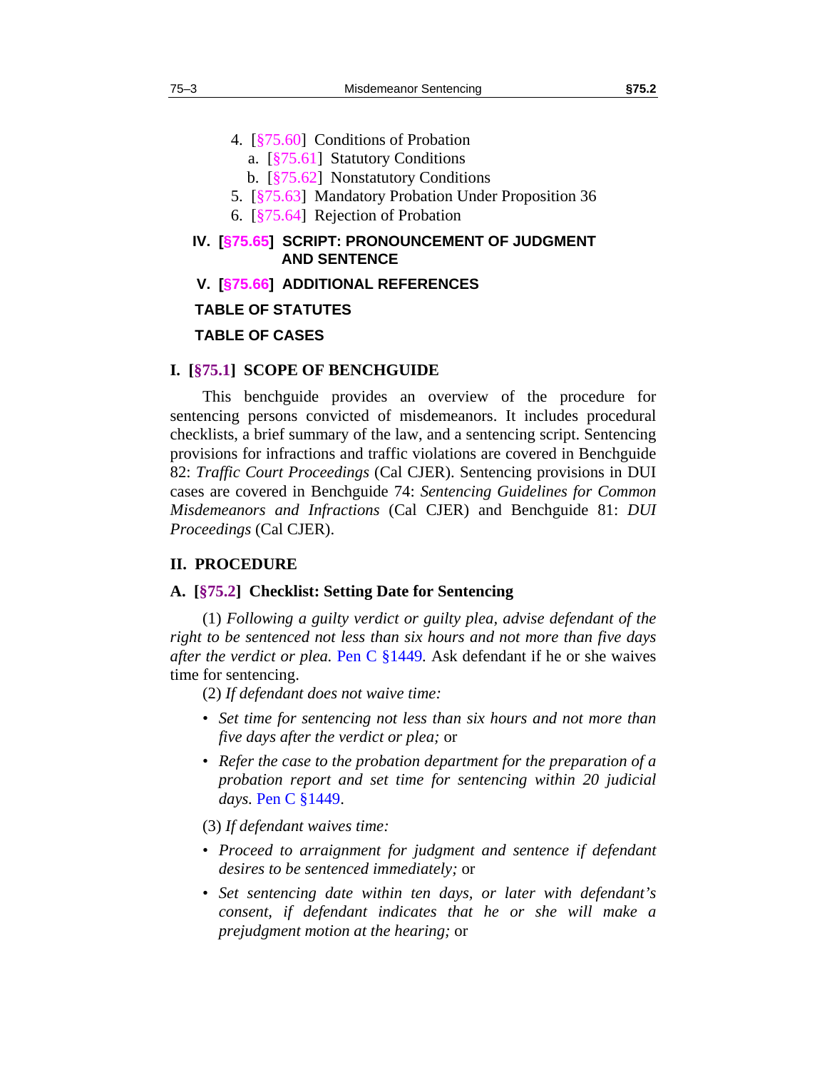4. [§75.60] Conditions of Probation
   a. [§75.61] Statutory Conditions
   b. [§75.62] Nonstatutory Conditions
5. [§75.63] Mandatory Probation Under Proposition 36
6. [§75.64] Rejection of Probation

**IV. [§75.65] SCRIPT: PRONOUNCEMENT OF JUDGMENT AND SENTENCE**

**V. [§75.66] ADDITIONAL REFERENCES**

**TABLE OF STATUTES**

**TABLE OF CASES**

## I. [§75.1] SCOPE OF BENCHGUIDE

This benchguide provides an overview of the procedure for sentencing persons convicted of misdemeanors. It includes procedural checklists, a brief summary of the law, and a sentencing script. Sentencing provisions for infractions and traffic violations are covered in Benchguide 82: *Traffic Court Proceedings* (Cal CJER). Sentencing provisions in DUI cases are covered in Benchguide 74: *Sentencing Guidelines for Common Misdemeanors and Infractions* (Cal CJER) and Benchguide 81: *DUI Proceedings* (Cal CJER).

## II. PROCEDURE

### A. [§75.2] Checklist: Setting Date for Sentencing

(1) *Following a guilty verdict or guilty plea, advise defendant of the right to be sentenced not less than six hours and not more than five days after the verdict or plea.* Pen C §1449. Ask defendant if he or she waives time for sentencing.

(2) *If defendant does not waive time:*

- *Set time for sentencing not less than six hours and not more than five days after the verdict or plea;* or
- *Refer the case to the probation department for the preparation of a probation report and set time for sentencing within 20 judicial days.* Pen C §1449.

(3) *If defendant waives time:*

- *Proceed to arraignment for judgment and sentence if defendant desires to be sentenced immediately;* or
- *Set sentencing date within ten days, or later with defendant's consent, if defendant indicates that he or she will make a prejudgment motion at the hearing;* or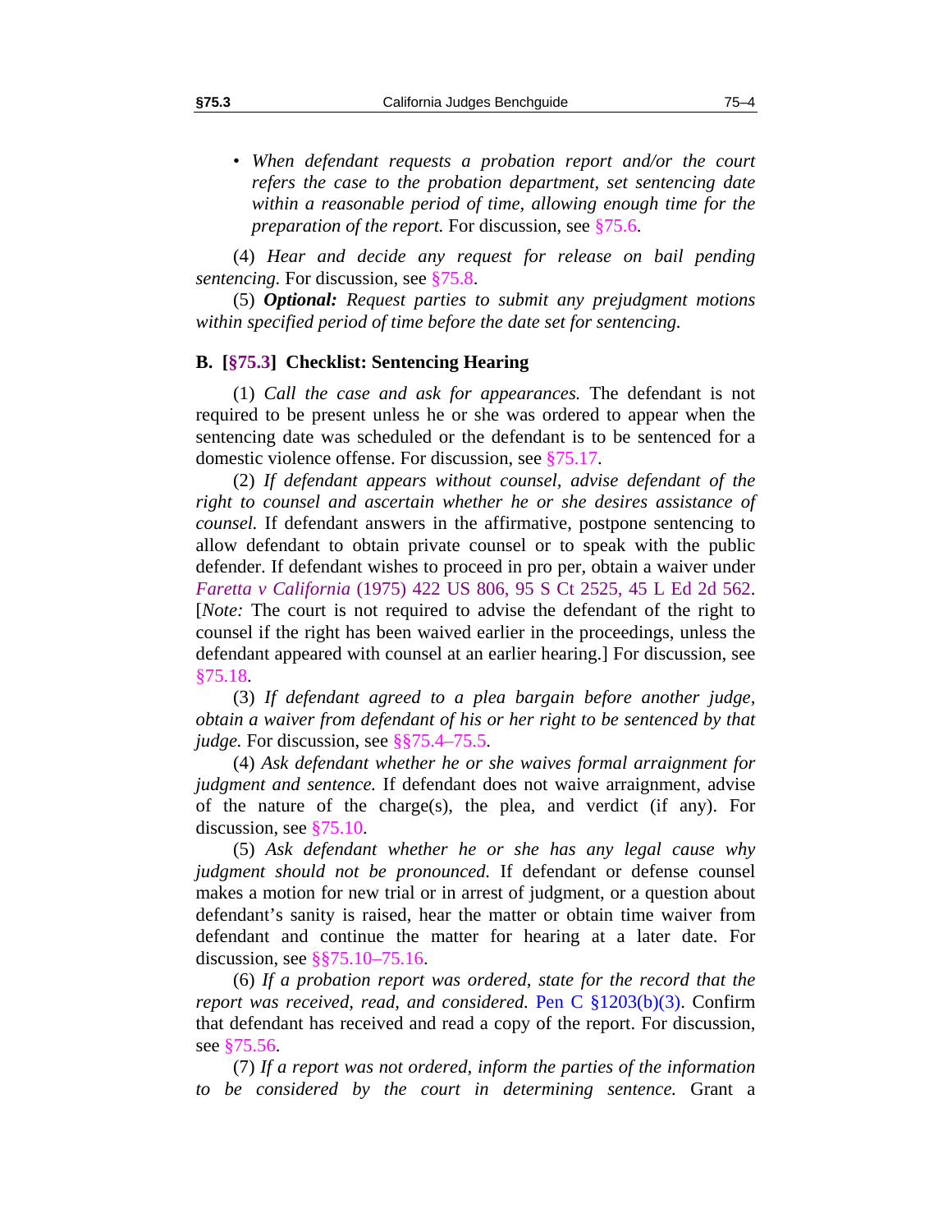- *When defendant requests a probation report and/or the court refers the case to the probation department, set sentencing date within a reasonable period of time, allowing enough time for the preparation of the report.* For discussion, see §75.6.

(4) *Hear and decide any request for release on bail pending sentencing.* For discussion, see §75.8.

(5) ***Optional:*** *Request parties to submit any prejudgment motions within specified period of time before the date set for sentencing.*

### B. [§75.3] Checklist: Sentencing Hearing

(1) *Call the case and ask for appearances.* The defendant is not required to be present unless he or she was ordered to appear when the sentencing date was scheduled or the defendant is to be sentenced for a domestic violence offense. For discussion, see §75.17.

(2) *If defendant appears without counsel, advise defendant of the right to counsel and ascertain whether he or she desires assistance of counsel.* If defendant answers in the affirmative, postpone sentencing to allow defendant to obtain private counsel or to speak with the public defender. If defendant wishes to proceed in pro per, obtain a waiver under *Faretta v California* (1975) 422 US 806, 95 S Ct 2525, 45 L Ed 2d 562. [*Note:* The court is not required to advise the defendant of the right to counsel if the right has been waived earlier in the proceedings, unless the defendant appeared with counsel at an earlier hearing.] For discussion, see §75.18.

(3) *If defendant agreed to a plea bargain before another judge, obtain a waiver from defendant of his or her right to be sentenced by that judge.* For discussion, see §§75.4–75.5.

(4) *Ask defendant whether he or she waives formal arraignment for judgment and sentence.* If defendant does not waive arraignment, advise of the nature of the charge(s), the plea, and verdict (if any). For discussion, see §75.10.

(5) *Ask defendant whether he or she has any legal cause why judgment should not be pronounced.* If defendant or defense counsel makes a motion for new trial or in arrest of judgment, or a question about defendant's sanity is raised, hear the matter or obtain time waiver from defendant and continue the matter for hearing at a later date. For discussion, see §§75.10–75.16.

(6) *If a probation report was ordered, state for the record that the report was received, read, and considered.* Pen C §1203(b)(3). Confirm that defendant has received and read a copy of the report. For discussion, see §75.56.

(7) *If a report was not ordered, inform the parties of the information to be considered by the court in determining sentence.* Grant a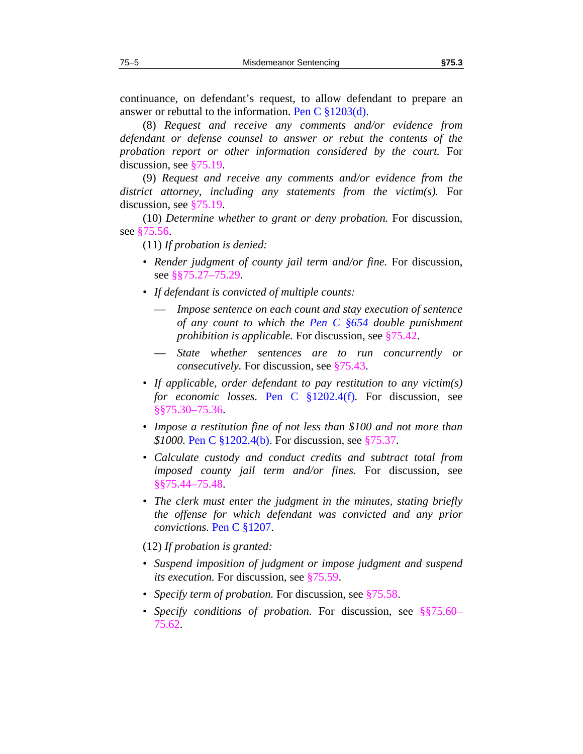continuance, on defendant's request, to allow defendant to prepare an answer or rebuttal to the information. Pen C §1203(d).

(8) *Request and receive any comments and/or evidence from defendant or defense counsel to answer or rebut the contents of the probation report or other information considered by the court.* For discussion, see §75.19.

(9) *Request and receive any comments and/or evidence from the district attorney, including any statements from the victim(s).* For discussion, see §75.19.

(10) *Determine whether to grant or deny probation.* For discussion, see §75.56.

(11) *If probation is denied:*

- *Render judgment of county jail term and/or fine.* For discussion, see §§75.27–75.29.
- *If defendant is convicted of multiple counts:*
  - *Impose sentence on each count and stay execution of sentence of any count to which the Pen C §654 double punishment prohibition is applicable.* For discussion, see §75.42.
  - *State whether sentences are to run concurrently or consecutively.* For discussion, see §75.43.
- *If applicable, order defendant to pay restitution to any victim(s) for economic losses.* Pen C §1202.4(f). For discussion, see §§75.30–75.36.
- *Impose a restitution fine of not less than $100 and not more than $1000.* Pen C §1202.4(b). For discussion, see §75.37.
- *Calculate custody and conduct credits and subtract total from imposed county jail term and/or fines.* For discussion, see §§75.44–75.48.
- *The clerk must enter the judgment in the minutes, stating briefly the offense for which defendant was convicted and any prior convictions.* Pen C §1207.

(12) *If probation is granted:*

- *Suspend imposition of judgment or impose judgment and suspend its execution.* For discussion, see §75.59.
- *Specify term of probation.* For discussion, see §75.58.
- *Specify conditions of probation.* For discussion, see §§75.60–75.62.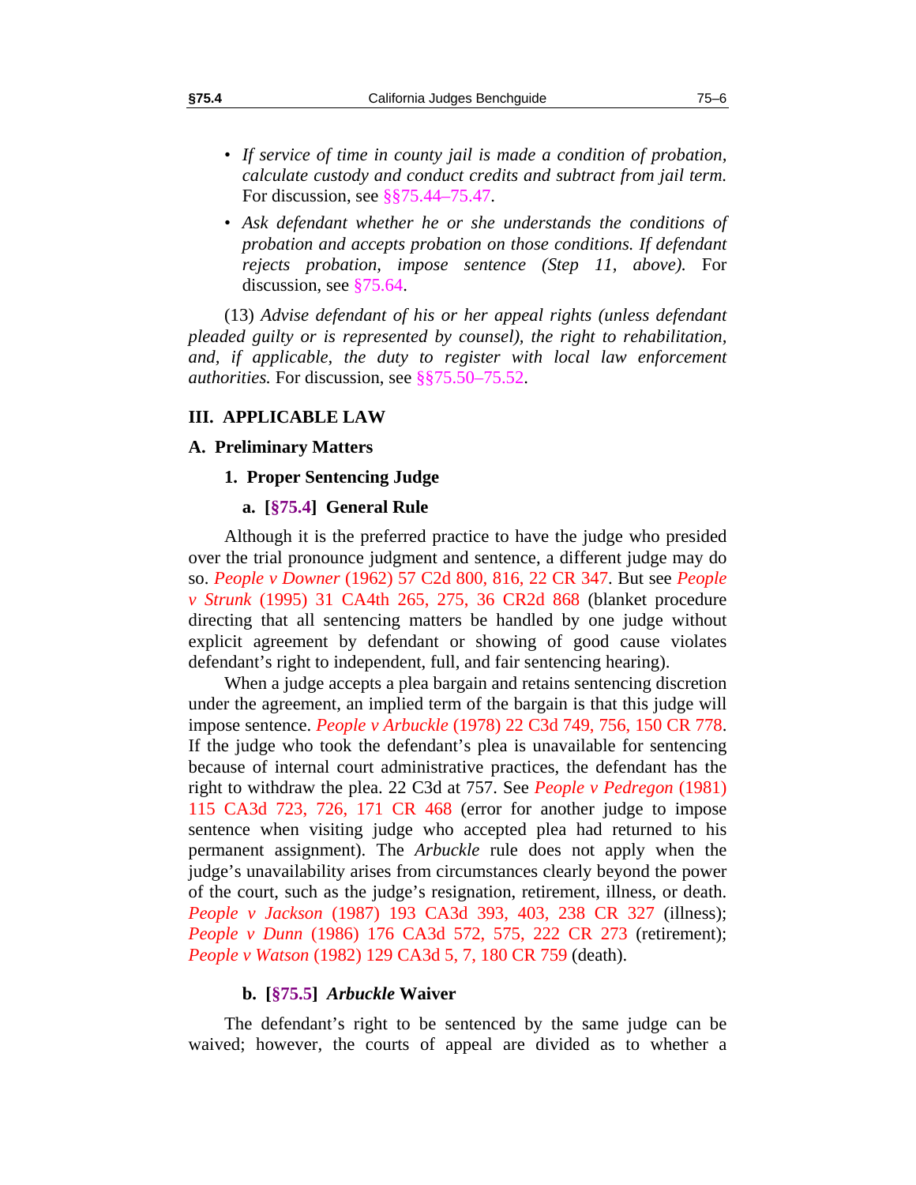- *If service of time in county jail is made a condition of probation, calculate custody and conduct credits and subtract from jail term.* For discussion, see §§75.44–75.47.
- *Ask defendant whether he or she understands the conditions of probation and accepts probation on those conditions. If defendant rejects probation, impose sentence (Step 11, above).* For discussion, see §75.64.

(13) *Advise defendant of his or her appeal rights (unless defendant pleaded guilty or is represented by counsel), the right to rehabilitation, and, if applicable, the duty to register with local law enforcement authorities.* For discussion, see §§75.50–75.52.

## III. APPLICABLE LAW

### A. Preliminary Matters

#### 1. Proper Sentencing Judge

##### a. [§75.4] General Rule

Although it is the preferred practice to have the judge who presided over the trial pronounce judgment and sentence, a different judge may do so. *People v Downer* (1962) 57 C2d 800, 816, 22 CR 347. But see *People v Strunk* (1995) 31 CA4th 265, 275, 36 CR2d 868 (blanket procedure directing that all sentencing matters be handled by one judge without explicit agreement by defendant or showing of good cause violates defendant's right to independent, full, and fair sentencing hearing).

When a judge accepts a plea bargain and retains sentencing discretion under the agreement, an implied term of the bargain is that this judge will impose sentence. *People v Arbuckle* (1978) 22 C3d 749, 756, 150 CR 778. If the judge who took the defendant's plea is unavailable for sentencing because of internal court administrative practices, the defendant has the right to withdraw the plea. 22 C3d at 757. See *People v Pedregon* (1981) 115 CA3d 723, 726, 171 CR 468 (error for another judge to impose sentence when visiting judge who accepted plea had returned to his permanent assignment). The *Arbuckle* rule does not apply when the judge's unavailability arises from circumstances clearly beyond the power of the court, such as the judge's resignation, retirement, illness, or death. *People v Jackson* (1987) 193 CA3d 393, 403, 238 CR 327 (illness); *People v Dunn* (1986) 176 CA3d 572, 575, 222 CR 273 (retirement); *People v Watson* (1982) 129 CA3d 5, 7, 180 CR 759 (death).

##### b. [§75.5] *Arbuckle* Waiver

The defendant's right to be sentenced by the same judge can be waived; however, the courts of appeal are divided as to whether a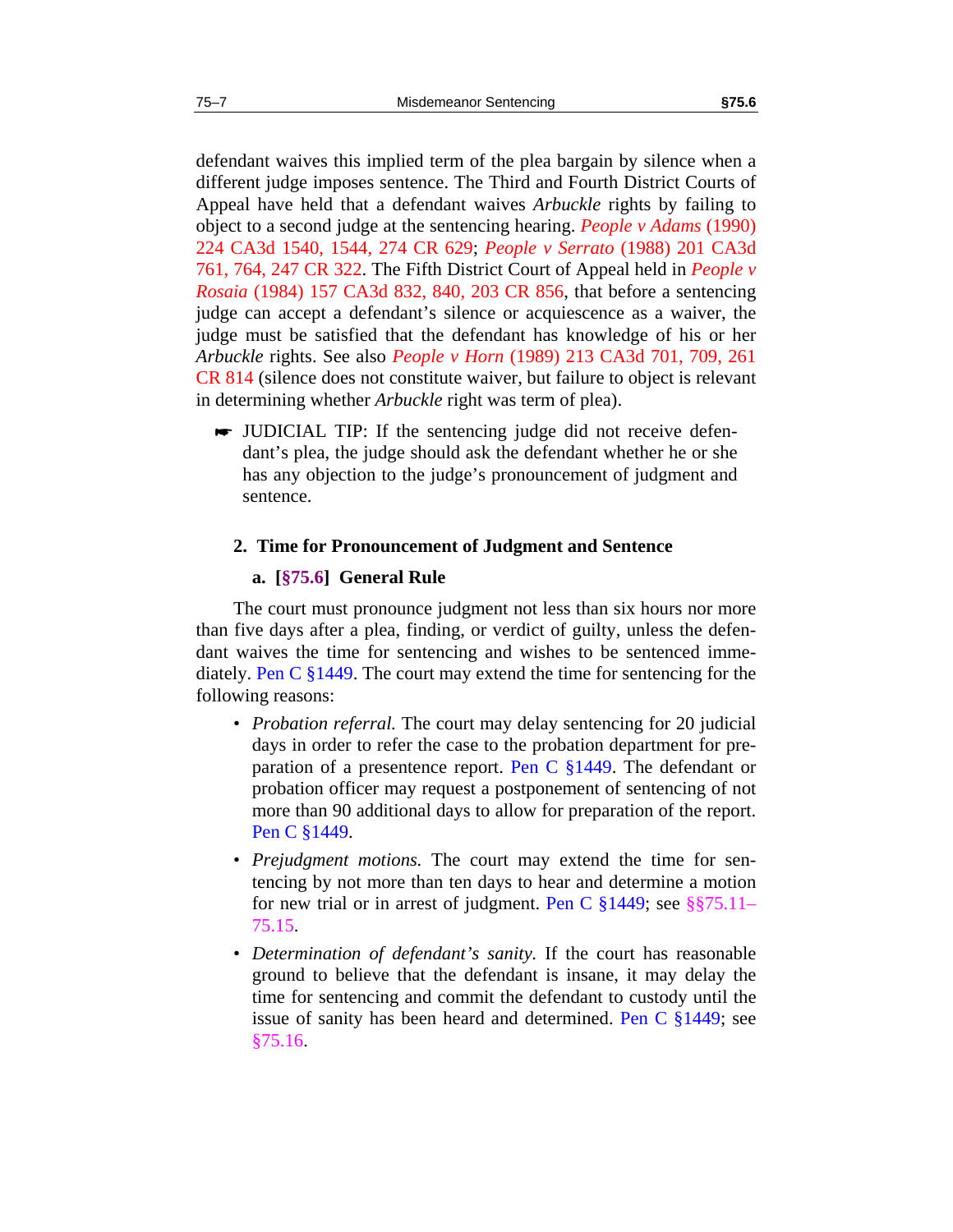defendant waives this implied term of the plea bargain by silence when a different judge imposes sentence. The Third and Fourth District Courts of Appeal have held that a defendant waives *Arbuckle* rights by failing to object to a second judge at the sentencing hearing. *People v Adams* (1990) 224 CA3d 1540, 1544, 274 CR 629; *People v Serrato* (1988) 201 CA3d 761, 764, 247 CR 322. The Fifth District Court of Appeal held in *People v Rosaia* (1984) 157 CA3d 832, 840, 203 CR 856, that before a sentencing judge can accept a defendant's silence or acquiescence as a waiver, the judge must be satisfied that the defendant has knowledge of his or her *Arbuckle* rights. See also *People v Horn* (1989) 213 CA3d 701, 709, 261 CR 814 (silence does not constitute waiver, but failure to object is relevant in determining whether *Arbuckle* right was term of plea).

> ☛ JUDICIAL TIP: If the sentencing judge did not receive defendant's plea, the judge should ask the defendant whether he or she has any objection to the judge's pronouncement of judgment and sentence.

## 2. Time for Pronouncement of Judgment and Sentence

### a. [§75.6] General Rule

The court must pronounce judgment not less than six hours nor more than five days after a plea, finding, or verdict of guilty, unless the defendant waives the time for sentencing and wishes to be sentenced immediately. Pen C §1449. The court may extend the time for sentencing for the following reasons:

- *Probation referral.* The court may delay sentencing for 20 judicial days in order to refer the case to the probation department for preparation of a presentence report. Pen C §1449. The defendant or probation officer may request a postponement of sentencing of not more than 90 additional days to allow for preparation of the report. Pen C §1449.
- *Prejudgment motions.* The court may extend the time for sentencing by not more than ten days to hear and determine a motion for new trial or in arrest of judgment. Pen C §1449; see §§75.11–75.15.
- *Determination of defendant's sanity.* If the court has reasonable ground to believe that the defendant is insane, it may delay the time for sentencing and commit the defendant to custody until the issue of sanity has been heard and determined. Pen C §1449; see §75.16.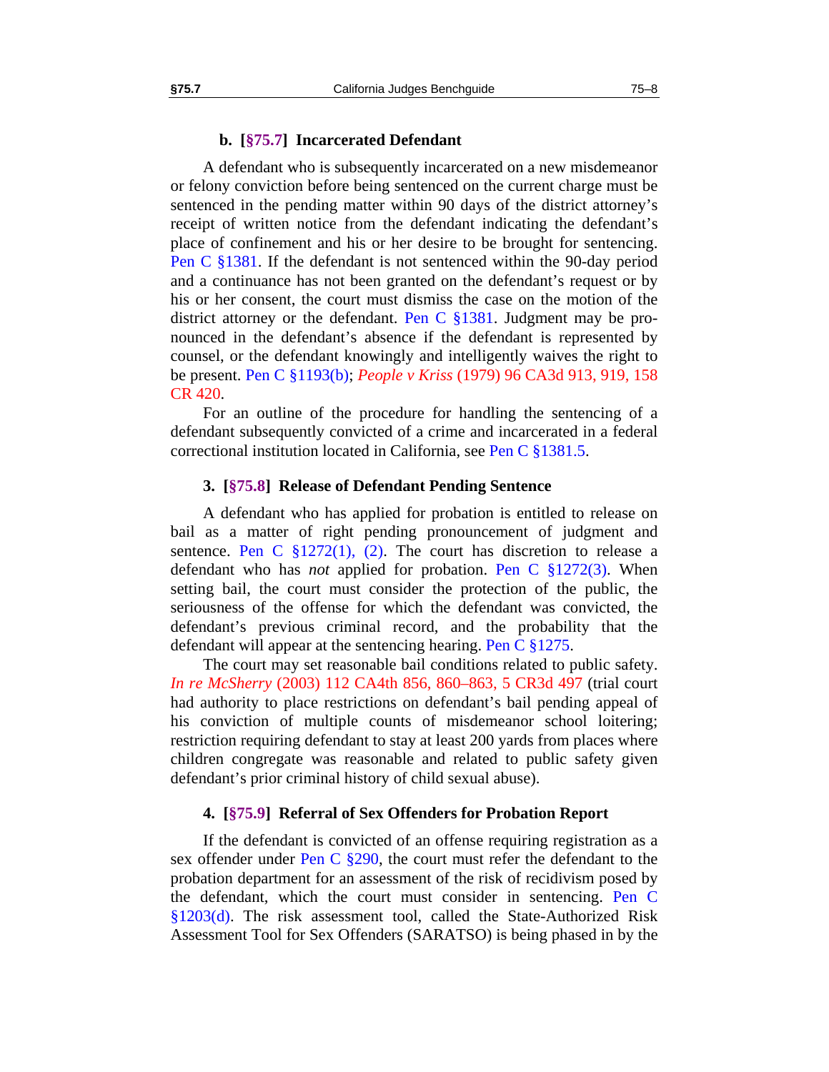#### b. [§75.7] Incarcerated Defendant

A defendant who is subsequently incarcerated on a new misdemeanor or felony conviction before being sentenced on the current charge must be sentenced in the pending matter within 90 days of the district attorney's receipt of written notice from the defendant indicating the defendant's place of confinement and his or her desire to be brought for sentencing. Pen C §1381. If the defendant is not sentenced within the 90-day period and a continuance has not been granted on the defendant's request or by his or her consent, the court must dismiss the case on the motion of the district attorney or the defendant. Pen C §1381. Judgment may be pronounced in the defendant's absence if the defendant is represented by counsel, or the defendant knowingly and intelligently waives the right to be present. Pen C §1193(b); *People v Kriss* (1979) 96 CA3d 913, 919, 158 CR 420.

For an outline of the procedure for handling the sentencing of a defendant subsequently convicted of a crime and incarcerated in a federal correctional institution located in California, see Pen C §1381.5.

### 3. [§75.8] Release of Defendant Pending Sentence

A defendant who has applied for probation is entitled to release on bail as a matter of right pending pronouncement of judgment and sentence. Pen C §1272(1), (2). The court has discretion to release a defendant who has *not* applied for probation. Pen C §1272(3). When setting bail, the court must consider the protection of the public, the seriousness of the offense for which the defendant was convicted, the defendant's previous criminal record, and the probability that the defendant will appear at the sentencing hearing. Pen C §1275.

The court may set reasonable bail conditions related to public safety. *In re McSherry* (2003) 112 CA4th 856, 860–863, 5 CR3d 497 (trial court had authority to place restrictions on defendant's bail pending appeal of his conviction of multiple counts of misdemeanor school loitering; restriction requiring defendant to stay at least 200 yards from places where children congregate was reasonable and related to public safety given defendant's prior criminal history of child sexual abuse).

### 4. [§75.9] Referral of Sex Offenders for Probation Report

If the defendant is convicted of an offense requiring registration as a sex offender under Pen C §290, the court must refer the defendant to the probation department for an assessment of the risk of recidivism posed by the defendant, which the court must consider in sentencing. Pen C §1203(d). The risk assessment tool, called the State-Authorized Risk Assessment Tool for Sex Offenders (SARATSO) is being phased in by the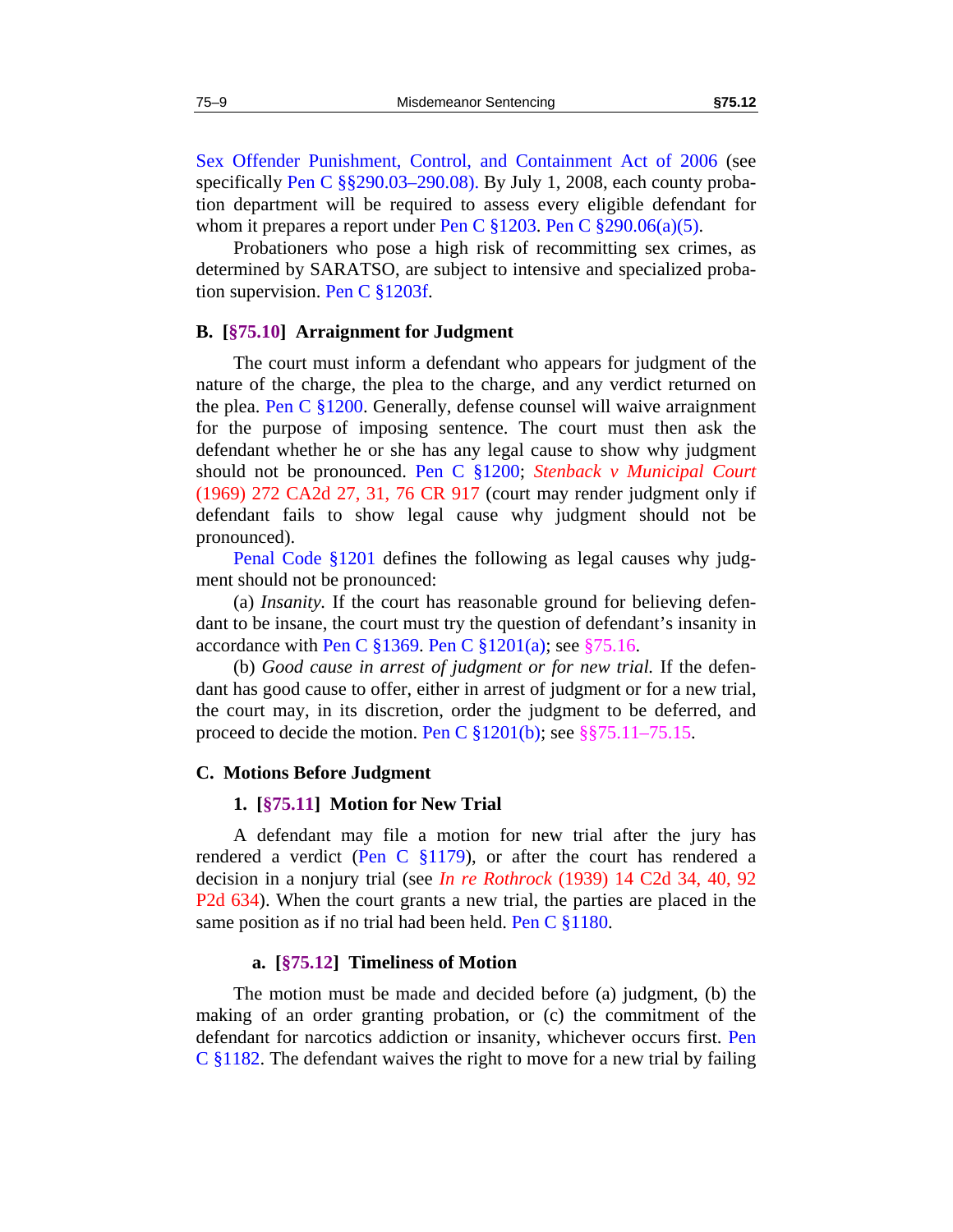Sex Offender Punishment, Control, and Containment Act of 2006 (see specifically Pen C §§290.03–290.08). By July 1, 2008, each county probation department will be required to assess every eligible defendant for whom it prepares a report under Pen C §1203. Pen C §290.06(a)(5).

Probationers who pose a high risk of recommitting sex crimes, as determined by SARATSO, are subject to intensive and specialized probation supervision. Pen C §1203f.

### B. [§75.10] Arraignment for Judgment

The court must inform a defendant who appears for judgment of the nature of the charge, the plea to the charge, and any verdict returned on the plea. Pen C §1200. Generally, defense counsel will waive arraignment for the purpose of imposing sentence. The court must then ask the defendant whether he or she has any legal cause to show why judgment should not be pronounced. Pen C §1200; *Stenback v Municipal Court* (1969) 272 CA2d 27, 31, 76 CR 917 (court may render judgment only if defendant fails to show legal cause why judgment should not be pronounced).

Penal Code §1201 defines the following as legal causes why judgment should not be pronounced:

(a) *Insanity.* If the court has reasonable ground for believing defendant to be insane, the court must try the question of defendant's insanity in accordance with Pen C §1369. Pen C §1201(a); see §75.16.

(b) *Good cause in arrest of judgment or for new trial.* If the defendant has good cause to offer, either in arrest of judgment or for a new trial, the court may, in its discretion, order the judgment to be deferred, and proceed to decide the motion. Pen C §1201(b); see §§75.11–75.15.

### C. Motions Before Judgment

#### 1. [§75.11] Motion for New Trial

A defendant may file a motion for new trial after the jury has rendered a verdict (Pen C §1179), or after the court has rendered a decision in a nonjury trial (see *In re Rothrock* (1939) 14 C2d 34, 40, 92 P2d 634). When the court grants a new trial, the parties are placed in the same position as if no trial had been held. Pen C §1180.

##### a. [§75.12] Timeliness of Motion

The motion must be made and decided before (a) judgment, (b) the making of an order granting probation, or (c) the commitment of the defendant for narcotics addiction or insanity, whichever occurs first. Pen C §1182. The defendant waives the right to move for a new trial by failing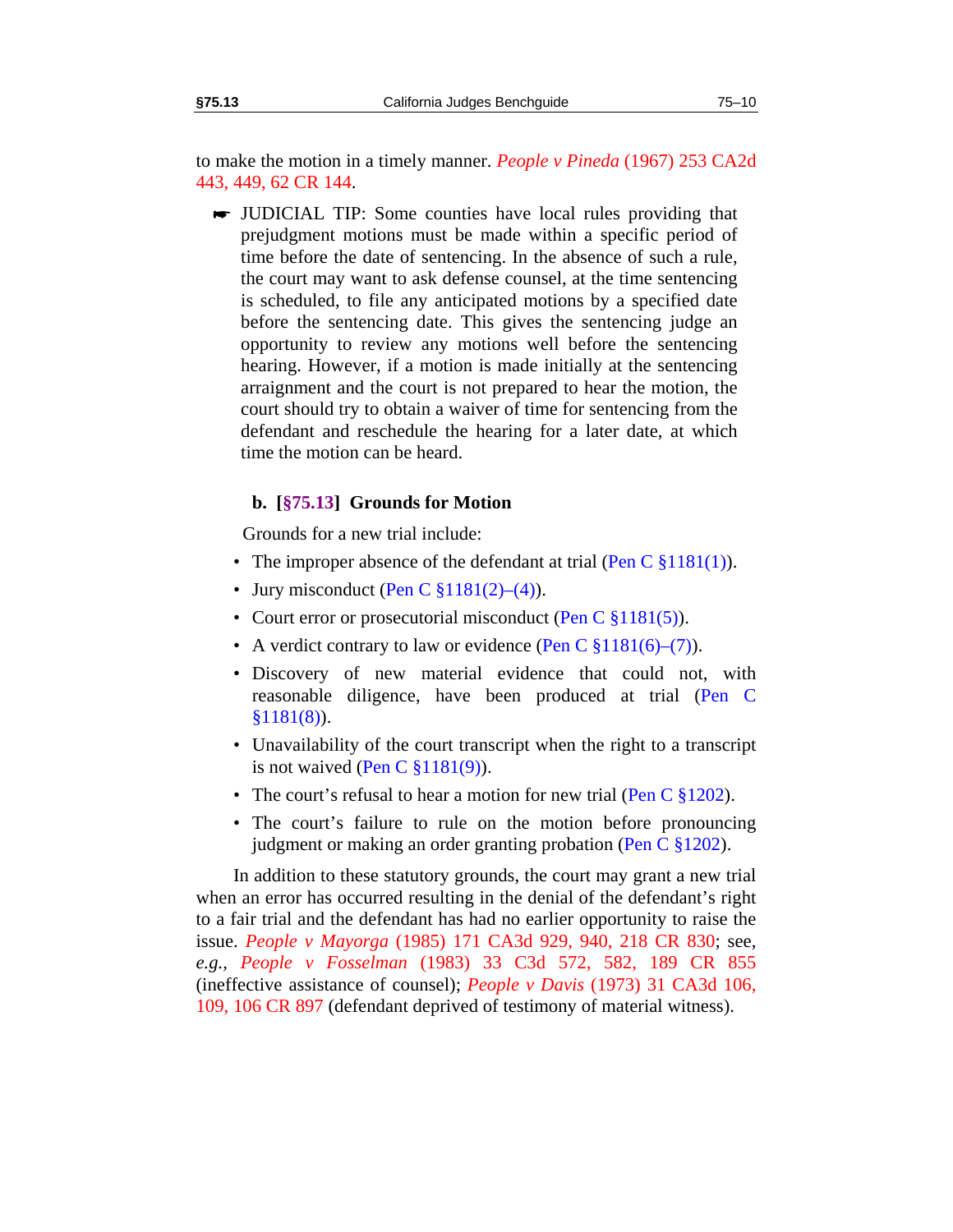to make the motion in a timely manner. *People v Pineda* (1967) 253 CA2d 443, 449, 62 CR 144.

☛ JUDICIAL TIP: Some counties have local rules providing that prejudgment motions must be made within a specific period of time before the date of sentencing. In the absence of such a rule, the court may want to ask defense counsel, at the time sentencing is scheduled, to file any anticipated motions by a specified date before the sentencing date. This gives the sentencing judge an opportunity to review any motions well before the sentencing hearing. However, if a motion is made initially at the sentencing arraignment and the court is not prepared to hear the motion, the court should try to obtain a waiver of time for sentencing from the defendant and reschedule the hearing for a later date, at which time the motion can be heard.

### b. [§75.13] Grounds for Motion

Grounds for a new trial include:

- The improper absence of the defendant at trial (Pen C §1181(1)).
- Jury misconduct (Pen C §1181(2)–(4)).
- Court error or prosecutorial misconduct (Pen C §1181(5)).
- A verdict contrary to law or evidence (Pen C §1181(6)–(7)).
- Discovery of new material evidence that could not, with reasonable diligence, have been produced at trial (Pen C §1181(8)).
- Unavailability of the court transcript when the right to a transcript is not waived (Pen C §1181(9)).
- The court's refusal to hear a motion for new trial (Pen C §1202).
- The court's failure to rule on the motion before pronouncing judgment or making an order granting probation (Pen C §1202).

In addition to these statutory grounds, the court may grant a new trial when an error has occurred resulting in the denial of the defendant's right to a fair trial and the defendant has had no earlier opportunity to raise the issue. *People v Mayorga* (1985) 171 CA3d 929, 940, 218 CR 830; see, *e.g.*, *People v Fosselman* (1983) 33 C3d 572, 582, 189 CR 855 (ineffective assistance of counsel); *People v Davis* (1973) 31 CA3d 106, 109, 106 CR 897 (defendant deprived of testimony of material witness).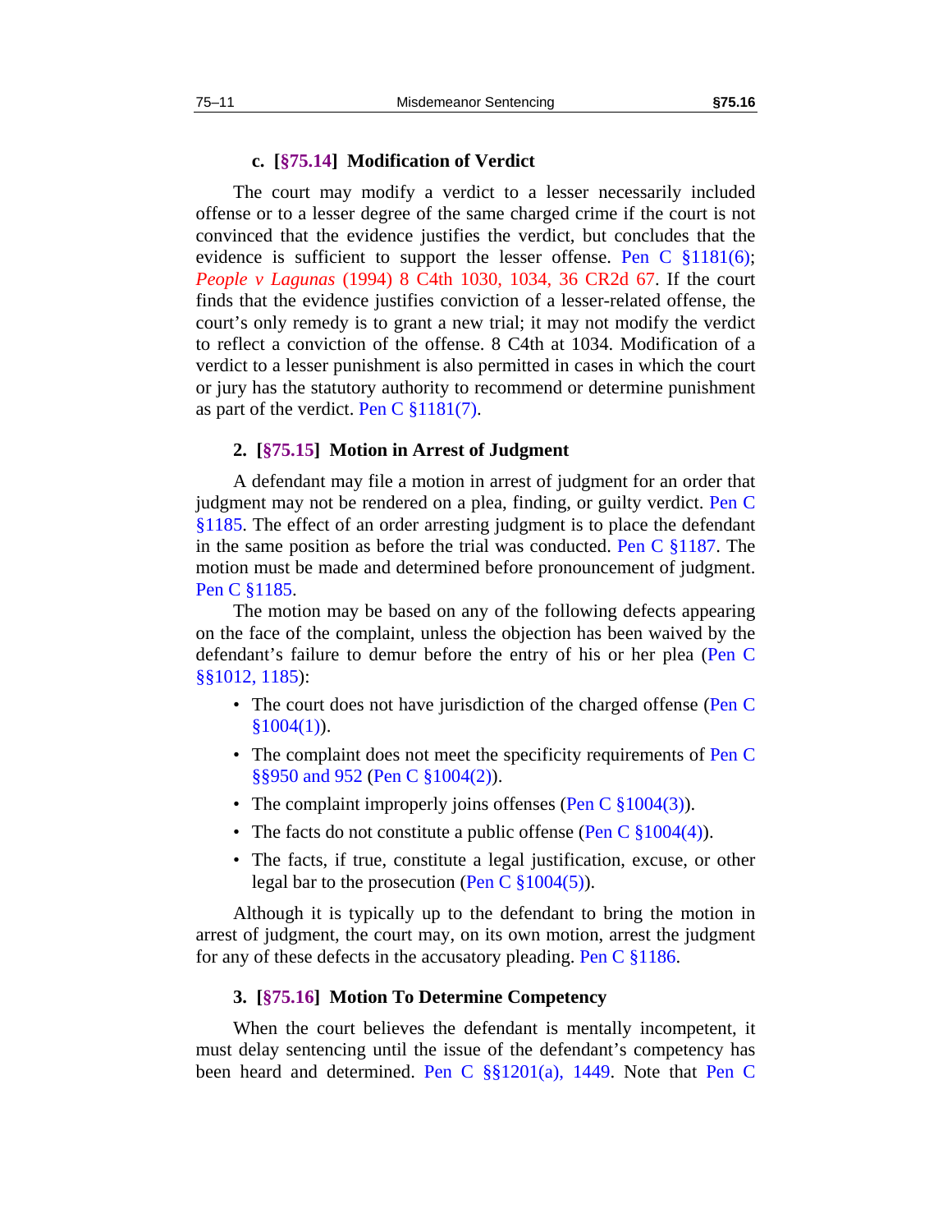#### c. [§75.14] Modification of Verdict

The court may modify a verdict to a lesser necessarily included offense or to a lesser degree of the same charged crime if the court is not convinced that the evidence justifies the verdict, but concludes that the evidence is sufficient to support the lesser offense. Pen C §1181(6); *People v Lagunas* (1994) 8 C4th 1030, 1034, 36 CR2d 67. If the court finds that the evidence justifies conviction of a lesser-related offense, the court's only remedy is to grant a new trial; it may not modify the verdict to reflect a conviction of the offense. 8 C4th at 1034. Modification of a verdict to a lesser punishment is also permitted in cases in which the court or jury has the statutory authority to recommend or determine punishment as part of the verdict. Pen C §1181(7).

### 2. [§75.15] Motion in Arrest of Judgment

A defendant may file a motion in arrest of judgment for an order that judgment may not be rendered on a plea, finding, or guilty verdict. Pen C §1185. The effect of an order arresting judgment is to place the defendant in the same position as before the trial was conducted. Pen C §1187. The motion must be made and determined before pronouncement of judgment. Pen C §1185.

The motion may be based on any of the following defects appearing on the face of the complaint, unless the objection has been waived by the defendant's failure to demur before the entry of his or her plea (Pen C §§1012, 1185):

- The court does not have jurisdiction of the charged offense (Pen C §1004(1)).
- The complaint does not meet the specificity requirements of Pen C §§950 and 952 (Pen C §1004(2)).
- The complaint improperly joins offenses (Pen C §1004(3)).
- The facts do not constitute a public offense (Pen C §1004(4)).
- The facts, if true, constitute a legal justification, excuse, or other legal bar to the prosecution (Pen C §1004(5)).

Although it is typically up to the defendant to bring the motion in arrest of judgment, the court may, on its own motion, arrest the judgment for any of these defects in the accusatory pleading. Pen C §1186.

### 3. [§75.16] Motion To Determine Competency

When the court believes the defendant is mentally incompetent, it must delay sentencing until the issue of the defendant's competency has been heard and determined. Pen C §§1201(a), 1449. Note that Pen C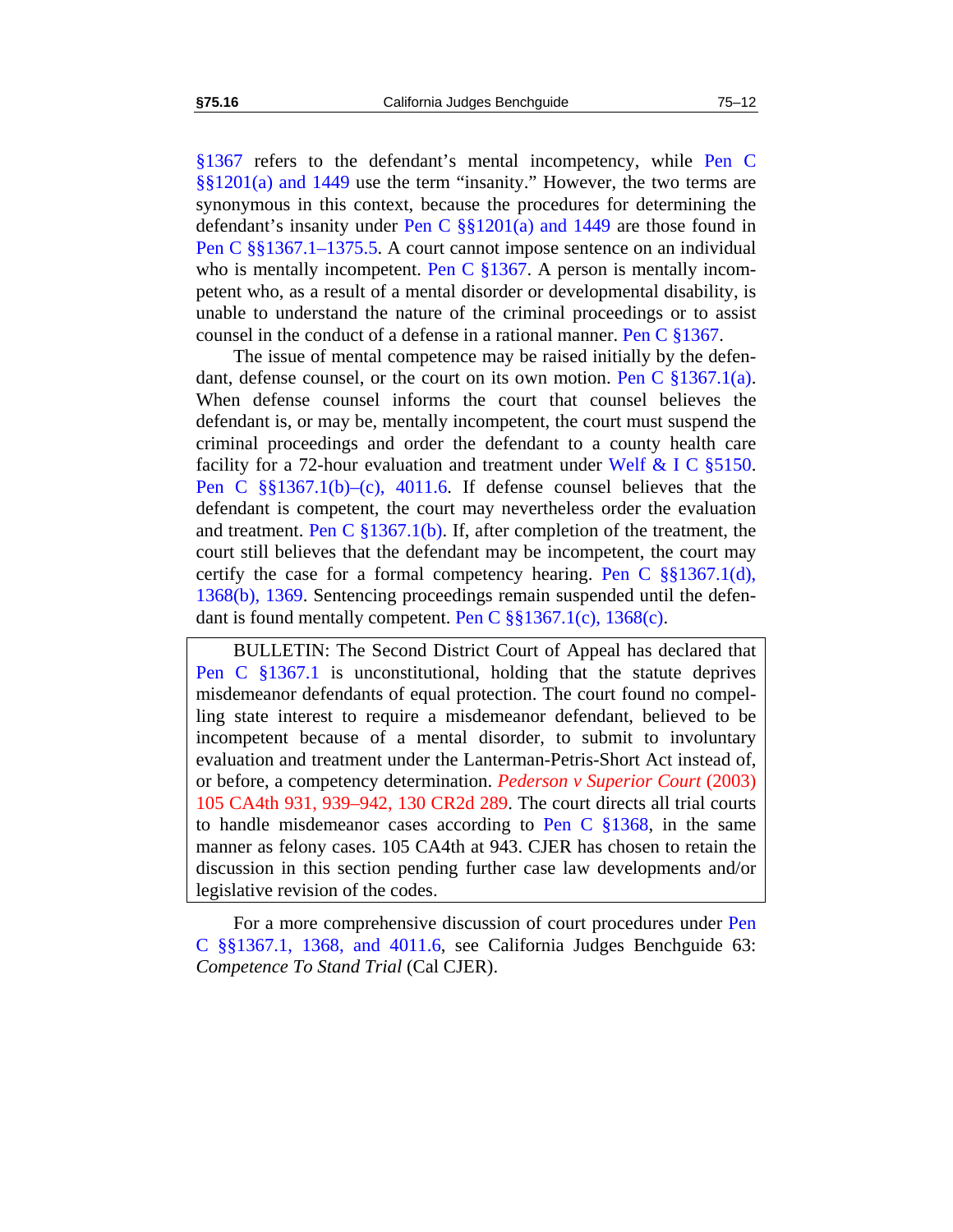§1367 refers to the defendant's mental incompetency, while Pen C §§1201(a) and 1449 use the term "insanity." However, the two terms are synonymous in this context, because the procedures for determining the defendant's insanity under Pen C §§1201(a) and 1449 are those found in Pen C §§1367.1–1375.5. A court cannot impose sentence on an individual who is mentally incompetent. Pen C §1367. A person is mentally incompetent who, as a result of a mental disorder or developmental disability, is unable to understand the nature of the criminal proceedings or to assist counsel in the conduct of a defense in a rational manner. Pen C §1367.

The issue of mental competence may be raised initially by the defendant, defense counsel, or the court on its own motion. Pen C §1367.1(a). When defense counsel informs the court that counsel believes the defendant is, or may be, mentally incompetent, the court must suspend the criminal proceedings and order the defendant to a county health care facility for a 72-hour evaluation and treatment under Welf & I C §5150. Pen C §§1367.1(b)–(c), 4011.6. If defense counsel believes that the defendant is competent, the court may nevertheless order the evaluation and treatment. Pen C §1367.1(b). If, after completion of the treatment, the court still believes that the defendant may be incompetent, the court may certify the case for a formal competency hearing. Pen C §§1367.1(d), 1368(b), 1369. Sentencing proceedings remain suspended until the defendant is found mentally competent. Pen C §§1367.1(c), 1368(c).

> BULLETIN: The Second District Court of Appeal has declared that Pen C §1367.1 is unconstitutional, holding that the statute deprives misdemeanor defendants of equal protection. The court found no compelling state interest to require a misdemeanor defendant, believed to be incompetent because of a mental disorder, to submit to involuntary evaluation and treatment under the Lanterman-Petris-Short Act instead of, or before, a competency determination. *Pederson v Superior Court* (2003) 105 CA4th 931, 939–942, 130 CR2d 289. The court directs all trial courts to handle misdemeanor cases according to Pen C §1368, in the same manner as felony cases. 105 CA4th at 943. CJER has chosen to retain the discussion in this section pending further case law developments and/or legislative revision of the codes.

For a more comprehensive discussion of court procedures under Pen C §§1367.1, 1368, and 4011.6, see California Judges Benchguide 63: *Competence To Stand Trial* (Cal CJER).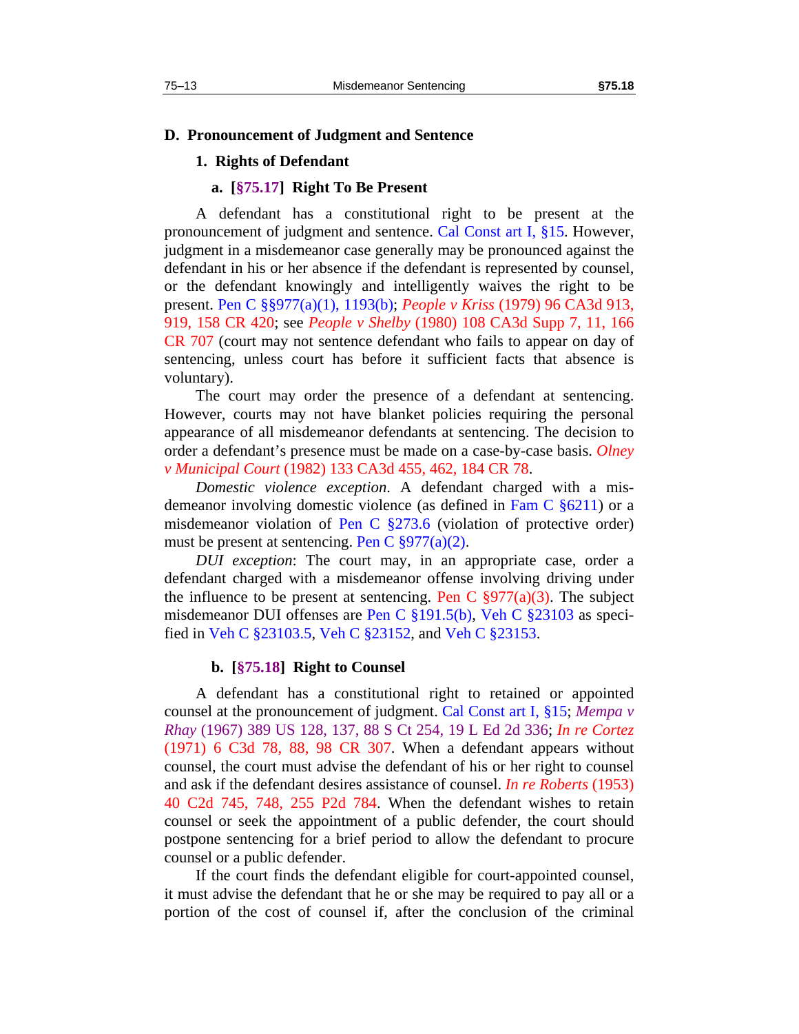## D. Pronouncement of Judgment and Sentence

### 1. Rights of Defendant

#### a. [§75.17] Right To Be Present

A defendant has a constitutional right to be present at the pronouncement of judgment and sentence. Cal Const art I, §15. However, judgment in a misdemeanor case generally may be pronounced against the defendant in his or her absence if the defendant is represented by counsel, or the defendant knowingly and intelligently waives the right to be present. Pen C §§977(a)(1), 1193(b); *People v Kriss* (1979) 96 CA3d 913, 919, 158 CR 420; see *People v Shelby* (1980) 108 CA3d Supp 7, 11, 166 CR 707 (court may not sentence defendant who fails to appear on day of sentencing, unless court has before it sufficient facts that absence is voluntary).

The court may order the presence of a defendant at sentencing. However, courts may not have blanket policies requiring the personal appearance of all misdemeanor defendants at sentencing. The decision to order a defendant's presence must be made on a case-by-case basis. *Olney v Municipal Court* (1982) 133 CA3d 455, 462, 184 CR 78.

*Domestic violence exception.* A defendant charged with a misdemeanor involving domestic violence (as defined in Fam C §6211) or a misdemeanor violation of Pen C §273.6 (violation of protective order) must be present at sentencing. Pen C §977(a)(2).

*DUI exception*: The court may, in an appropriate case, order a defendant charged with a misdemeanor offense involving driving under the influence to be present at sentencing. Pen C §977(a)(3). The subject misdemeanor DUI offenses are Pen C §191.5(b), Veh C §23103 as specified in Veh C §23103.5, Veh C §23152, and Veh C §23153.

#### b. [§75.18] Right to Counsel

A defendant has a constitutional right to retained or appointed counsel at the pronouncement of judgment. Cal Const art I, §15; *Mempa v Rhay* (1967) 389 US 128, 137, 88 S Ct 254, 19 L Ed 2d 336; *In re Cortez* (1971) 6 C3d 78, 88, 98 CR 307. When a defendant appears without counsel, the court must advise the defendant of his or her right to counsel and ask if the defendant desires assistance of counsel. *In re Roberts* (1953) 40 C2d 745, 748, 255 P2d 784. When the defendant wishes to retain counsel or seek the appointment of a public defender, the court should postpone sentencing for a brief period to allow the defendant to procure counsel or a public defender.

If the court finds the defendant eligible for court-appointed counsel, it must advise the defendant that he or she may be required to pay all or a portion of the cost of counsel if, after the conclusion of the criminal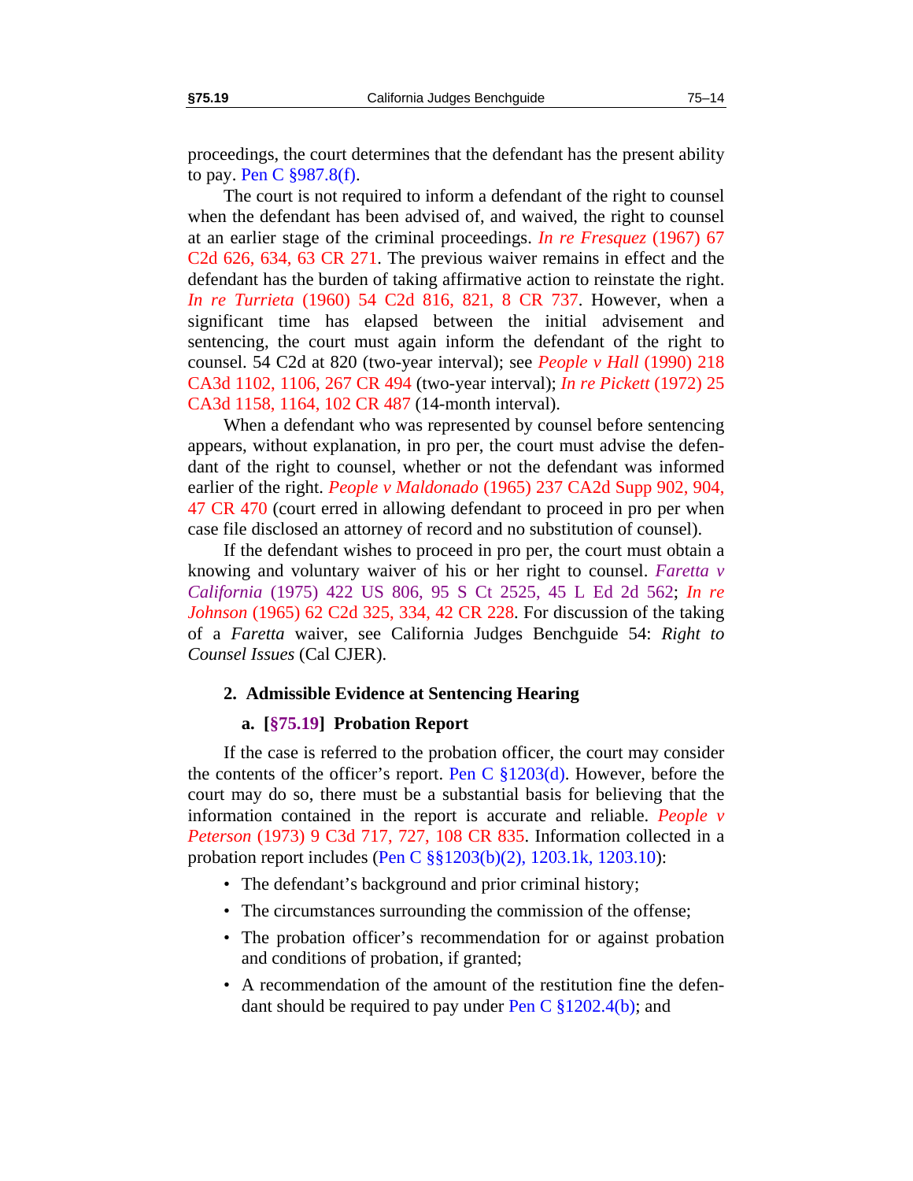proceedings, the court determines that the defendant has the present ability to pay. Pen C §987.8(f).

The court is not required to inform a defendant of the right to counsel when the defendant has been advised of, and waived, the right to counsel at an earlier stage of the criminal proceedings. *In re Fresquez* (1967) 67 C2d 626, 634, 63 CR 271. The previous waiver remains in effect and the defendant has the burden of taking affirmative action to reinstate the right. *In re Turrieta* (1960) 54 C2d 816, 821, 8 CR 737. However, when a significant time has elapsed between the initial advisement and sentencing, the court must again inform the defendant of the right to counsel. 54 C2d at 820 (two-year interval); see *People v Hall* (1990) 218 CA3d 1102, 1106, 267 CR 494 (two-year interval); *In re Pickett* (1972) 25 CA3d 1158, 1164, 102 CR 487 (14-month interval).

When a defendant who was represented by counsel before sentencing appears, without explanation, in pro per, the court must advise the defendant of the right to counsel, whether or not the defendant was informed earlier of the right. *People v Maldonado* (1965) 237 CA2d Supp 902, 904, 47 CR 470 (court erred in allowing defendant to proceed in pro per when case file disclosed an attorney of record and no substitution of counsel).

If the defendant wishes to proceed in pro per, the court must obtain a knowing and voluntary waiver of his or her right to counsel. *Faretta v California* (1975) 422 US 806, 95 S Ct 2525, 45 L Ed 2d 562; *In re Johnson* (1965) 62 C2d 325, 334, 42 CR 228. For discussion of the taking of a *Faretta* waiver, see California Judges Benchguide 54: *Right to Counsel Issues* (Cal CJER).

### 2. Admissible Evidence at Sentencing Hearing

#### a. [§75.19] Probation Report

If the case is referred to the probation officer, the court may consider the contents of the officer's report. Pen C §1203(d). However, before the court may do so, there must be a substantial basis for believing that the information contained in the report is accurate and reliable. *People v Peterson* (1973) 9 C3d 717, 727, 108 CR 835. Information collected in a probation report includes (Pen C §§1203(b)(2), 1203.1k, 1203.10):

- The defendant's background and prior criminal history;
- The circumstances surrounding the commission of the offense;
- The probation officer's recommendation for or against probation and conditions of probation, if granted;
- A recommendation of the amount of the restitution fine the defendant should be required to pay under Pen C §1202.4(b); and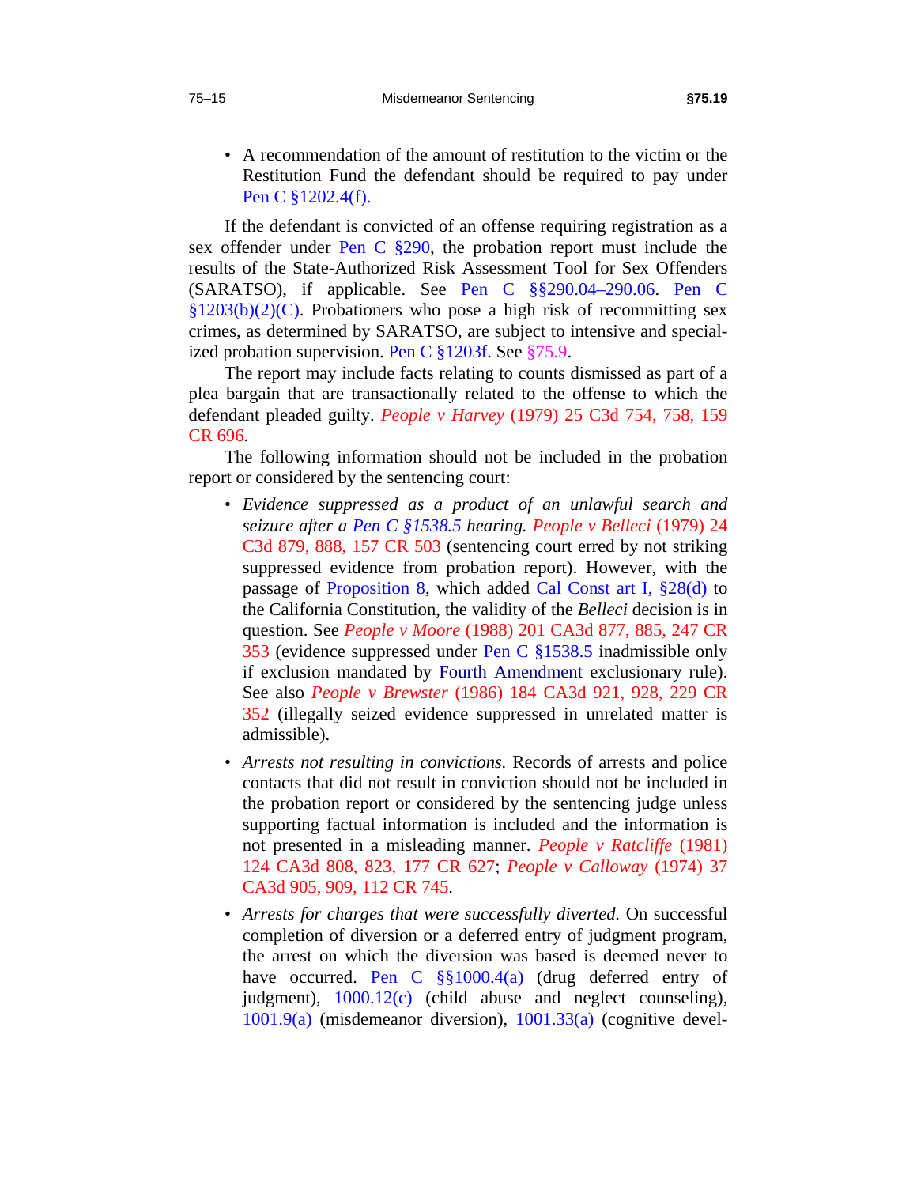- A recommendation of the amount of restitution to the victim or the Restitution Fund the defendant should be required to pay under Pen C §1202.4(f).

If the defendant is convicted of an offense requiring registration as a sex offender under Pen C §290, the probation report must include the results of the State-Authorized Risk Assessment Tool for Sex Offenders (SARATSO), if applicable. See Pen C §§290.04–290.06. Pen C §1203(b)(2)(C). Probationers who pose a high risk of recommitting sex crimes, as determined by SARATSO, are subject to intensive and specialized probation supervision. Pen C §1203f. See §75.9.

The report may include facts relating to counts dismissed as part of a plea bargain that are transactionally related to the offense to which the defendant pleaded guilty. *People v Harvey* (1979) 25 C3d 754, 758, 159 CR 696.

The following information should not be included in the probation report or considered by the sentencing court:

- *Evidence suppressed as a product of an unlawful search and seizure after a Pen C §1538.5 hearing.* *People v Belleci* (1979) 24 C3d 879, 888, 157 CR 503 (sentencing court erred by not striking suppressed evidence from probation report). However, with the passage of Proposition 8, which added Cal Const art I, §28(d) to the California Constitution, the validity of the *Belleci* decision is in question. See *People v Moore* (1988) 201 CA3d 877, 885, 247 CR 353 (evidence suppressed under Pen C §1538.5 inadmissible only if exclusion mandated by Fourth Amendment exclusionary rule). See also *People v Brewster* (1986) 184 CA3d 921, 928, 229 CR 352 (illegally seized evidence suppressed in unrelated matter is admissible).

- *Arrests not resulting in convictions.* Records of arrests and police contacts that did not result in conviction should not be included in the probation report or considered by the sentencing judge unless supporting factual information is included and the information is not presented in a misleading manner. *People v Ratcliffe* (1981) 124 CA3d 808, 823, 177 CR 627; *People v Calloway* (1974) 37 CA3d 905, 909, 112 CR 745.

- *Arrests for charges that were successfully diverted.* On successful completion of diversion or a deferred entry of judgment program, the arrest on which the diversion was based is deemed never to have occurred. Pen C §§1000.4(a) (drug deferred entry of judgment), 1000.12(c) (child abuse and neglect counseling), 1001.9(a) (misdemeanor diversion), 1001.33(a) (cognitive devel-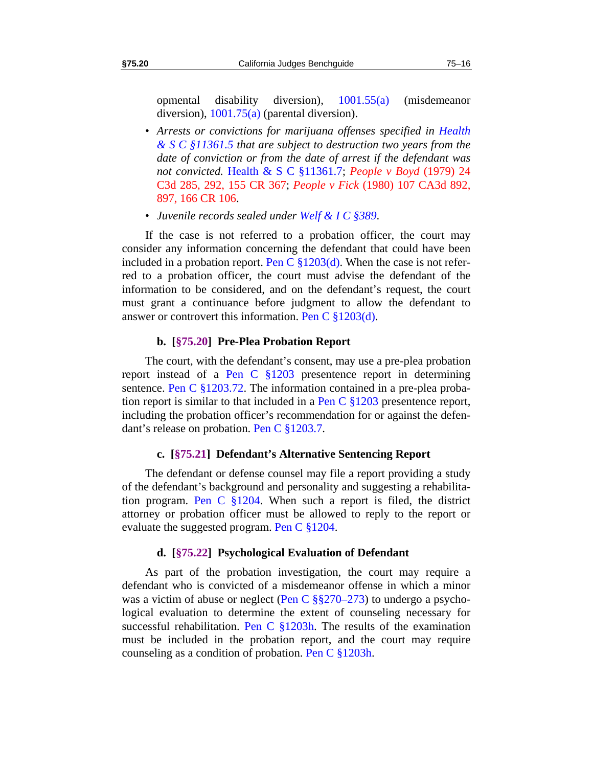opmental disability diversion), 1001.55(a) (misdemeanor diversion), 1001.75(a) (parental diversion).

- *Arrests or convictions for marijuana offenses specified in Health & S C §11361.5 that are subject to destruction two years from the date of conviction or from the date of arrest if the defendant was not convicted.* Health & S C §11361.7; *People v Boyd* (1979) 24 C3d 285, 292, 155 CR 367; *People v Fick* (1980) 107 CA3d 892, 897, 166 CR 106.
- *Juvenile records sealed under Welf & I C §389.*

If the case is not referred to a probation officer, the court may consider any information concerning the defendant that could have been included in a probation report. Pen C §1203(d). When the case is not referred to a probation officer, the court must advise the defendant of the information to be considered, and on the defendant's request, the court must grant a continuance before judgment to allow the defendant to answer or controvert this information. Pen C §1203(d).

#### b. [§75.20] Pre-Plea Probation Report

The court, with the defendant's consent, may use a pre-plea probation report instead of a Pen C §1203 presentence report in determining sentence. Pen C §1203.72. The information contained in a pre-plea probation report is similar to that included in a Pen C §1203 presentence report, including the probation officer's recommendation for or against the defendant's release on probation. Pen C §1203.7.

#### c. [§75.21] Defendant's Alternative Sentencing Report

The defendant or defense counsel may file a report providing a study of the defendant's background and personality and suggesting a rehabilitation program. Pen C §1204. When such a report is filed, the district attorney or probation officer must be allowed to reply to the report or evaluate the suggested program. Pen C §1204.

#### d. [§75.22] Psychological Evaluation of Defendant

As part of the probation investigation, the court may require a defendant who is convicted of a misdemeanor offense in which a minor was a victim of abuse or neglect (Pen C §§270–273) to undergo a psychological evaluation to determine the extent of counseling necessary for successful rehabilitation. Pen C §1203h. The results of the examination must be included in the probation report, and the court may require counseling as a condition of probation. Pen C §1203h.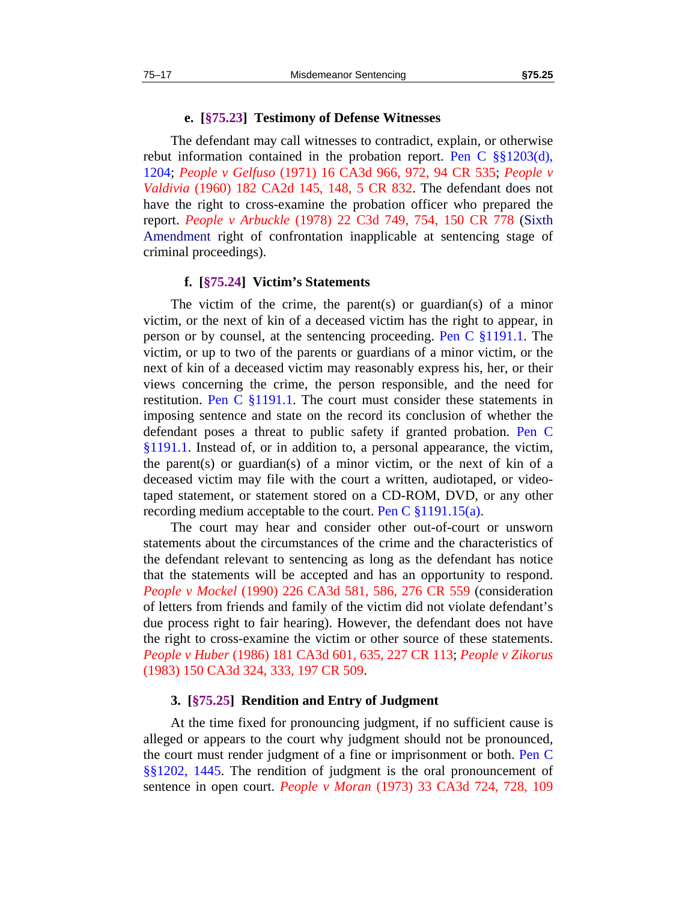#### e. [§75.23] Testimony of Defense Witnesses

The defendant may call witnesses to contradict, explain, or otherwise rebut information contained in the probation report. Pen C §§1203(d), 1204; *People v Gelfuso* (1971) 16 CA3d 966, 972, 94 CR 535; *People v Valdivia* (1960) 182 CA2d 145, 148, 5 CR 832. The defendant does not have the right to cross-examine the probation officer who prepared the report. *People v Arbuckle* (1978) 22 C3d 749, 754, 150 CR 778 (Sixth Amendment right of confrontation inapplicable at sentencing stage of criminal proceedings).

#### f. [§75.24] Victim's Statements

The victim of the crime, the parent(s) or guardian(s) of a minor victim, or the next of kin of a deceased victim has the right to appear, in person or by counsel, at the sentencing proceeding. Pen C §1191.1. The victim, or up to two of the parents or guardians of a minor victim, or the next of kin of a deceased victim may reasonably express his, her, or their views concerning the crime, the person responsible, and the need for restitution. Pen C §1191.1. The court must consider these statements in imposing sentence and state on the record its conclusion of whether the defendant poses a threat to public safety if granted probation. Pen C §1191.1. Instead of, or in addition to, a personal appearance, the victim, the parent(s) or guardian(s) of a minor victim, or the next of kin of a deceased victim may file with the court a written, audiotaped, or videotaped statement, or statement stored on a CD-ROM, DVD, or any other recording medium acceptable to the court. Pen C §1191.15(a).

The court may hear and consider other out-of-court or unsworn statements about the circumstances of the crime and the characteristics of the defendant relevant to sentencing as long as the defendant has notice that the statements will be accepted and has an opportunity to respond. *People v Mockel* (1990) 226 CA3d 581, 586, 276 CR 559 (consideration of letters from friends and family of the victim did not violate defendant's due process right to fair hearing). However, the defendant does not have the right to cross-examine the victim or other source of these statements. *People v Huber* (1986) 181 CA3d 601, 635, 227 CR 113; *People v Zikorus* (1983) 150 CA3d 324, 333, 197 CR 509.

### 3. [§75.25] Rendition and Entry of Judgment

At the time fixed for pronouncing judgment, if no sufficient cause is alleged or appears to the court why judgment should not be pronounced, the court must render judgment of a fine or imprisonment or both. Pen C §§1202, 1445. The rendition of judgment is the oral pronouncement of sentence in open court. *People v Moran* (1973) 33 CA3d 724, 728, 109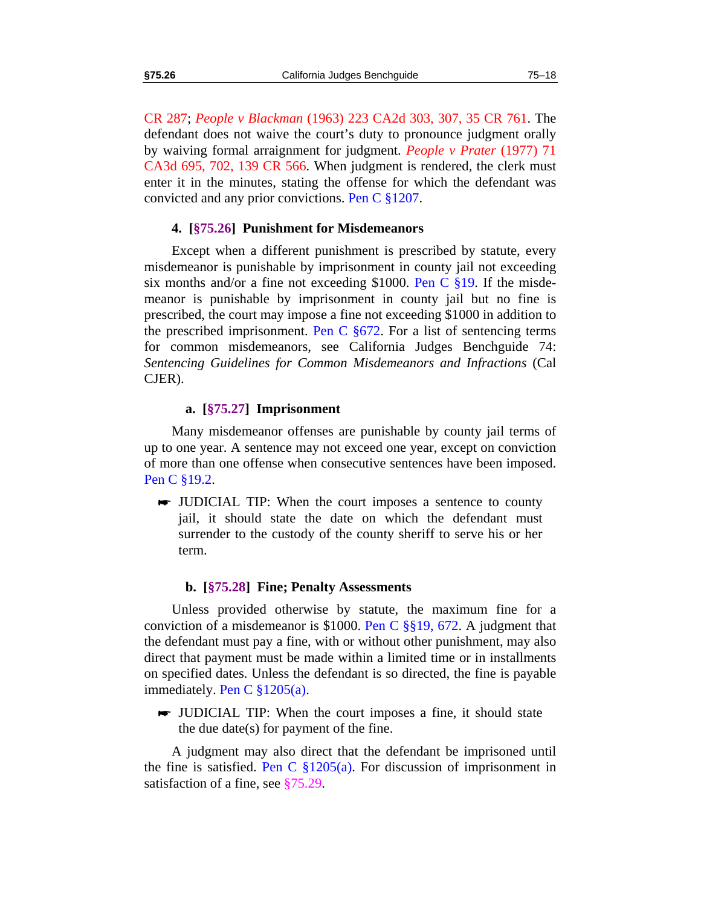CR 287; *People v Blackman* (1963) 223 CA2d 303, 307, 35 CR 761. The defendant does not waive the court's duty to pronounce judgment orally by waiving formal arraignment for judgment. *People v Prater* (1977) 71 CA3d 695, 702, 139 CR 566. When judgment is rendered, the clerk must enter it in the minutes, stating the offense for which the defendant was convicted and any prior convictions. Pen C §1207.

### 4. [§75.26] Punishment for Misdemeanors

Except when a different punishment is prescribed by statute, every misdemeanor is punishable by imprisonment in county jail not exceeding six months and/or a fine not exceeding $1000. Pen C §19. If the misdemeanor is punishable by imprisonment in county jail but no fine is prescribed, the court may impose a fine not exceeding $1000 in addition to the prescribed imprisonment. Pen C §672. For a list of sentencing terms for common misdemeanors, see California Judges Benchguide 74: *Sentencing Guidelines for Common Misdemeanors and Infractions* (Cal CJER).

#### a. [§75.27] Imprisonment

Many misdemeanor offenses are punishable by county jail terms of up to one year. A sentence may not exceed one year, except on conviction of more than one offense when consecutive sentences have been imposed. Pen C §19.2.

> ☛ JUDICIAL TIP: When the court imposes a sentence to county jail, it should state the date on which the defendant must surrender to the custody of the county sheriff to serve his or her term.

#### b. [§75.28] Fine; Penalty Assessments

Unless provided otherwise by statute, the maximum fine for a conviction of a misdemeanor is $1000. Pen C §§19, 672. A judgment that the defendant must pay a fine, with or without other punishment, may also direct that payment must be made within a limited time or in installments on specified dates. Unless the defendant is so directed, the fine is payable immediately. Pen C §1205(a).

> ☛ JUDICIAL TIP: When the court imposes a fine, it should state the due date(s) for payment of the fine.

A judgment may also direct that the defendant be imprisoned until the fine is satisfied. Pen C §1205(a). For discussion of imprisonment in satisfaction of a fine, see §75.29.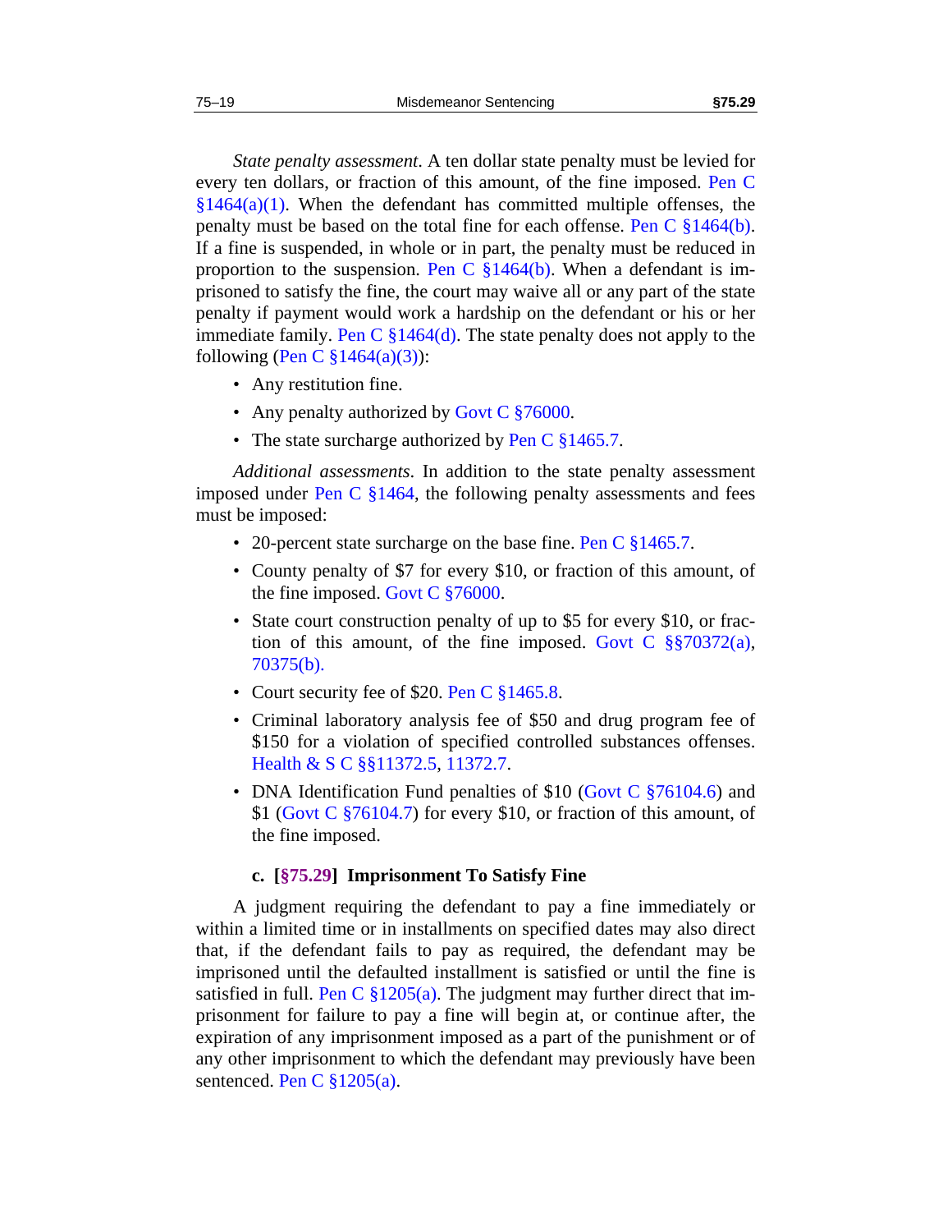*State penalty assessment*. A ten dollar state penalty must be levied for every ten dollars, or fraction of this amount, of the fine imposed. Pen C §1464(a)(1). When the defendant has committed multiple offenses, the penalty must be based on the total fine for each offense. Pen C §1464(b). If a fine is suspended, in whole or in part, the penalty must be reduced in proportion to the suspension. Pen C §1464(b). When a defendant is imprisoned to satisfy the fine, the court may waive all or any part of the state penalty if payment would work a hardship on the defendant or his or her immediate family. Pen C §1464(d). The state penalty does not apply to the following (Pen C §1464(a)(3)):

- Any restitution fine.
- Any penalty authorized by Govt C §76000.
- The state surcharge authorized by Pen C §1465.7.

*Additional assessments*. In addition to the state penalty assessment imposed under Pen C §1464, the following penalty assessments and fees must be imposed:

- 20-percent state surcharge on the base fine. Pen C §1465.7.
- County penalty of $7 for every $10, or fraction of this amount, of the fine imposed. Govt C §76000.
- State court construction penalty of up to $5 for every $10, or fraction of this amount, of the fine imposed. Govt C §§70372(a), 70375(b).
- Court security fee of $20. Pen C §1465.8.
- Criminal laboratory analysis fee of $50 and drug program fee of $150 for a violation of specified controlled substances offenses. Health & S C §§11372.5, 11372.7.
- DNA Identification Fund penalties of $10 (Govt C §76104.6) and $1 (Govt C §76104.7) for every $10, or fraction of this amount, of the fine imposed.

#### c. [§75.29] Imprisonment To Satisfy Fine

A judgment requiring the defendant to pay a fine immediately or within a limited time or in installments on specified dates may also direct that, if the defendant fails to pay as required, the defendant may be imprisoned until the defaulted installment is satisfied or until the fine is satisfied in full. Pen C §1205(a). The judgment may further direct that imprisonment for failure to pay a fine will begin at, or continue after, the expiration of any imprisonment imposed as a part of the punishment or of any other imprisonment to which the defendant may previously have been sentenced. Pen C §1205(a).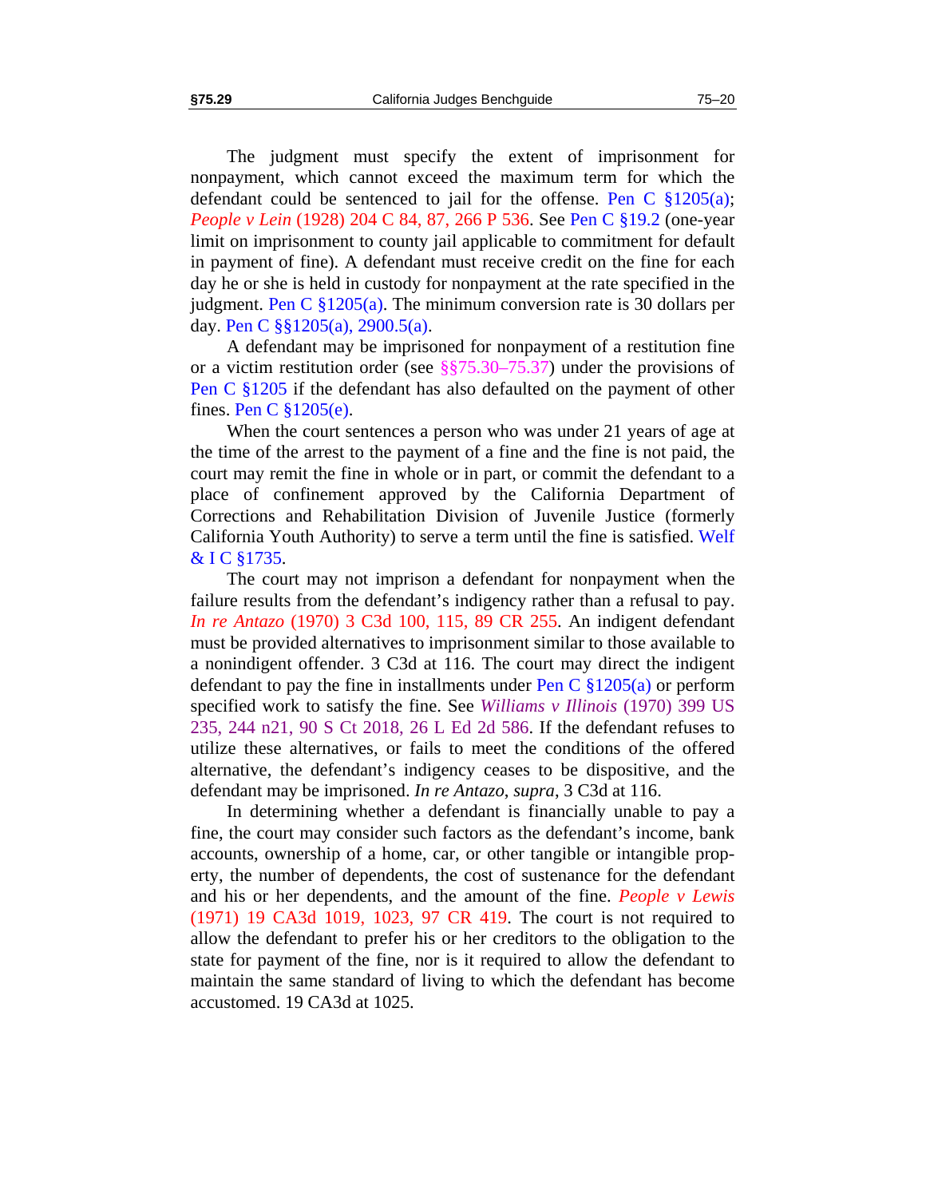The judgment must specify the extent of imprisonment for nonpayment, which cannot exceed the maximum term for which the defendant could be sentenced to jail for the offense. Pen C §1205(a); *People v Lein* (1928) 204 C 84, 87, 266 P 536. See Pen C §19.2 (one-year limit on imprisonment to county jail applicable to commitment for default in payment of fine). A defendant must receive credit on the fine for each day he or she is held in custody for nonpayment at the rate specified in the judgment. Pen C §1205(a). The minimum conversion rate is 30 dollars per day. Pen C §§1205(a), 2900.5(a).

A defendant may be imprisoned for nonpayment of a restitution fine or a victim restitution order (see §§75.30–75.37) under the provisions of Pen C §1205 if the defendant has also defaulted on the payment of other fines. Pen C §1205(e).

When the court sentences a person who was under 21 years of age at the time of the arrest to the payment of a fine and the fine is not paid, the court may remit the fine in whole or in part, or commit the defendant to a place of confinement approved by the California Department of Corrections and Rehabilitation Division of Juvenile Justice (formerly California Youth Authority) to serve a term until the fine is satisfied. Welf & I C §1735.

The court may not imprison a defendant for nonpayment when the failure results from the defendant's indigency rather than a refusal to pay. *In re Antazo* (1970) 3 C3d 100, 115, 89 CR 255. An indigent defendant must be provided alternatives to imprisonment similar to those available to a nonindigent offender. 3 C3d at 116. The court may direct the indigent defendant to pay the fine in installments under Pen C §1205(a) or perform specified work to satisfy the fine. See *Williams v Illinois* (1970) 399 US 235, 244 n21, 90 S Ct 2018, 26 L Ed 2d 586. If the defendant refuses to utilize these alternatives, or fails to meet the conditions of the offered alternative, the defendant's indigency ceases to be dispositive, and the defendant may be imprisoned. *In re Antazo*, *supra*, 3 C3d at 116.

In determining whether a defendant is financially unable to pay a fine, the court may consider such factors as the defendant's income, bank accounts, ownership of a home, car, or other tangible or intangible property, the number of dependents, the cost of sustenance for the defendant and his or her dependents, and the amount of the fine. *People v Lewis* (1971) 19 CA3d 1019, 1023, 97 CR 419. The court is not required to allow the defendant to prefer his or her creditors to the obligation to the state for payment of the fine, nor is it required to allow the defendant to maintain the same standard of living to which the defendant has become accustomed. 19 CA3d at 1025.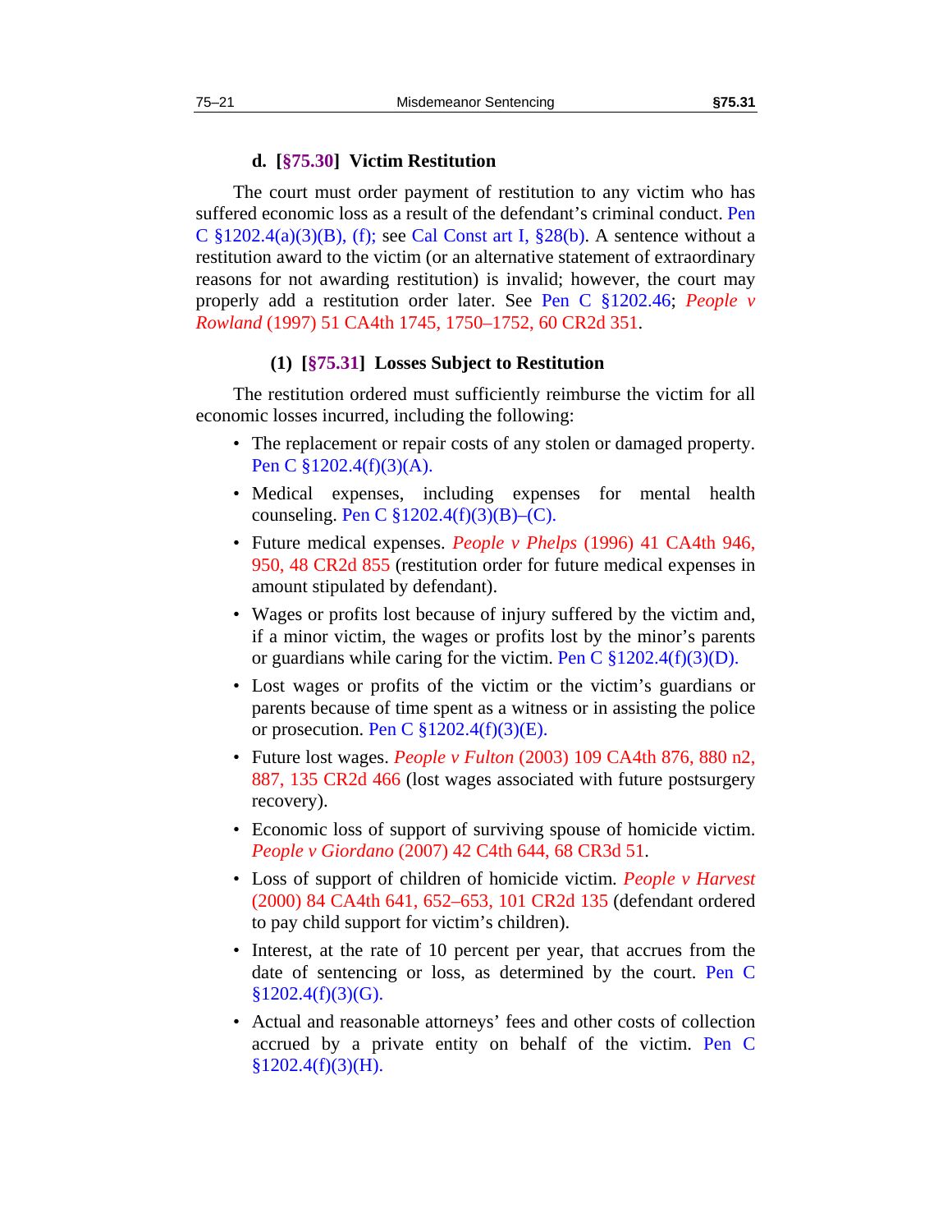#### d. [§75.30] Victim Restitution

The court must order payment of restitution to any victim who has suffered economic loss as a result of the defendant's criminal conduct. Pen C §1202.4(a)(3)(B), (f); see Cal Const art I, §28(b). A sentence without a restitution award to the victim (or an alternative statement of extraordinary reasons for not awarding restitution) is invalid; however, the court may properly add a restitution order later. See Pen C §1202.46; *People v Rowland* (1997) 51 CA4th 1745, 1750–1752, 60 CR2d 351.

##### (1) [§75.31] Losses Subject to Restitution

The restitution ordered must sufficiently reimburse the victim for all economic losses incurred, including the following:

- The replacement or repair costs of any stolen or damaged property. Pen C §1202.4(f)(3)(A).
- Medical expenses, including expenses for mental health counseling. Pen C §1202.4(f)(3)(B)–(C).
- Future medical expenses. *People v Phelps* (1996) 41 CA4th 946, 950, 48 CR2d 855 (restitution order for future medical expenses in amount stipulated by defendant).
- Wages or profits lost because of injury suffered by the victim and, if a minor victim, the wages or profits lost by the minor's parents or guardians while caring for the victim. Pen C §1202.4(f)(3)(D).
- Lost wages or profits of the victim or the victim's guardians or parents because of time spent as a witness or in assisting the police or prosecution. Pen C §1202.4(f)(3)(E).
- Future lost wages. *People v Fulton* (2003) 109 CA4th 876, 880 n2, 887, 135 CR2d 466 (lost wages associated with future postsurgery recovery).
- Economic loss of support of surviving spouse of homicide victim. *People v Giordano* (2007) 42 C4th 644, 68 CR3d 51.
- Loss of support of children of homicide victim. *People v Harvest* (2000) 84 CA4th 641, 652–653, 101 CR2d 135 (defendant ordered to pay child support for victim's children).
- Interest, at the rate of 10 percent per year, that accrues from the date of sentencing or loss, as determined by the court. Pen C §1202.4(f)(3)(G).
- Actual and reasonable attorneys' fees and other costs of collection accrued by a private entity on behalf of the victim. Pen C §1202.4(f)(3)(H).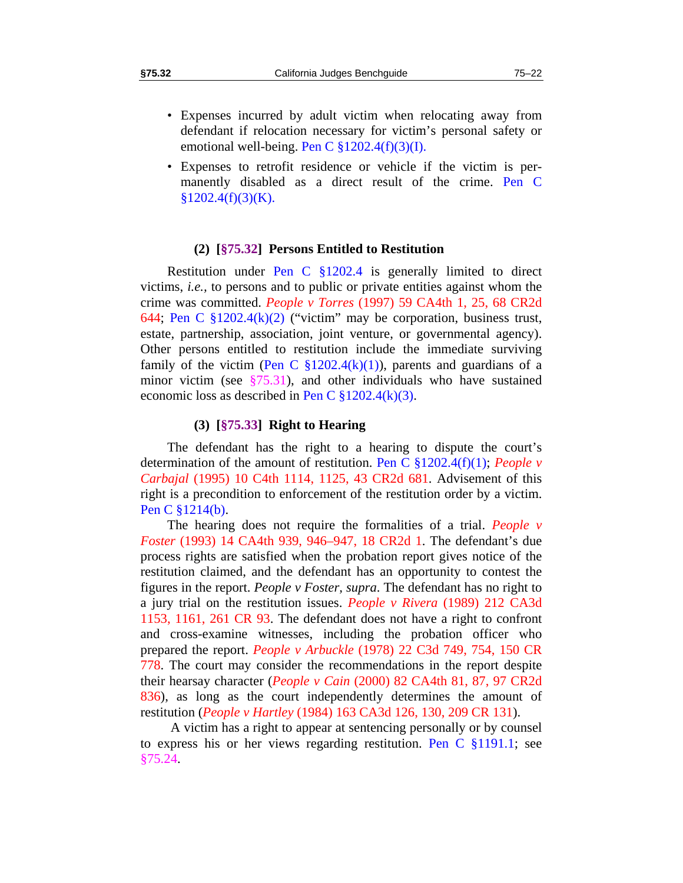- Expenses incurred by adult victim when relocating away from defendant if relocation necessary for victim's personal safety or emotional well-being. Pen C §1202.4(f)(3)(I).
- Expenses to retrofit residence or vehicle if the victim is permanently disabled as a direct result of the crime. Pen C §1202.4(f)(3)(K).

### (2) [§75.32] Persons Entitled to Restitution

Restitution under Pen C §1202.4 is generally limited to direct victims, *i.e.*, to persons and to public or private entities against whom the crime was committed. *People v Torres* (1997) 59 CA4th 1, 25, 68 CR2d 644; Pen C §1202.4(k)(2) ("victim" may be corporation, business trust, estate, partnership, association, joint venture, or governmental agency). Other persons entitled to restitution include the immediate surviving family of the victim (Pen C §1202.4(k)(1)), parents and guardians of a minor victim (see §75.31), and other individuals who have sustained economic loss as described in Pen C §1202.4(k)(3).

### (3) [§75.33] Right to Hearing

The defendant has the right to a hearing to dispute the court's determination of the amount of restitution. Pen C §1202.4(f)(1); *People v Carbajal* (1995) 10 C4th 1114, 1125, 43 CR2d 681. Advisement of this right is a precondition to enforcement of the restitution order by a victim. Pen C §1214(b).

The hearing does not require the formalities of a trial. *People v Foster* (1993) 14 CA4th 939, 946–947, 18 CR2d 1. The defendant's due process rights are satisfied when the probation report gives notice of the restitution claimed, and the defendant has an opportunity to contest the figures in the report. *People v Foster*, *supra*. The defendant has no right to a jury trial on the restitution issues. *People v Rivera* (1989) 212 CA3d 1153, 1161, 261 CR 93. The defendant does not have a right to confront and cross-examine witnesses, including the probation officer who prepared the report. *People v Arbuckle* (1978) 22 C3d 749, 754, 150 CR 778. The court may consider the recommendations in the report despite their hearsay character (*People v Cain* (2000) 82 CA4th 81, 87, 97 CR2d 836), as long as the court independently determines the amount of restitution (*People v Hartley* (1984) 163 CA3d 126, 130, 209 CR 131).

A victim has a right to appear at sentencing personally or by counsel to express his or her views regarding restitution. Pen C §1191.1; see §75.24.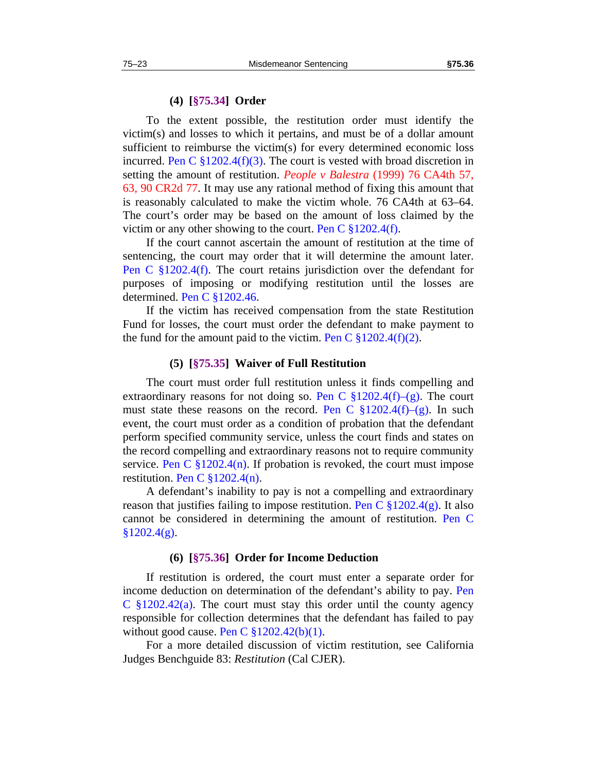#### (4) [§75.34] Order

To the extent possible, the restitution order must identify the victim(s) and losses to which it pertains, and must be of a dollar amount sufficient to reimburse the victim(s) for every determined economic loss incurred. Pen C §1202.4(f)(3). The court is vested with broad discretion in setting the amount of restitution. *People v Balestra* (1999) 76 CA4th 57, 63, 90 CR2d 77. It may use any rational method of fixing this amount that is reasonably calculated to make the victim whole. 76 CA4th at 63–64. The court's order may be based on the amount of loss claimed by the victim or any other showing to the court. Pen C §1202.4(f).

If the court cannot ascertain the amount of restitution at the time of sentencing, the court may order that it will determine the amount later. Pen C §1202.4(f). The court retains jurisdiction over the defendant for purposes of imposing or modifying restitution until the losses are determined. Pen C §1202.46.

If the victim has received compensation from the state Restitution Fund for losses, the court must order the defendant to make payment to the fund for the amount paid to the victim. Pen C §1202.4(f)(2).

#### (5) [§75.35] Waiver of Full Restitution

The court must order full restitution unless it finds compelling and extraordinary reasons for not doing so. Pen C §1202.4(f)–(g). The court must state these reasons on the record. Pen C §1202.4(f)–(g). In such event, the court must order as a condition of probation that the defendant perform specified community service, unless the court finds and states on the record compelling and extraordinary reasons not to require community service. Pen C §1202.4(n). If probation is revoked, the court must impose restitution. Pen C §1202.4(n).

A defendant's inability to pay is not a compelling and extraordinary reason that justifies failing to impose restitution. Pen C §1202.4(g). It also cannot be considered in determining the amount of restitution. Pen C §1202.4(g).

#### (6) [§75.36] Order for Income Deduction

If restitution is ordered, the court must enter a separate order for income deduction on determination of the defendant's ability to pay. Pen C §1202.42(a). The court must stay this order until the county agency responsible for collection determines that the defendant has failed to pay without good cause. Pen C §1202.42(b)(1).

For a more detailed discussion of victim restitution, see California Judges Benchguide 83: *Restitution* (Cal CJER).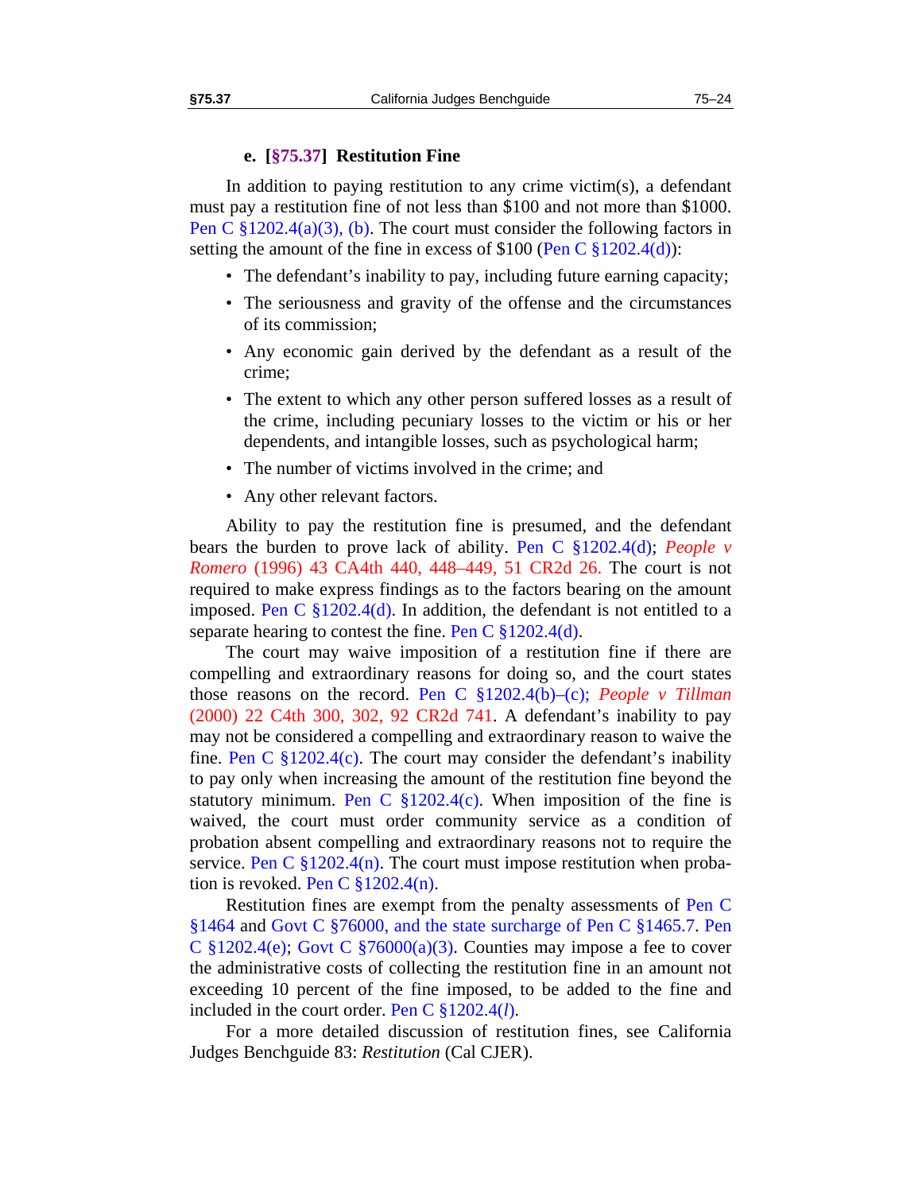#### e. [§75.37] Restitution Fine

In addition to paying restitution to any crime victim(s), a defendant must pay a restitution fine of not less than $100 and not more than $1000. Pen C §1202.4(a)(3), (b). The court must consider the following factors in setting the amount of the fine in excess of $100 (Pen C §1202.4(d)):

- The defendant's inability to pay, including future earning capacity;
- The seriousness and gravity of the offense and the circumstances of its commission;
- Any economic gain derived by the defendant as a result of the crime;
- The extent to which any other person suffered losses as a result of the crime, including pecuniary losses to the victim or his or her dependents, and intangible losses, such as psychological harm;
- The number of victims involved in the crime; and
- Any other relevant factors.

Ability to pay the restitution fine is presumed, and the defendant bears the burden to prove lack of ability. Pen C §1202.4(d); *People v Romero* (1996) 43 CA4th 440, 448–449, 51 CR2d 26. The court is not required to make express findings as to the factors bearing on the amount imposed. Pen C §1202.4(d). In addition, the defendant is not entitled to a separate hearing to contest the fine. Pen C §1202.4(d).

The court may waive imposition of a restitution fine if there are compelling and extraordinary reasons for doing so, and the court states those reasons on the record. Pen C §1202.4(b)–(c); *People v Tillman* (2000) 22 C4th 300, 302, 92 CR2d 741. A defendant's inability to pay may not be considered a compelling and extraordinary reason to waive the fine. Pen C §1202.4(c). The court may consider the defendant's inability to pay only when increasing the amount of the restitution fine beyond the statutory minimum. Pen C §1202.4(c). When imposition of the fine is waived, the court must order community service as a condition of probation absent compelling and extraordinary reasons not to require the service. Pen C §1202.4(n). The court must impose restitution when probation is revoked. Pen C §1202.4(n).

Restitution fines are exempt from the penalty assessments of Pen C §1464 and Govt C §76000, and the state surcharge of Pen C §1465.7. Pen C §1202.4(e); Govt C §76000(a)(3). Counties may impose a fee to cover the administrative costs of collecting the restitution fine in an amount not exceeding 10 percent of the fine imposed, to be added to the fine and included in the court order. Pen C §1202.4(*l*).

For a more detailed discussion of restitution fines, see California Judges Benchguide 83: *Restitution* (Cal CJER).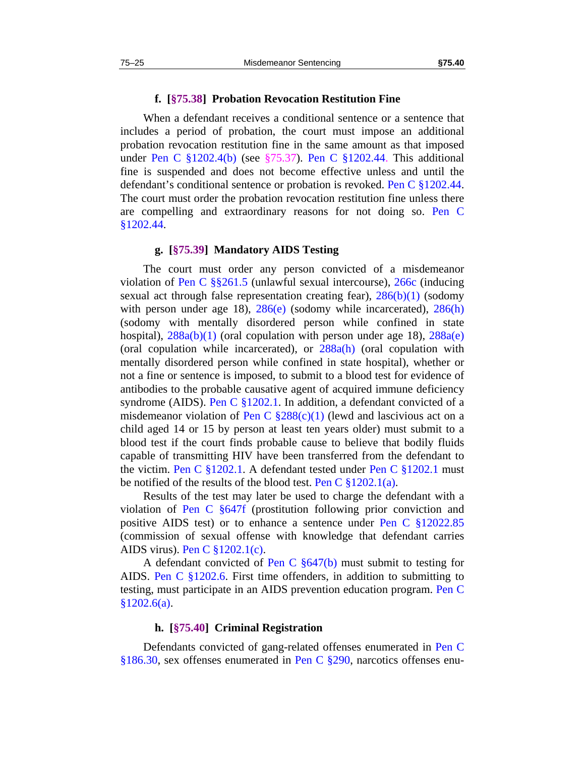#### f. [§75.38] Probation Revocation Restitution Fine

When a defendant receives a conditional sentence or a sentence that includes a period of probation, the court must impose an additional probation revocation restitution fine in the same amount as that imposed under Pen C §1202.4(b) (see §75.37). Pen C §1202.44. This additional fine is suspended and does not become effective unless and until the defendant's conditional sentence or probation is revoked. Pen C §1202.44. The court must order the probation revocation restitution fine unless there are compelling and extraordinary reasons for not doing so. Pen C §1202.44.

#### g. [§75.39] Mandatory AIDS Testing

The court must order any person convicted of a misdemeanor violation of Pen C §§261.5 (unlawful sexual intercourse), 266c (inducing sexual act through false representation creating fear), 286(b)(1) (sodomy with person under age 18), 286(e) (sodomy while incarcerated), 286(h) (sodomy with mentally disordered person while confined in state hospital), 288a(b)(1) (oral copulation with person under age 18), 288a(e) (oral copulation while incarcerated), or 288a(h) (oral copulation with mentally disordered person while confined in state hospital), whether or not a fine or sentence is imposed, to submit to a blood test for evidence of antibodies to the probable causative agent of acquired immune deficiency syndrome (AIDS). Pen C §1202.1. In addition, a defendant convicted of a misdemeanor violation of Pen C §288(c)(1) (lewd and lascivious act on a child aged 14 or 15 by person at least ten years older) must submit to a blood test if the court finds probable cause to believe that bodily fluids capable of transmitting HIV have been transferred from the defendant to the victim. Pen C §1202.1. A defendant tested under Pen C §1202.1 must be notified of the results of the blood test. Pen C §1202.1(a).

Results of the test may later be used to charge the defendant with a violation of Pen C §647f (prostitution following prior conviction and positive AIDS test) or to enhance a sentence under Pen C §12022.85 (commission of sexual offense with knowledge that defendant carries AIDS virus). Pen C §1202.1(c).

A defendant convicted of Pen C §647(b) must submit to testing for AIDS. Pen C §1202.6. First time offenders, in addition to submitting to testing, must participate in an AIDS prevention education program. Pen C §1202.6(a).

#### h. [§75.40] Criminal Registration

Defendants convicted of gang-related offenses enumerated in Pen C §186.30, sex offenses enumerated in Pen C §290, narcotics offenses enu-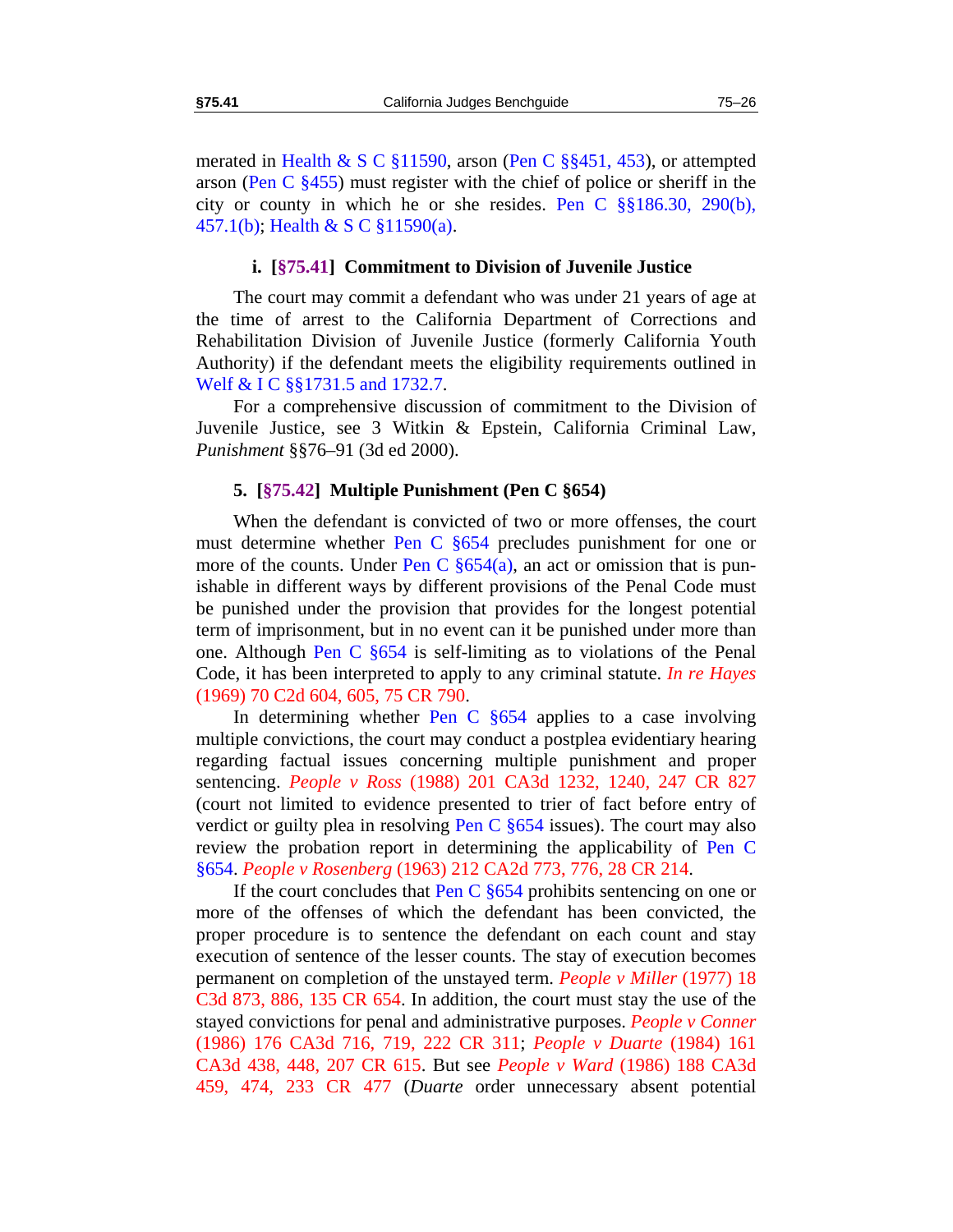merated in Health & S C §11590, arson (Pen C §§451, 453), or attempted arson (Pen C §455) must register with the chief of police or sheriff in the city or county in which he or she resides. Pen C §§186.30, 290(b), 457.1(b); Health & S C §11590(a).

#### i. [§75.41] Commitment to Division of Juvenile Justice

The court may commit a defendant who was under 21 years of age at the time of arrest to the California Department of Corrections and Rehabilitation Division of Juvenile Justice (formerly California Youth Authority) if the defendant meets the eligibility requirements outlined in Welf & I C §§1731.5 and 1732.7.

For a comprehensive discussion of commitment to the Division of Juvenile Justice, see 3 Witkin & Epstein, California Criminal Law, *Punishment* §§76–91 (3d ed 2000).

### 5. [§75.42] Multiple Punishment (Pen C §654)

When the defendant is convicted of two or more offenses, the court must determine whether Pen C §654 precludes punishment for one or more of the counts. Under Pen C §654(a), an act or omission that is punishable in different ways by different provisions of the Penal Code must be punished under the provision that provides for the longest potential term of imprisonment, but in no event can it be punished under more than one. Although Pen C §654 is self-limiting as to violations of the Penal Code, it has been interpreted to apply to any criminal statute. *In re Hayes* (1969) 70 C2d 604, 605, 75 CR 790.

In determining whether Pen C §654 applies to a case involving multiple convictions, the court may conduct a postplea evidentiary hearing regarding factual issues concerning multiple punishment and proper sentencing. *People v Ross* (1988) 201 CA3d 1232, 1240, 247 CR 827 (court not limited to evidence presented to trier of fact before entry of verdict or guilty plea in resolving Pen C §654 issues). The court may also review the probation report in determining the applicability of Pen C §654. *People v Rosenberg* (1963) 212 CA2d 773, 776, 28 CR 214.

If the court concludes that Pen C §654 prohibits sentencing on one or more of the offenses of which the defendant has been convicted, the proper procedure is to sentence the defendant on each count and stay execution of sentence of the lesser counts. The stay of execution becomes permanent on completion of the unstayed term. *People v Miller* (1977) 18 C3d 873, 886, 135 CR 654. In addition, the court must stay the use of the stayed convictions for penal and administrative purposes. *People v Conner* (1986) 176 CA3d 716, 719, 222 CR 311; *People v Duarte* (1984) 161 CA3d 438, 448, 207 CR 615. But see *People v Ward* (1986) 188 CA3d 459, 474, 233 CR 477 (*Duarte* order unnecessary absent potential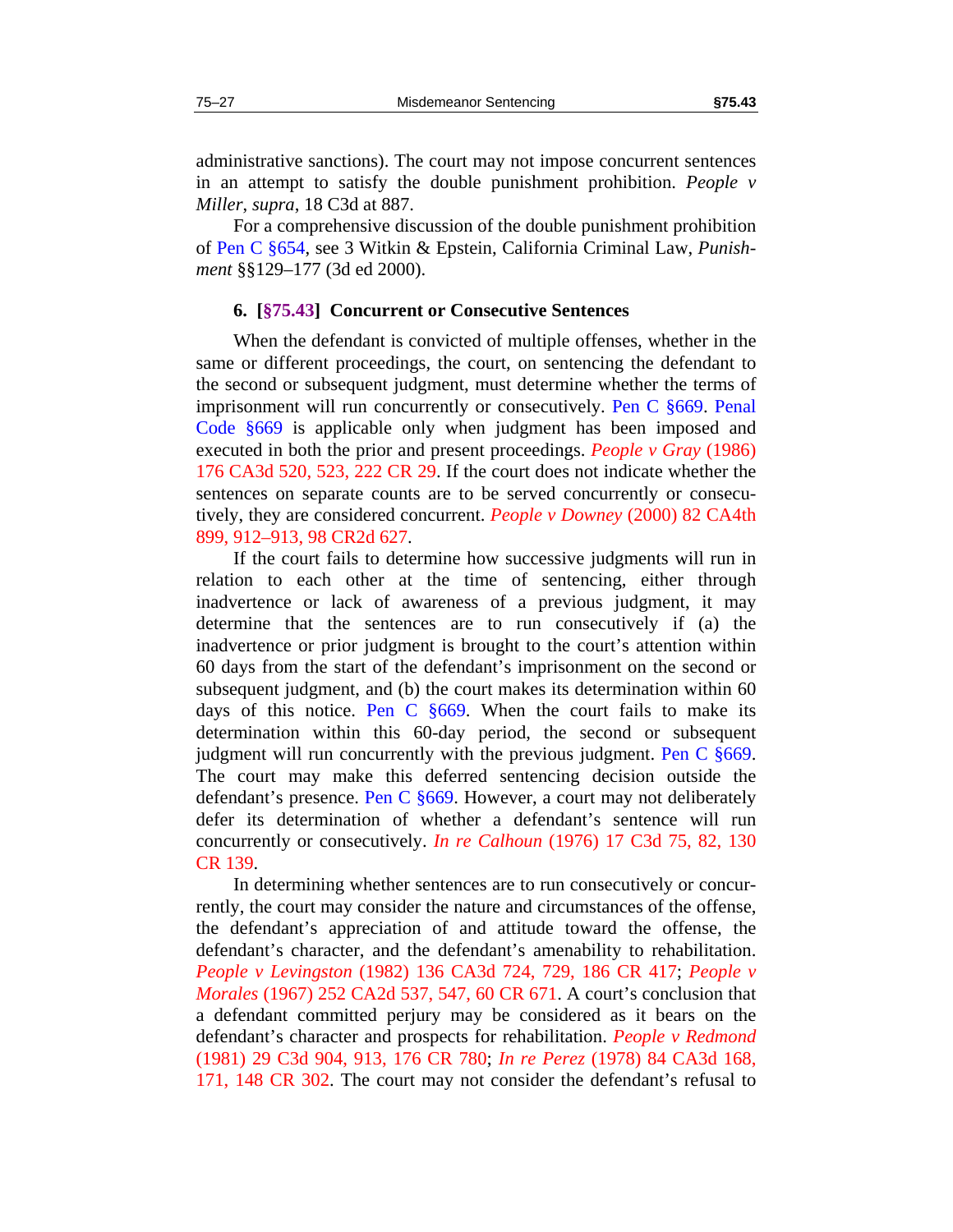administrative sanctions). The court may not impose concurrent sentences in an attempt to satisfy the double punishment prohibition. *People v Miller*, *supra*, 18 C3d at 887.

For a comprehensive discussion of the double punishment prohibition of Pen C §654, see 3 Witkin & Epstein, California Criminal Law, *Punishment* §§129–177 (3d ed 2000).

### 6. [§75.43] Concurrent or Consecutive Sentences

When the defendant is convicted of multiple offenses, whether in the same or different proceedings, the court, on sentencing the defendant to the second or subsequent judgment, must determine whether the terms of imprisonment will run concurrently or consecutively. Pen C §669. Penal Code §669 is applicable only when judgment has been imposed and executed in both the prior and present proceedings. *People v Gray* (1986) 176 CA3d 520, 523, 222 CR 29. If the court does not indicate whether the sentences on separate counts are to be served concurrently or consecutively, they are considered concurrent. *People v Downey* (2000) 82 CA4th 899, 912–913, 98 CR2d 627.

If the court fails to determine how successive judgments will run in relation to each other at the time of sentencing, either through inadvertence or lack of awareness of a previous judgment, it may determine that the sentences are to run consecutively if (a) the inadvertence or prior judgment is brought to the court's attention within 60 days from the start of the defendant's imprisonment on the second or subsequent judgment, and (b) the court makes its determination within 60 days of this notice. Pen C §669. When the court fails to make its determination within this 60-day period, the second or subsequent judgment will run concurrently with the previous judgment. Pen C §669. The court may make this deferred sentencing decision outside the defendant's presence. Pen C §669. However, a court may not deliberately defer its determination of whether a defendant's sentence will run concurrently or consecutively. *In re Calhoun* (1976) 17 C3d 75, 82, 130 CR 139.

In determining whether sentences are to run consecutively or concurrently, the court may consider the nature and circumstances of the offense, the defendant's appreciation of and attitude toward the offense, the defendant's character, and the defendant's amenability to rehabilitation. *People v Levingston* (1982) 136 CA3d 724, 729, 186 CR 417; *People v Morales* (1967) 252 CA2d 537, 547, 60 CR 671. A court's conclusion that a defendant committed perjury may be considered as it bears on the defendant's character and prospects for rehabilitation. *People v Redmond* (1981) 29 C3d 904, 913, 176 CR 780; *In re Perez* (1978) 84 CA3d 168, 171, 148 CR 302. The court may not consider the defendant's refusal to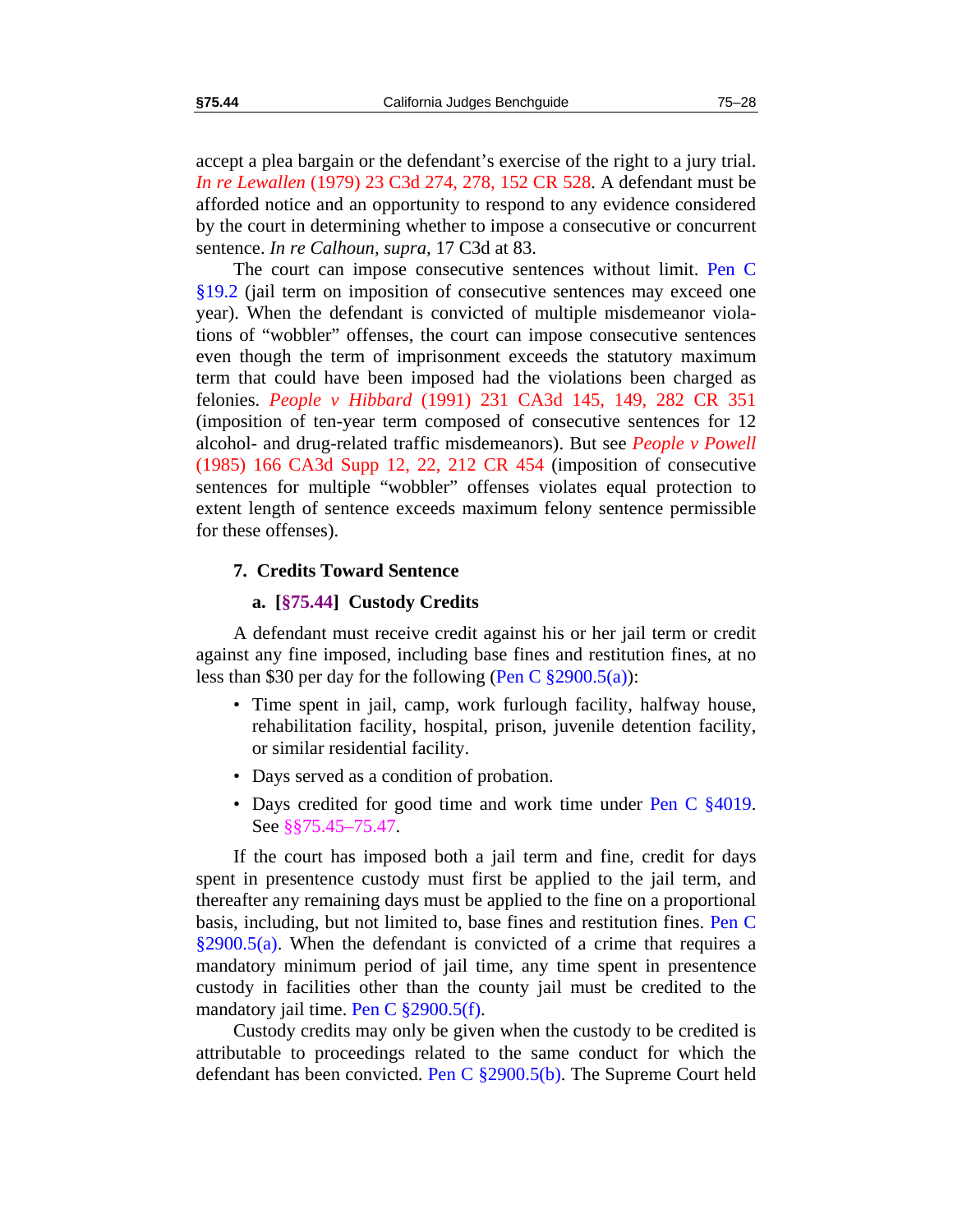accept a plea bargain or the defendant's exercise of the right to a jury trial. *In re Lewallen* (1979) 23 C3d 274, 278, 152 CR 528. A defendant must be afforded notice and an opportunity to respond to any evidence considered by the court in determining whether to impose a consecutive or concurrent sentence. *In re Calhoun, supra,* 17 C3d at 83.

The court can impose consecutive sentences without limit. Pen C §19.2 (jail term on imposition of consecutive sentences may exceed one year). When the defendant is convicted of multiple misdemeanor violations of "wobbler" offenses, the court can impose consecutive sentences even though the term of imprisonment exceeds the statutory maximum term that could have been imposed had the violations been charged as felonies. *People v Hibbard* (1991) 231 CA3d 145, 149, 282 CR 351 (imposition of ten-year term composed of consecutive sentences for 12 alcohol- and drug-related traffic misdemeanors). But see *People v Powell* (1985) 166 CA3d Supp 12, 22, 212 CR 454 (imposition of consecutive sentences for multiple "wobbler" offenses violates equal protection to extent length of sentence exceeds maximum felony sentence permissible for these offenses).

### 7. Credits Toward Sentence

#### a. [§75.44] Custody Credits

A defendant must receive credit against his or her jail term or credit against any fine imposed, including base fines and restitution fines, at no less than $30 per day for the following (Pen C §2900.5(a)):

- Time spent in jail, camp, work furlough facility, halfway house, rehabilitation facility, hospital, prison, juvenile detention facility, or similar residential facility.
- Days served as a condition of probation.
- Days credited for good time and work time under Pen C §4019. See §§75.45–75.47.

If the court has imposed both a jail term and fine, credit for days spent in presentence custody must first be applied to the jail term, and thereafter any remaining days must be applied to the fine on a proportional basis, including, but not limited to, base fines and restitution fines. Pen C §2900.5(a). When the defendant is convicted of a crime that requires a mandatory minimum period of jail time, any time spent in presentence custody in facilities other than the county jail must be credited to the mandatory jail time. Pen C §2900.5(f).

Custody credits may only be given when the custody to be credited is attributable to proceedings related to the same conduct for which the defendant has been convicted. Pen C §2900.5(b). The Supreme Court held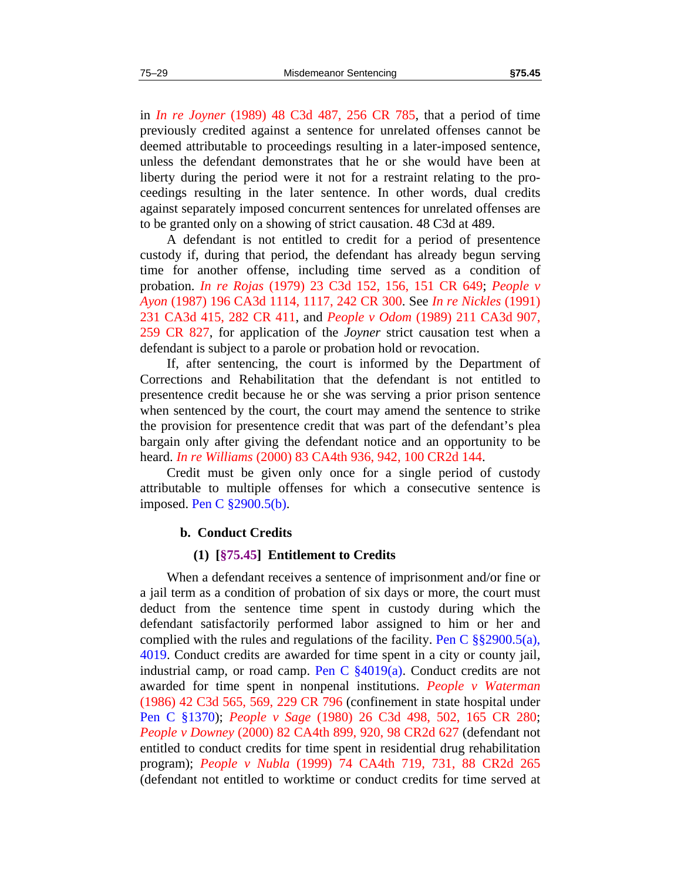in *In re Joyner* (1989) 48 C3d 487, 256 CR 785, that a period of time previously credited against a sentence for unrelated offenses cannot be deemed attributable to proceedings resulting in a later-imposed sentence, unless the defendant demonstrates that he or she would have been at liberty during the period were it not for a restraint relating to the proceedings resulting in the later sentence. In other words, dual credits against separately imposed concurrent sentences for unrelated offenses are to be granted only on a showing of strict causation. 48 C3d at 489.

A defendant is not entitled to credit for a period of presentence custody if, during that period, the defendant has already begun serving time for another offense, including time served as a condition of probation. *In re Rojas* (1979) 23 C3d 152, 156, 151 CR 649; *People v Ayon* (1987) 196 CA3d 1114, 1117, 242 CR 300. See *In re Nickles* (1991) 231 CA3d 415, 282 CR 411, and *People v Odom* (1989) 211 CA3d 907, 259 CR 827, for application of the *Joyner* strict causation test when a defendant is subject to a parole or probation hold or revocation.

If, after sentencing, the court is informed by the Department of Corrections and Rehabilitation that the defendant is not entitled to presentence credit because he or she was serving a prior prison sentence when sentenced by the court, the court may amend the sentence to strike the provision for presentence credit that was part of the defendant's plea bargain only after giving the defendant notice and an opportunity to be heard. *In re Williams* (2000) 83 CA4th 936, 942, 100 CR2d 144.

Credit must be given only once for a single period of custody attributable to multiple offenses for which a consecutive sentence is imposed. Pen C §2900.5(b).

### b. Conduct Credits

#### (1) [§75.45] Entitlement to Credits

When a defendant receives a sentence of imprisonment and/or fine or a jail term as a condition of probation of six days or more, the court must deduct from the sentence time spent in custody during which the defendant satisfactorily performed labor assigned to him or her and complied with the rules and regulations of the facility. Pen C §§2900.5(a), 4019. Conduct credits are awarded for time spent in a city or county jail, industrial camp, or road camp. Pen C §4019(a). Conduct credits are not awarded for time spent in nonpenal institutions. *People v Waterman* (1986) 42 C3d 565, 569, 229 CR 796 (confinement in state hospital under Pen C §1370); *People v Sage* (1980) 26 C3d 498, 502, 165 CR 280; *People v Downey* (2000) 82 CA4th 899, 920, 98 CR2d 627 (defendant not entitled to conduct credits for time spent in residential drug rehabilitation program); *People v Nubla* (1999) 74 CA4th 719, 731, 88 CR2d 265 (defendant not entitled to worktime or conduct credits for time served at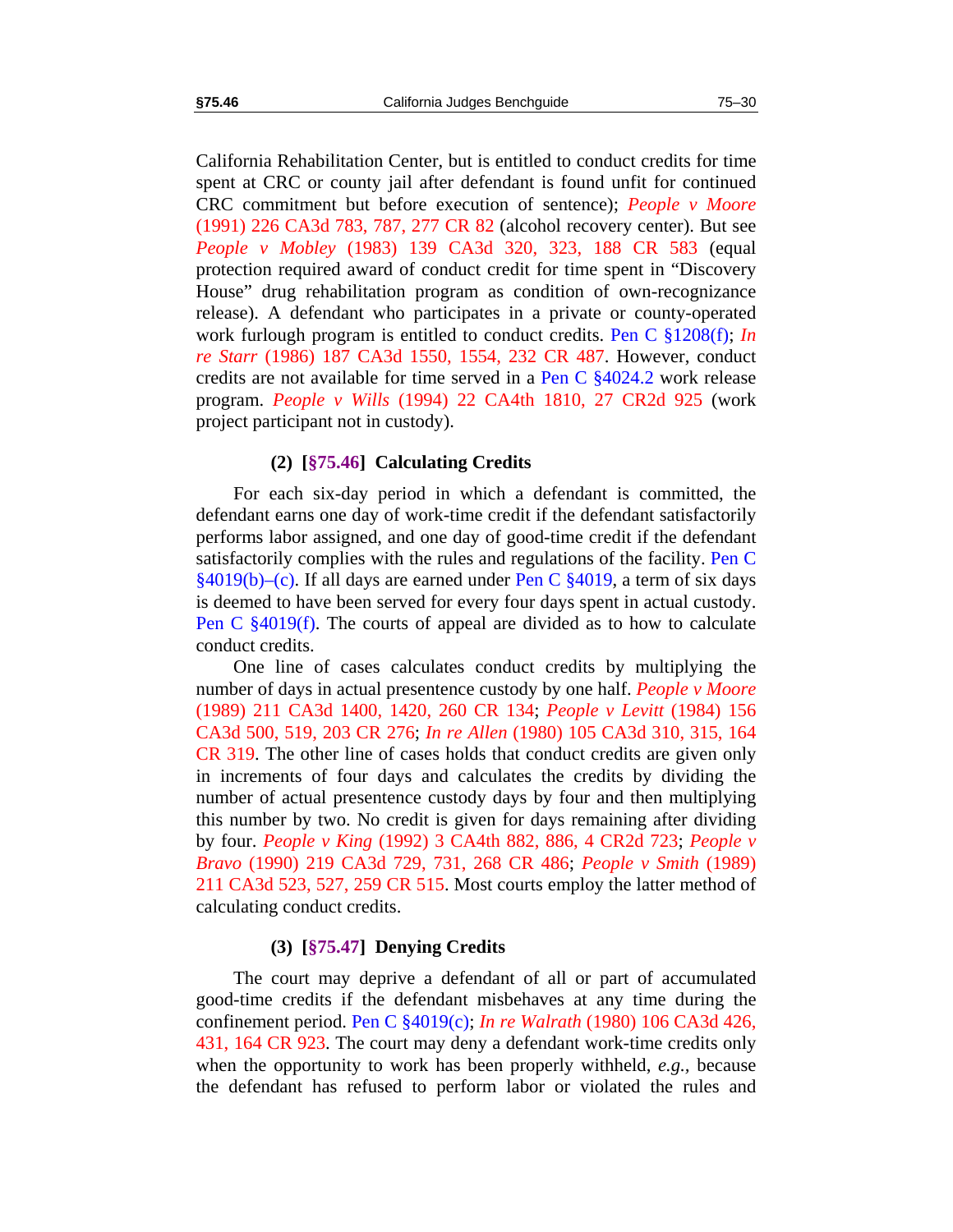California Rehabilitation Center, but is entitled to conduct credits for time spent at CRC or county jail after defendant is found unfit for continued CRC commitment but before execution of sentence); *People v Moore* (1991) 226 CA3d 783, 787, 277 CR 82 (alcohol recovery center). But see *People v Mobley* (1983) 139 CA3d 320, 323, 188 CR 583 (equal protection required award of conduct credit for time spent in "Discovery House" drug rehabilitation program as condition of own-recognizance release). A defendant who participates in a private or county-operated work furlough program is entitled to conduct credits. Pen C §1208(f); *In re Starr* (1986) 187 CA3d 1550, 1554, 232 CR 487. However, conduct credits are not available for time served in a Pen C §4024.2 work release program. *People v Wills* (1994) 22 CA4th 1810, 27 CR2d 925 (work project participant not in custody).

#### (2) [§75.46] Calculating Credits

For each six-day period in which a defendant is committed, the defendant earns one day of work-time credit if the defendant satisfactorily performs labor assigned, and one day of good-time credit if the defendant satisfactorily complies with the rules and regulations of the facility. Pen C §4019(b)–(c). If all days are earned under Pen C §4019, a term of six days is deemed to have been served for every four days spent in actual custody. Pen C §4019(f). The courts of appeal are divided as to how to calculate conduct credits.

One line of cases calculates conduct credits by multiplying the number of days in actual presentence custody by one half. *People v Moore* (1989) 211 CA3d 1400, 1420, 260 CR 134; *People v Levitt* (1984) 156 CA3d 500, 519, 203 CR 276; *In re Allen* (1980) 105 CA3d 310, 315, 164 CR 319. The other line of cases holds that conduct credits are given only in increments of four days and calculates the credits by dividing the number of actual presentence custody days by four and then multiplying this number by two. No credit is given for days remaining after dividing by four. *People v King* (1992) 3 CA4th 882, 886, 4 CR2d 723; *People v Bravo* (1990) 219 CA3d 729, 731, 268 CR 486; *People v Smith* (1989) 211 CA3d 523, 527, 259 CR 515. Most courts employ the latter method of calculating conduct credits.

#### (3) [§75.47] Denying Credits

The court may deprive a defendant of all or part of accumulated good-time credits if the defendant misbehaves at any time during the confinement period. Pen C §4019(c); *In re Walrath* (1980) 106 CA3d 426, 431, 164 CR 923. The court may deny a defendant work-time credits only when the opportunity to work has been properly withheld, *e.g.*, because the defendant has refused to perform labor or violated the rules and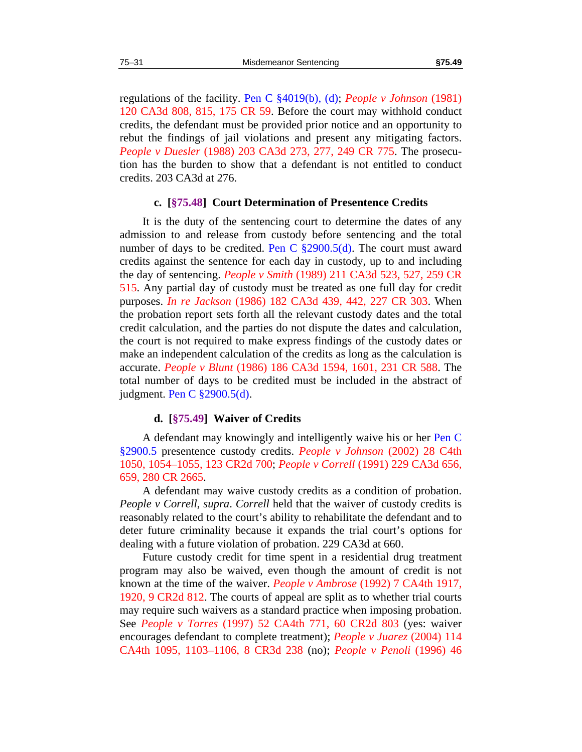regulations of the facility. Pen C §4019(b), (d); *People v Johnson* (1981) 120 CA3d 808, 815, 175 CR 59. Before the court may withhold conduct credits, the defendant must be provided prior notice and an opportunity to rebut the findings of jail violations and present any mitigating factors. *People v Duesler* (1988) 203 CA3d 273, 277, 249 CR 775. The prosecution has the burden to show that a defendant is not entitled to conduct credits. 203 CA3d at 276.

#### c. [§75.48] Court Determination of Presentence Credits

It is the duty of the sentencing court to determine the dates of any admission to and release from custody before sentencing and the total number of days to be credited. Pen C §2900.5(d). The court must award credits against the sentence for each day in custody, up to and including the day of sentencing. *People v Smith* (1989) 211 CA3d 523, 527, 259 CR 515. Any partial day of custody must be treated as one full day for credit purposes. *In re Jackson* (1986) 182 CA3d 439, 442, 227 CR 303. When the probation report sets forth all the relevant custody dates and the total credit calculation, and the parties do not dispute the dates and calculation, the court is not required to make express findings of the custody dates or make an independent calculation of the credits as long as the calculation is accurate. *People v Blunt* (1986) 186 CA3d 1594, 1601, 231 CR 588. The total number of days to be credited must be included in the abstract of judgment. Pen C §2900.5(d).

#### d. [§75.49] Waiver of Credits

A defendant may knowingly and intelligently waive his or her Pen C §2900.5 presentence custody credits. *People v Johnson* (2002) 28 C4th 1050, 1054–1055, 123 CR2d 700; *People v Correll* (1991) 229 CA3d 656, 659, 280 CR 2665.

A defendant may waive custody credits as a condition of probation. *People v Correll*, *supra*. *Correll* held that the waiver of custody credits is reasonably related to the court's ability to rehabilitate the defendant and to deter future criminality because it expands the trial court's options for dealing with a future violation of probation. 229 CA3d at 660.

Future custody credit for time spent in a residential drug treatment program may also be waived, even though the amount of credit is not known at the time of the waiver. *People v Ambrose* (1992) 7 CA4th 1917, 1920, 9 CR2d 812. The courts of appeal are split as to whether trial courts may require such waivers as a standard practice when imposing probation. See *People v Torres* (1997) 52 CA4th 771, 60 CR2d 803 (yes: waiver encourages defendant to complete treatment); *People v Juarez* (2004) 114 CA4th 1095, 1103–1106, 8 CR3d 238 (no); *People v Penoli* (1996) 46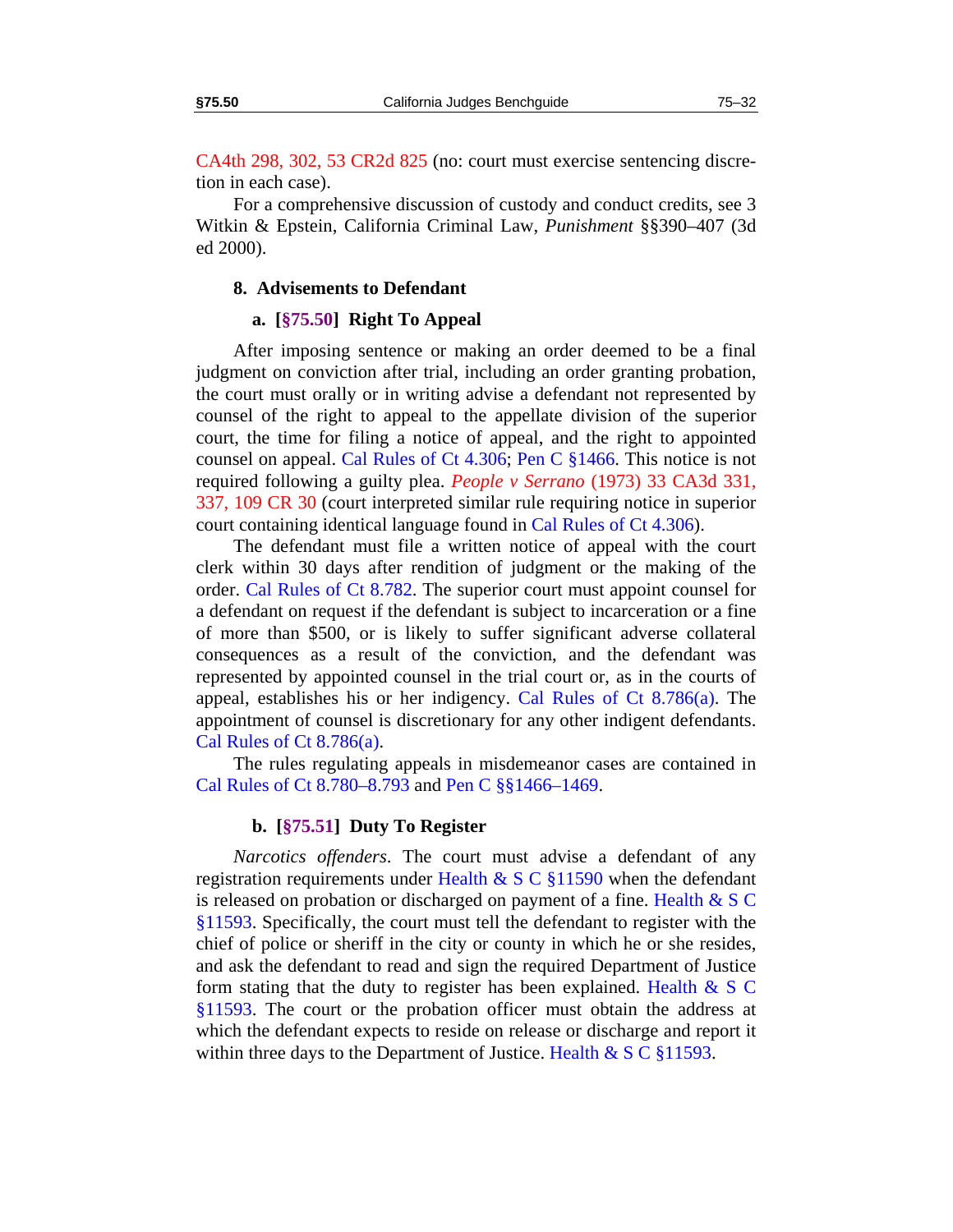CA4th 298, 302, 53 CR2d 825 (no: court must exercise sentencing discretion in each case).

For a comprehensive discussion of custody and conduct credits, see 3 Witkin & Epstein, California Criminal Law, *Punishment* §§390–407 (3d ed 2000).

### 8. Advisements to Defendant

#### a. [§75.50] Right To Appeal

After imposing sentence or making an order deemed to be a final judgment on conviction after trial, including an order granting probation, the court must orally or in writing advise a defendant not represented by counsel of the right to appeal to the appellate division of the superior court, the time for filing a notice of appeal, and the right to appointed counsel on appeal. Cal Rules of Ct 4.306; Pen C §1466. This notice is not required following a guilty plea. *People v Serrano* (1973) 33 CA3d 331, 337, 109 CR 30 (court interpreted similar rule requiring notice in superior court containing identical language found in Cal Rules of Ct 4.306).

The defendant must file a written notice of appeal with the court clerk within 30 days after rendition of judgment or the making of the order. Cal Rules of Ct 8.782. The superior court must appoint counsel for a defendant on request if the defendant is subject to incarceration or a fine of more than $500, or is likely to suffer significant adverse collateral consequences as a result of the conviction, and the defendant was represented by appointed counsel in the trial court or, as in the courts of appeal, establishes his or her indigency. Cal Rules of Ct 8.786(a). The appointment of counsel is discretionary for any other indigent defendants. Cal Rules of Ct 8.786(a).

The rules regulating appeals in misdemeanor cases are contained in Cal Rules of Ct 8.780–8.793 and Pen C §§1466–1469.

#### b. [§75.51] Duty To Register

*Narcotics offenders*. The court must advise a defendant of any registration requirements under Health & S C §11590 when the defendant is released on probation or discharged on payment of a fine. Health & S C §11593. Specifically, the court must tell the defendant to register with the chief of police or sheriff in the city or county in which he or she resides, and ask the defendant to read and sign the required Department of Justice form stating that the duty to register has been explained. Health & S C §11593. The court or the probation officer must obtain the address at which the defendant expects to reside on release or discharge and report it within three days to the Department of Justice. Health & S C §11593.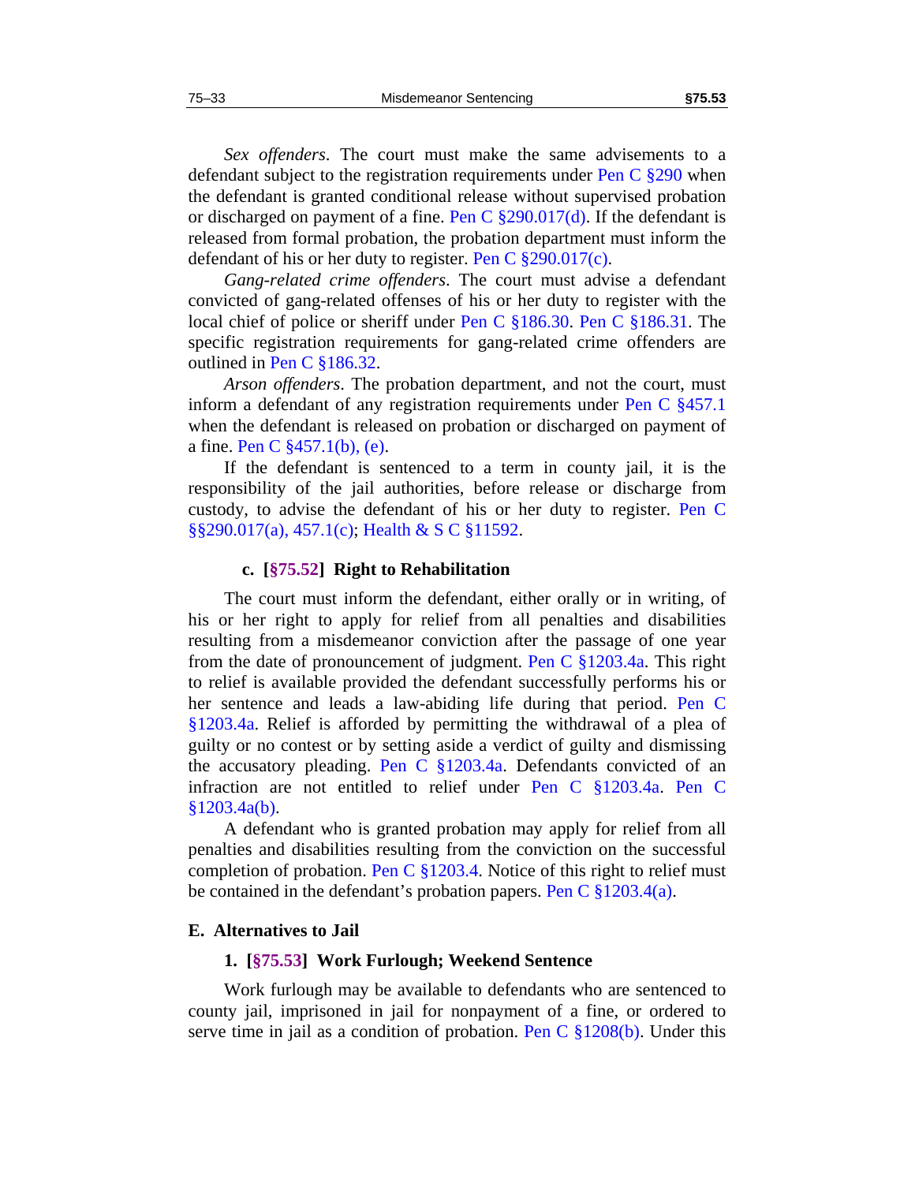*Sex offenders*. The court must make the same advisements to a defendant subject to the registration requirements under Pen C §290 when the defendant is granted conditional release without supervised probation or discharged on payment of a fine. Pen C §290.017(d). If the defendant is released from formal probation, the probation department must inform the defendant of his or her duty to register. Pen C §290.017(c).

*Gang-related crime offenders*. The court must advise a defendant convicted of gang-related offenses of his or her duty to register with the local chief of police or sheriff under Pen C §186.30. Pen C §186.31. The specific registration requirements for gang-related crime offenders are outlined in Pen C §186.32.

*Arson offenders*. The probation department, and not the court, must inform a defendant of any registration requirements under Pen C §457.1 when the defendant is released on probation or discharged on payment of a fine. Pen C §457.1(b), (e).

If the defendant is sentenced to a term in county jail, it is the responsibility of the jail authorities, before release or discharge from custody, to advise the defendant of his or her duty to register. Pen C §§290.017(a), 457.1(c); Health & S C §11592.

#### c. [§75.52] Right to Rehabilitation

The court must inform the defendant, either orally or in writing, of his or her right to apply for relief from all penalties and disabilities resulting from a misdemeanor conviction after the passage of one year from the date of pronouncement of judgment. Pen C §1203.4a. This right to relief is available provided the defendant successfully performs his or her sentence and leads a law-abiding life during that period. Pen C §1203.4a. Relief is afforded by permitting the withdrawal of a plea of guilty or no contest or by setting aside a verdict of guilty and dismissing the accusatory pleading. Pen C §1203.4a. Defendants convicted of an infraction are not entitled to relief under Pen C §1203.4a. Pen C §1203.4a(b).

A defendant who is granted probation may apply for relief from all penalties and disabilities resulting from the conviction on the successful completion of probation. Pen C §1203.4. Notice of this right to relief must be contained in the defendant's probation papers. Pen C §1203.4(a).

## E. Alternatives to Jail

### 1. [§75.53] Work Furlough; Weekend Sentence

Work furlough may be available to defendants who are sentenced to county jail, imprisoned in jail for nonpayment of a fine, or ordered to serve time in jail as a condition of probation. Pen C §1208(b). Under this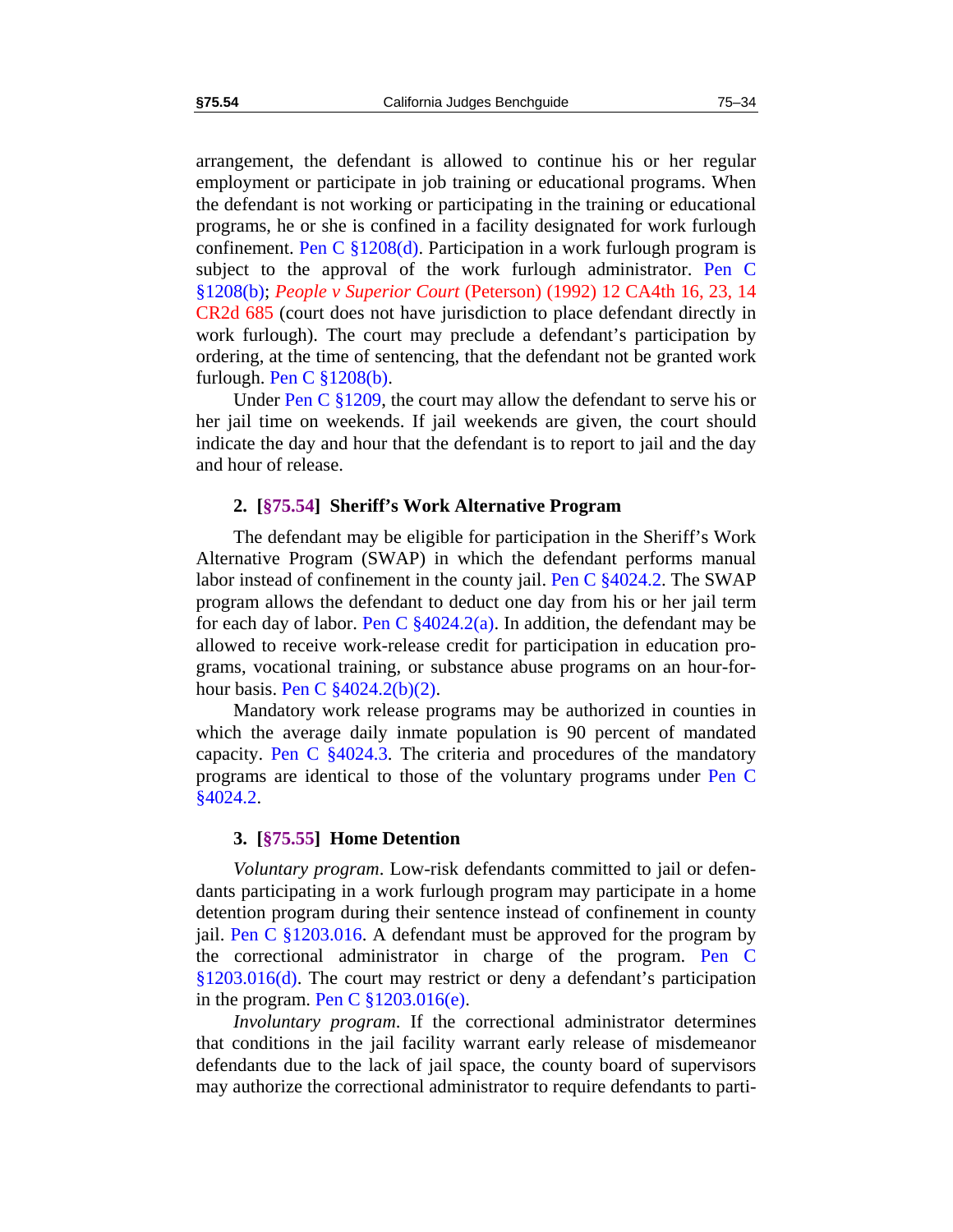arrangement, the defendant is allowed to continue his or her regular employment or participate in job training or educational programs. When the defendant is not working or participating in the training or educational programs, he or she is confined in a facility designated for work furlough confinement. Pen C §1208(d). Participation in a work furlough program is subject to the approval of the work furlough administrator. Pen C §1208(b); *People v Superior Court* (Peterson) (1992) 12 CA4th 16, 23, 14 CR2d 685 (court does not have jurisdiction to place defendant directly in work furlough). The court may preclude a defendant's participation by ordering, at the time of sentencing, that the defendant not be granted work furlough. Pen C §1208(b).

Under Pen C §1209, the court may allow the defendant to serve his or her jail time on weekends. If jail weekends are given, the court should indicate the day and hour that the defendant is to report to jail and the day and hour of release.

### 2. [§75.54] Sheriff's Work Alternative Program

The defendant may be eligible for participation in the Sheriff's Work Alternative Program (SWAP) in which the defendant performs manual labor instead of confinement in the county jail. Pen C §4024.2. The SWAP program allows the defendant to deduct one day from his or her jail term for each day of labor. Pen C §4024.2(a). In addition, the defendant may be allowed to receive work-release credit for participation in education programs, vocational training, or substance abuse programs on an hour-for-hour basis. Pen C §4024.2(b)(2).

Mandatory work release programs may be authorized in counties in which the average daily inmate population is 90 percent of mandated capacity. Pen C §4024.3. The criteria and procedures of the mandatory programs are identical to those of the voluntary programs under Pen C §4024.2.

### 3. [§75.55] Home Detention

*Voluntary program*. Low-risk defendants committed to jail or defendants participating in a work furlough program may participate in a home detention program during their sentence instead of confinement in county jail. Pen C §1203.016. A defendant must be approved for the program by the correctional administrator in charge of the program. Pen C §1203.016(d). The court may restrict or deny a defendant's participation in the program. Pen C §1203.016(e).

*Involuntary program*. If the correctional administrator determines that conditions in the jail facility warrant early release of misdemeanor defendants due to the lack of jail space, the county board of supervisors may authorize the correctional administrator to require defendants to parti-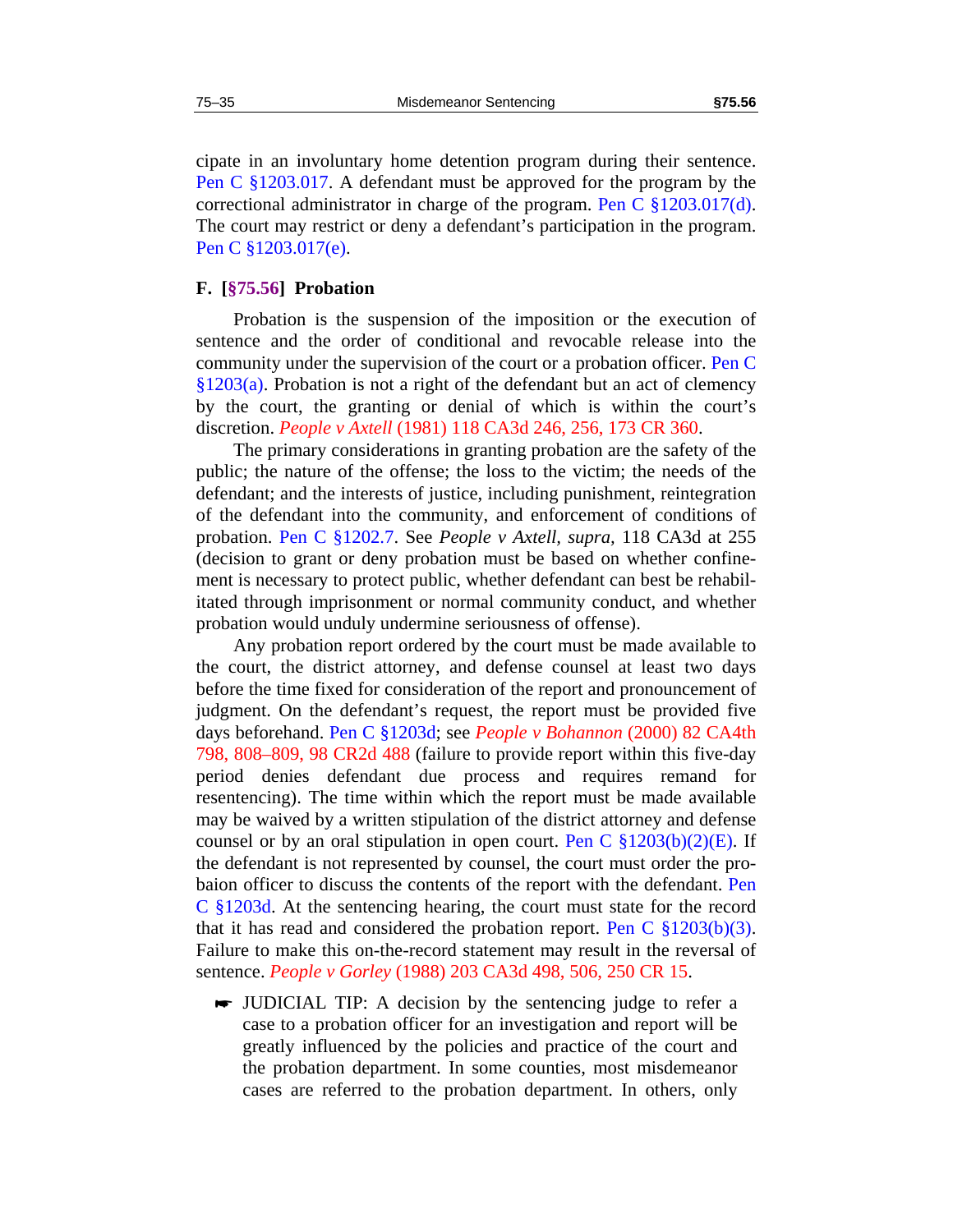cipate in an involuntary home detention program during their sentence. Pen C §1203.017. A defendant must be approved for the program by the correctional administrator in charge of the program. Pen C §1203.017(d). The court may restrict or deny a defendant's participation in the program. Pen C §1203.017(e).

## F. [§75.56] Probation

Probation is the suspension of the imposition or the execution of sentence and the order of conditional and revocable release into the community under the supervision of the court or a probation officer. Pen C §1203(a). Probation is not a right of the defendant but an act of clemency by the court, the granting or denial of which is within the court's discretion. *People v Axtell* (1981) 118 CA3d 246, 256, 173 CR 360.

The primary considerations in granting probation are the safety of the public; the nature of the offense; the loss to the victim; the needs of the defendant; and the interests of justice, including punishment, reintegration of the defendant into the community, and enforcement of conditions of probation. Pen C §1202.7. See *People v Axtell, supra,* 118 CA3d at 255 (decision to grant or deny probation must be based on whether confinement is necessary to protect public, whether defendant can best be rehabilitated through imprisonment or normal community conduct, and whether probation would unduly undermine seriousness of offense).

Any probation report ordered by the court must be made available to the court, the district attorney, and defense counsel at least two days before the time fixed for consideration of the report and pronouncement of judgment. On the defendant's request, the report must be provided five days beforehand. Pen C §1203d; see *People v Bohannon* (2000) 82 CA4th 798, 808–809, 98 CR2d 488 (failure to provide report within this five-day period denies defendant due process and requires remand for resentencing). The time within which the report must be made available may be waived by a written stipulation of the district attorney and defense counsel or by an oral stipulation in open court. Pen C §1203(b)(2)(E). If the defendant is not represented by counsel, the court must order the probaion officer to discuss the contents of the report with the defendant. Pen C §1203d. At the sentencing hearing, the court must state for the record that it has read and considered the probation report. Pen C §1203(b)(3). Failure to make this on-the-record statement may result in the reversal of sentence. *People v Gorley* (1988) 203 CA3d 498, 506, 250 CR 15.

> ☛ JUDICIAL TIP: A decision by the sentencing judge to refer a case to a probation officer for an investigation and report will be greatly influenced by the policies and practice of the court and the probation department. In some counties, most misdemeanor cases are referred to the probation department. In others, only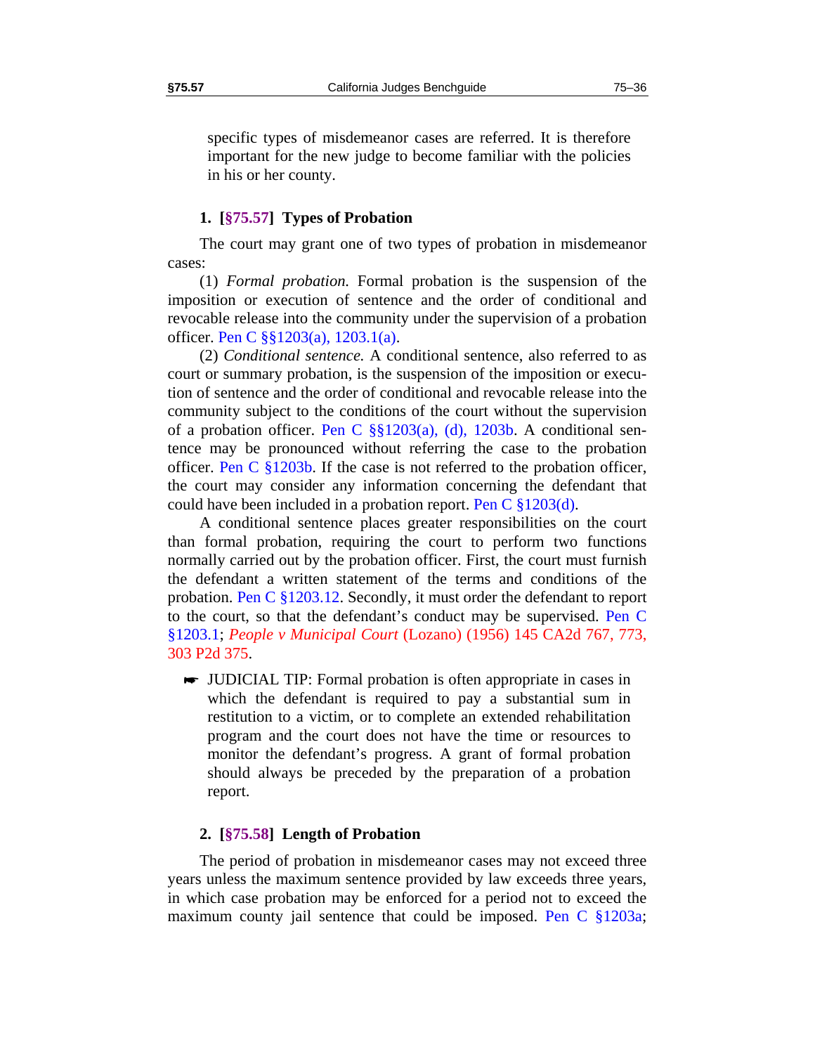specific types of misdemeanor cases are referred. It is therefore important for the new judge to become familiar with the policies in his or her county.

### 1. [§75.57] Types of Probation

The court may grant one of two types of probation in misdemeanor cases:

(1) *Formal probation.* Formal probation is the suspension of the imposition or execution of sentence and the order of conditional and revocable release into the community under the supervision of a probation officer. Pen C §§1203(a), 1203.1(a).

(2) *Conditional sentence.* A conditional sentence, also referred to as court or summary probation, is the suspension of the imposition or execution of sentence and the order of conditional and revocable release into the community subject to the conditions of the court without the supervision of a probation officer. Pen C §§1203(a), (d), 1203b. A conditional sentence may be pronounced without referring the case to the probation officer. Pen C §1203b. If the case is not referred to the probation officer, the court may consider any information concerning the defendant that could have been included in a probation report. Pen C §1203(d).

A conditional sentence places greater responsibilities on the court than formal probation, requiring the court to perform two functions normally carried out by the probation officer. First, the court must furnish the defendant a written statement of the terms and conditions of the probation. Pen C §1203.12. Secondly, it must order the defendant to report to the court, so that the defendant's conduct may be supervised. Pen C §1203.1; *People v Municipal Court* (Lozano) (1956) 145 CA2d 767, 773, 303 P2d 375.

> ☛ JUDICIAL TIP: Formal probation is often appropriate in cases in which the defendant is required to pay a substantial sum in restitution to a victim, or to complete an extended rehabilitation program and the court does not have the time or resources to monitor the defendant's progress. A grant of formal probation should always be preceded by the preparation of a probation report.

### 2. [§75.58] Length of Probation

The period of probation in misdemeanor cases may not exceed three years unless the maximum sentence provided by law exceeds three years, in which case probation may be enforced for a period not to exceed the maximum county jail sentence that could be imposed. Pen C §1203a;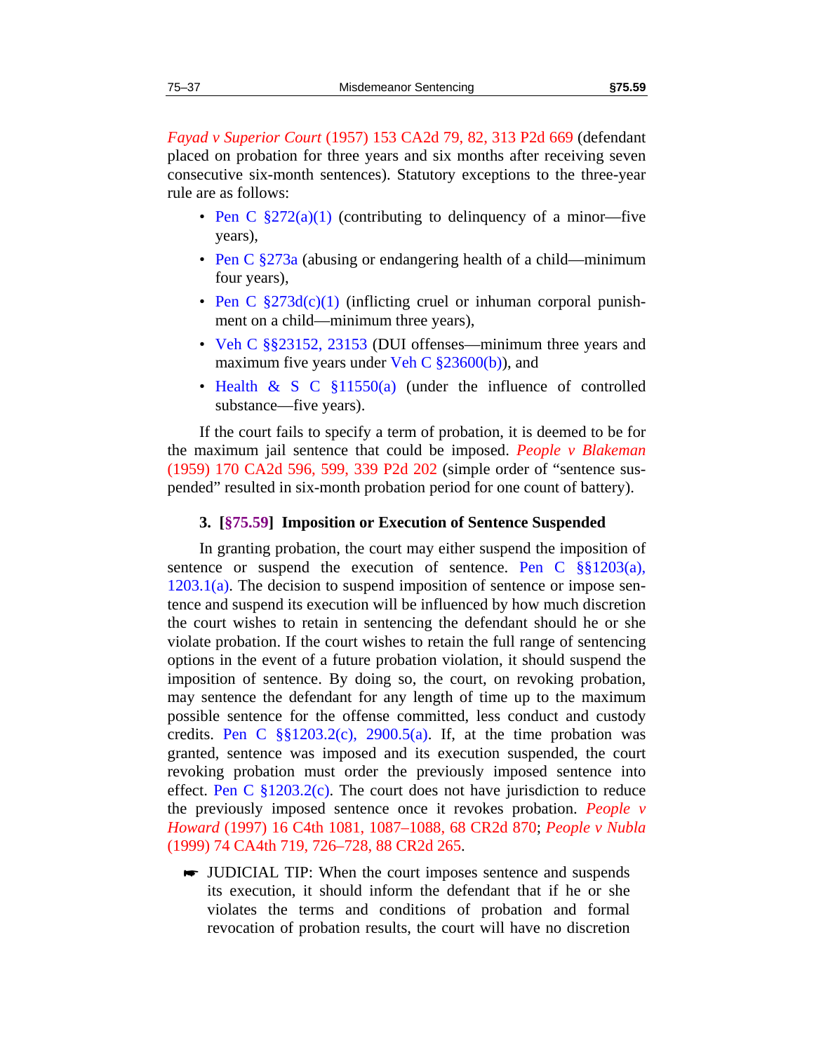*Fayad v Superior Court* (1957) 153 CA2d 79, 82, 313 P2d 669 (defendant placed on probation for three years and six months after receiving seven consecutive six-month sentences). Statutory exceptions to the three-year rule are as follows:

- Pen C §272(a)(1) (contributing to delinquency of a minor—five years),
- Pen C §273a (abusing or endangering health of a child—minimum four years),
- Pen C §273d(c)(1) (inflicting cruel or inhuman corporal punishment on a child—minimum three years),
- Veh C §§23152, 23153 (DUI offenses—minimum three years and maximum five years under Veh C §23600(b)), and
- Health & S C §11550(a) (under the influence of controlled substance—five years).

If the court fails to specify a term of probation, it is deemed to be for the maximum jail sentence that could be imposed. *People v Blakeman* (1959) 170 CA2d 596, 599, 339 P2d 202 (simple order of "sentence suspended" resulted in six-month probation period for one count of battery).

### 3. [§75.59] Imposition or Execution of Sentence Suspended

In granting probation, the court may either suspend the imposition of sentence or suspend the execution of sentence. Pen C §§1203(a), 1203.1(a). The decision to suspend imposition of sentence or impose sentence and suspend its execution will be influenced by how much discretion the court wishes to retain in sentencing the defendant should he or she violate probation. If the court wishes to retain the full range of sentencing options in the event of a future probation violation, it should suspend the imposition of sentence. By doing so, the court, on revoking probation, may sentence the defendant for any length of time up to the maximum possible sentence for the offense committed, less conduct and custody credits. Pen C §§1203.2(c), 2900.5(a). If, at the time probation was granted, sentence was imposed and its execution suspended, the court revoking probation must order the previously imposed sentence into effect. Pen C §1203.2(c). The court does not have jurisdiction to reduce the previously imposed sentence once it revokes probation. *People v Howard* (1997) 16 C4th 1081, 1087–1088, 68 CR2d 870; *People v Nubla* (1999) 74 CA4th 719, 726–728, 88 CR2d 265.

☛ JUDICIAL TIP: When the court imposes sentence and suspends its execution, it should inform the defendant that if he or she violates the terms and conditions of probation and formal revocation of probation results, the court will have no discretion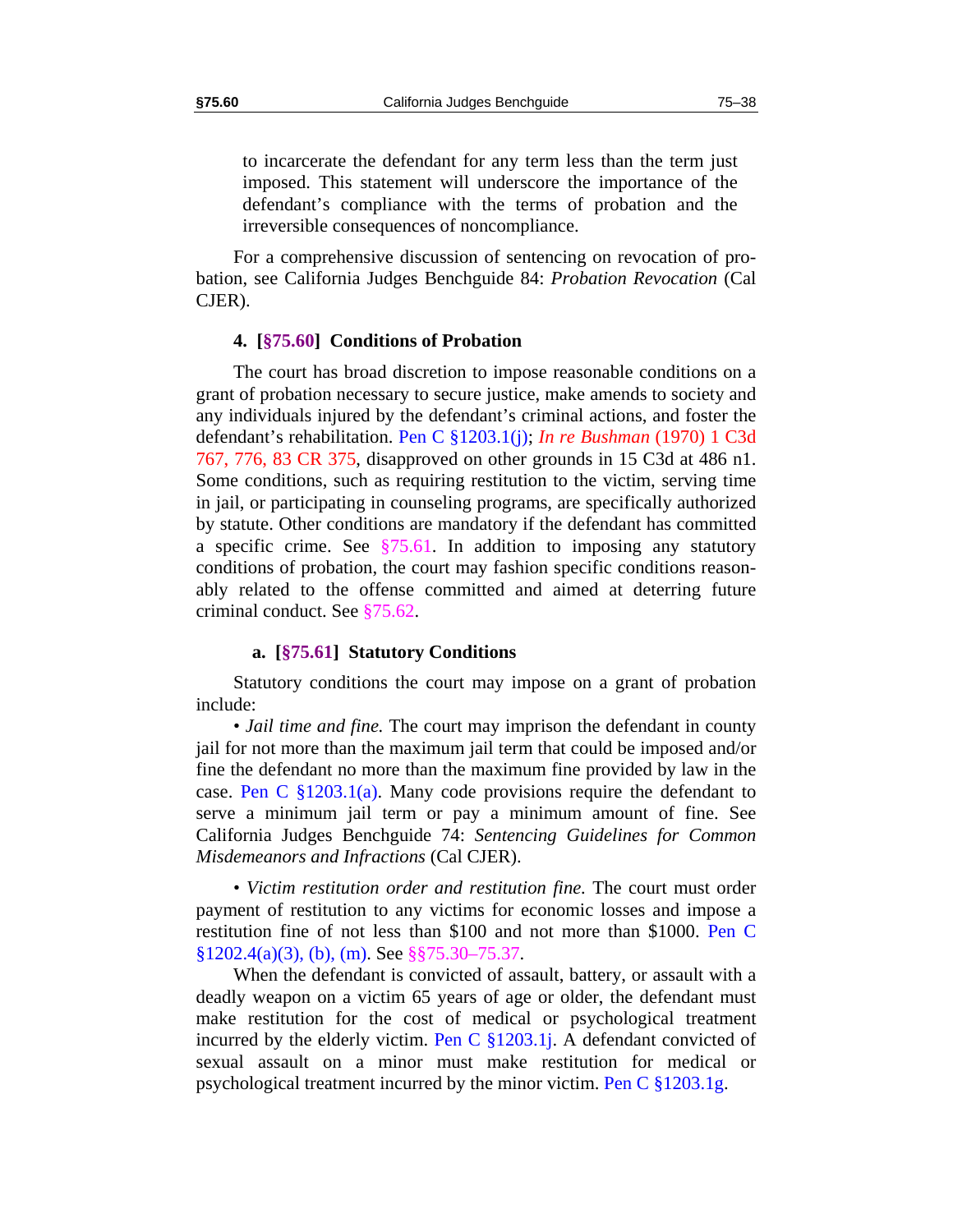to incarcerate the defendant for any term less than the term just imposed. This statement will underscore the importance of the defendant's compliance with the terms of probation and the irreversible consequences of noncompliance.

For a comprehensive discussion of sentencing on revocation of probation, see California Judges Benchguide 84: *Probation Revocation* (Cal CJER).

### 4. [§75.60] Conditions of Probation

The court has broad discretion to impose reasonable conditions on a grant of probation necessary to secure justice, make amends to society and any individuals injured by the defendant's criminal actions, and foster the defendant's rehabilitation. Pen C §1203.1(j); *In re Bushman* (1970) 1 C3d 767, 776, 83 CR 375, disapproved on other grounds in 15 C3d at 486 n1. Some conditions, such as requiring restitution to the victim, serving time in jail, or participating in counseling programs, are specifically authorized by statute. Other conditions are mandatory if the defendant has committed a specific crime. See §75.61. In addition to imposing any statutory conditions of probation, the court may fashion specific conditions reasonably related to the offense committed and aimed at deterring future criminal conduct. See §75.62.

#### a. [§75.61] Statutory Conditions

Statutory conditions the court may impose on a grant of probation include:

• *Jail time and fine.* The court may imprison the defendant in county jail for not more than the maximum jail term that could be imposed and/or fine the defendant no more than the maximum fine provided by law in the case. Pen C §1203.1(a). Many code provisions require the defendant to serve a minimum jail term or pay a minimum amount of fine. See California Judges Benchguide 74: *Sentencing Guidelines for Common Misdemeanors and Infractions* (Cal CJER).

• *Victim restitution order and restitution fine.* The court must order payment of restitution to any victims for economic losses and impose a restitution fine of not less than $100 and not more than $1000. Pen C §1202.4(a)(3), (b), (m). See §§75.30–75.37.

When the defendant is convicted of assault, battery, or assault with a deadly weapon on a victim 65 years of age or older, the defendant must make restitution for the cost of medical or psychological treatment incurred by the elderly victim. Pen C §1203.1j. A defendant convicted of sexual assault on a minor must make restitution for medical or psychological treatment incurred by the minor victim. Pen C §1203.1g.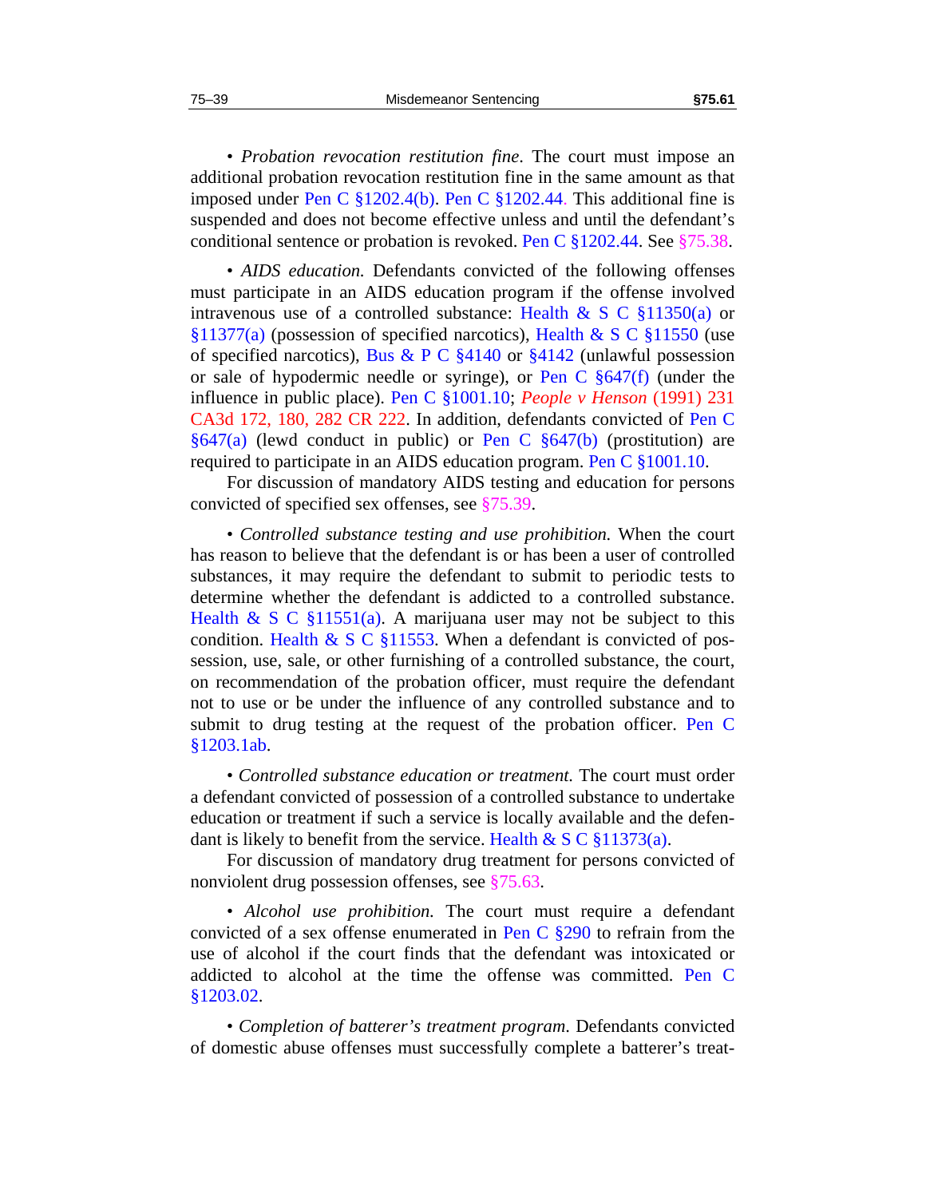• *Probation revocation restitution fine*. The court must impose an additional probation revocation restitution fine in the same amount as that imposed under Pen C §1202.4(b). Pen C §1202.44. This additional fine is suspended and does not become effective unless and until the defendant's conditional sentence or probation is revoked. Pen C §1202.44. See §75.38.

• *AIDS education.* Defendants convicted of the following offenses must participate in an AIDS education program if the offense involved intravenous use of a controlled substance: Health & S C §11350(a) or §11377(a) (possession of specified narcotics), Health & S C §11550 (use of specified narcotics), Bus & P C §4140 or §4142 (unlawful possession or sale of hypodermic needle or syringe), or Pen C §647(f) (under the influence in public place). Pen C §1001.10; *People v Henson* (1991) 231 CA3d 172, 180, 282 CR 222. In addition, defendants convicted of Pen C §647(a) (lewd conduct in public) or Pen C §647(b) (prostitution) are required to participate in an AIDS education program. Pen C §1001.10.

For discussion of mandatory AIDS testing and education for persons convicted of specified sex offenses, see §75.39.

• *Controlled substance testing and use prohibition.* When the court has reason to believe that the defendant is or has been a user of controlled substances, it may require the defendant to submit to periodic tests to determine whether the defendant is addicted to a controlled substance. Health & S C §11551(a). A marijuana user may not be subject to this condition. Health & S C §11553. When a defendant is convicted of possession, use, sale, or other furnishing of a controlled substance, the court, on recommendation of the probation officer, must require the defendant not to use or be under the influence of any controlled substance and to submit to drug testing at the request of the probation officer. Pen C §1203.1ab.

• *Controlled substance education or treatment.* The court must order a defendant convicted of possession of a controlled substance to undertake education or treatment if such a service is locally available and the defendant is likely to benefit from the service. Health & S C §11373(a).

For discussion of mandatory drug treatment for persons convicted of nonviolent drug possession offenses, see §75.63.

• *Alcohol use prohibition.* The court must require a defendant convicted of a sex offense enumerated in Pen C §290 to refrain from the use of alcohol if the court finds that the defendant was intoxicated or addicted to alcohol at the time the offense was committed. Pen C §1203.02.

• *Completion of batterer's treatment program*. Defendants convicted of domestic abuse offenses must successfully complete a batterer's treat-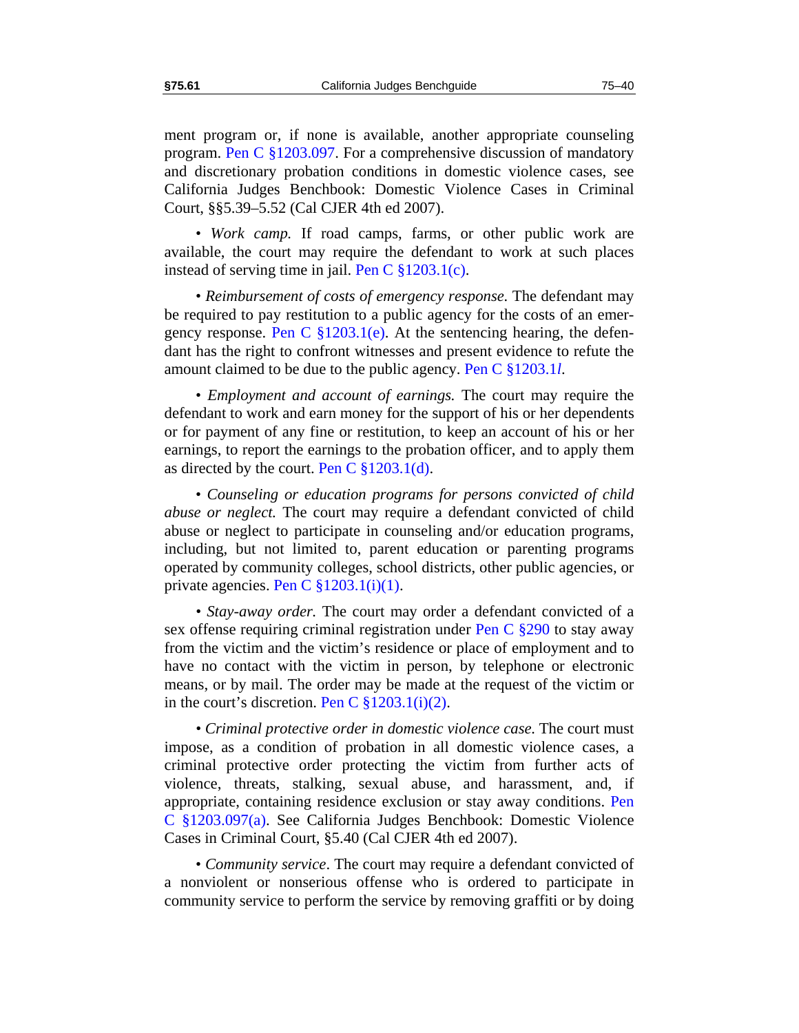ment program or, if none is available, another appropriate counseling program. Pen C §1203.097. For a comprehensive discussion of mandatory and discretionary probation conditions in domestic violence cases, see California Judges Benchbook: Domestic Violence Cases in Criminal Court, §§5.39–5.52 (Cal CJER 4th ed 2007).

• *Work camp.* If road camps, farms, or other public work are available, the court may require the defendant to work at such places instead of serving time in jail. Pen C §1203.1(c).

• *Reimbursement of costs of emergency response.* The defendant may be required to pay restitution to a public agency for the costs of an emergency response. Pen C §1203.1(e). At the sentencing hearing, the defendant has the right to confront witnesses and present evidence to refute the amount claimed to be due to the public agency. Pen C §1203.1*l*.

• *Employment and account of earnings.* The court may require the defendant to work and earn money for the support of his or her dependents or for payment of any fine or restitution, to keep an account of his or her earnings, to report the earnings to the probation officer, and to apply them as directed by the court. Pen C §1203.1(d).

• *Counseling or education programs for persons convicted of child abuse or neglect.* The court may require a defendant convicted of child abuse or neglect to participate in counseling and/or education programs, including, but not limited to, parent education or parenting programs operated by community colleges, school districts, other public agencies, or private agencies. Pen C §1203.1(i)(1).

• *Stay-away order.* The court may order a defendant convicted of a sex offense requiring criminal registration under Pen C §290 to stay away from the victim and the victim's residence or place of employment and to have no contact with the victim in person, by telephone or electronic means, or by mail. The order may be made at the request of the victim or in the court's discretion. Pen C §1203.1(i)(2).

• *Criminal protective order in domestic violence case.* The court must impose, as a condition of probation in all domestic violence cases, a criminal protective order protecting the victim from further acts of violence, threats, stalking, sexual abuse, and harassment, and, if appropriate, containing residence exclusion or stay away conditions. Pen C §1203.097(a). See California Judges Benchbook: Domestic Violence Cases in Criminal Court, §5.40 (Cal CJER 4th ed 2007).

• *Community service*. The court may require a defendant convicted of a nonviolent or nonserious offense who is ordered to participate in community service to perform the service by removing graffiti or by doing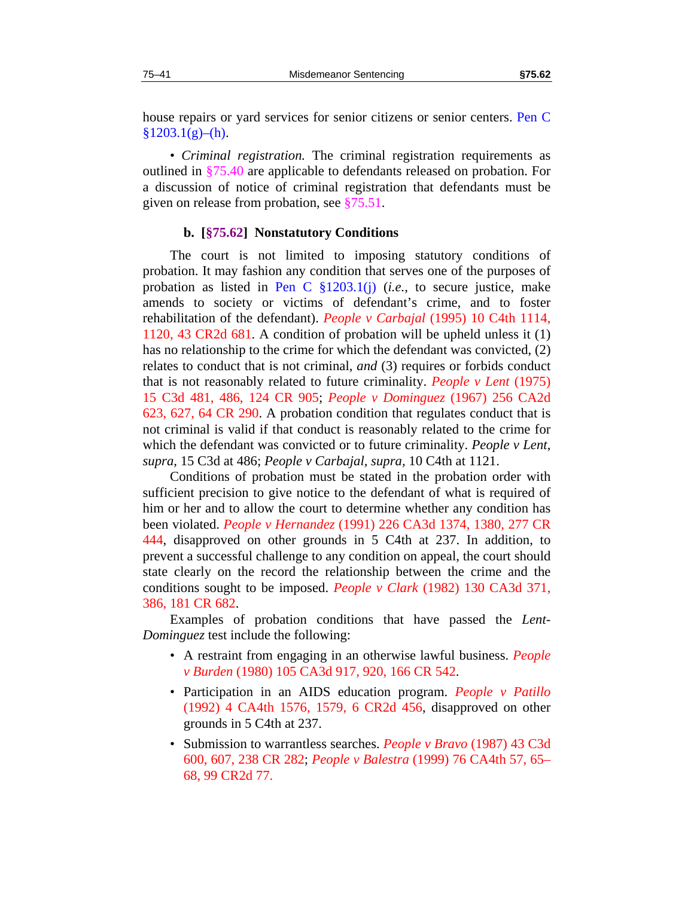house repairs or yard services for senior citizens or senior centers. Pen C §1203.1(g)–(h).

• *Criminal registration.* The criminal registration requirements as outlined in §75.40 are applicable to defendants released on probation. For a discussion of notice of criminal registration that defendants must be given on release from probation, see §75.51.

### b. [§75.62] Nonstatutory Conditions

The court is not limited to imposing statutory conditions of probation. It may fashion any condition that serves one of the purposes of probation as listed in Pen C §1203.1(j) (*i.e.,* to secure justice, make amends to society or victims of defendant's crime, and to foster rehabilitation of the defendant). *People v Carbajal* (1995) 10 C4th 1114, 1120, 43 CR2d 681. A condition of probation will be upheld unless it (1) has no relationship to the crime for which the defendant was convicted, (2) relates to conduct that is not criminal, *and* (3) requires or forbids conduct that is not reasonably related to future criminality. *People v Lent* (1975) 15 C3d 481, 486, 124 CR 905; *People v Dominguez* (1967) 256 CA2d 623, 627, 64 CR 290. A probation condition that regulates conduct that is not criminal is valid if that conduct is reasonably related to the crime for which the defendant was convicted or to future criminality. *People v Lent*, *supra*, 15 C3d at 486; *People v Carbajal*, *supra*, 10 C4th at 1121.

Conditions of probation must be stated in the probation order with sufficient precision to give notice to the defendant of what is required of him or her and to allow the court to determine whether any condition has been violated. *People v Hernandez* (1991) 226 CA3d 1374, 1380, 277 CR 444, disapproved on other grounds in 5 C4th at 237. In addition, to prevent a successful challenge to any condition on appeal, the court should state clearly on the record the relationship between the crime and the conditions sought to be imposed. *People v Clark* (1982) 130 CA3d 371, 386, 181 CR 682.

Examples of probation conditions that have passed the *Lent-Dominguez* test include the following:

- A restraint from engaging in an otherwise lawful business. *People v Burden* (1980) 105 CA3d 917, 920, 166 CR 542.
- Participation in an AIDS education program. *People v Patillo* (1992) 4 CA4th 1576, 1579, 6 CR2d 456, disapproved on other grounds in 5 C4th at 237.
- Submission to warrantless searches. *People v Bravo* (1987) 43 C3d 600, 607, 238 CR 282; *People v Balestra* (1999) 76 CA4th 57, 65–68, 99 CR2d 77.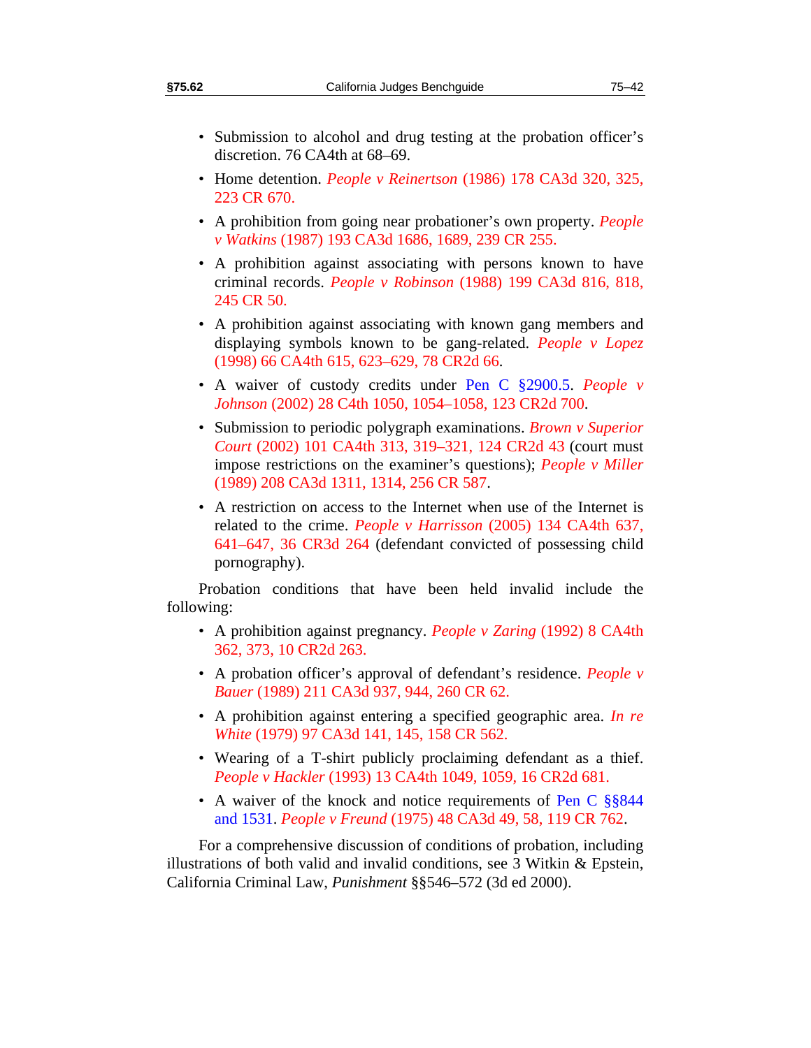- Submission to alcohol and drug testing at the probation officer's discretion. 76 CA4th at 68–69.
- Home detention. *People v Reinertson* (1986) 178 CA3d 320, 325, 223 CR 670.
- A prohibition from going near probationer's own property. *People v Watkins* (1987) 193 CA3d 1686, 1689, 239 CR 255.
- A prohibition against associating with persons known to have criminal records. *People v Robinson* (1988) 199 CA3d 816, 818, 245 CR 50.
- A prohibition against associating with known gang members and displaying symbols known to be gang-related. *People v Lopez* (1998) 66 CA4th 615, 623–629, 78 CR2d 66.
- A waiver of custody credits under Pen C §2900.5. *People v Johnson* (2002) 28 C4th 1050, 1054–1058, 123 CR2d 700.
- Submission to periodic polygraph examinations. *Brown v Superior Court* (2002) 101 CA4th 313, 319–321, 124 CR2d 43 (court must impose restrictions on the examiner's questions); *People v Miller* (1989) 208 CA3d 1311, 1314, 256 CR 587.
- A restriction on access to the Internet when use of the Internet is related to the crime. *People v Harrisson* (2005) 134 CA4th 637, 641–647, 36 CR3d 264 (defendant convicted of possessing child pornography).

Probation conditions that have been held invalid include the following:

- A prohibition against pregnancy. *People v Zaring* (1992) 8 CA4th 362, 373, 10 CR2d 263.
- A probation officer's approval of defendant's residence. *People v Bauer* (1989) 211 CA3d 937, 944, 260 CR 62.
- A prohibition against entering a specified geographic area. *In re White* (1979) 97 CA3d 141, 145, 158 CR 562.
- Wearing of a T-shirt publicly proclaiming defendant as a thief. *People v Hackler* (1993) 13 CA4th 1049, 1059, 16 CR2d 681.
- A waiver of the knock and notice requirements of Pen C §§844 and 1531. *People v Freund* (1975) 48 CA3d 49, 58, 119 CR 762.

For a comprehensive discussion of conditions of probation, including illustrations of both valid and invalid conditions, see 3 Witkin & Epstein, California Criminal Law, *Punishment* §§546–572 (3d ed 2000).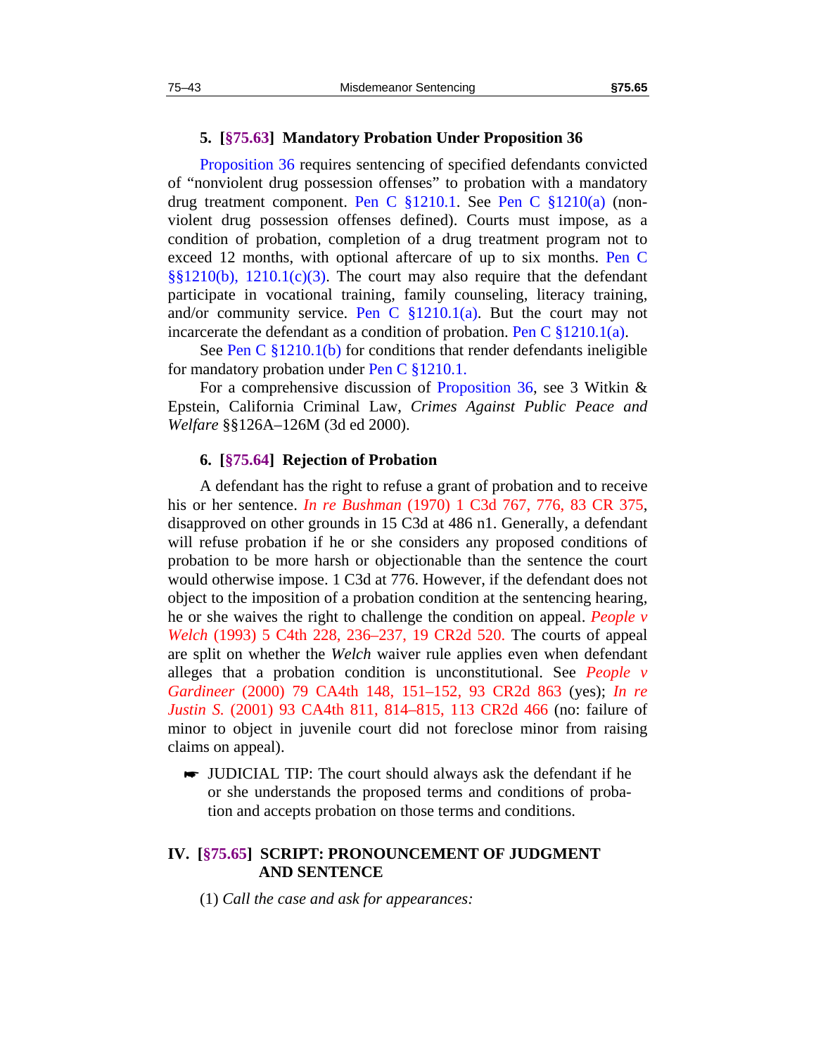### 5. [§75.63] Mandatory Probation Under Proposition 36

Proposition 36 requires sentencing of specified defendants convicted of "nonviolent drug possession offenses" to probation with a mandatory drug treatment component. Pen C §1210.1. See Pen C §1210(a) (nonviolent drug possession offenses defined). Courts must impose, as a condition of probation, completion of a drug treatment program not to exceed 12 months, with optional aftercare of up to six months. Pen C §§1210(b), 1210.1(c)(3). The court may also require that the defendant participate in vocational training, family counseling, literacy training, and/or community service. Pen C §1210.1(a). But the court may not incarcerate the defendant as a condition of probation. Pen C §1210.1(a).

See Pen C §1210.1(b) for conditions that render defendants ineligible for mandatory probation under Pen C §1210.1.

For a comprehensive discussion of Proposition 36, see 3 Witkin & Epstein, California Criminal Law, *Crimes Against Public Peace and Welfare* §§126A–126M (3d ed 2000).

### 6. [§75.64] Rejection of Probation

A defendant has the right to refuse a grant of probation and to receive his or her sentence. *In re Bushman* (1970) 1 C3d 767, 776, 83 CR 375, disapproved on other grounds in 15 C3d at 486 n1. Generally, a defendant will refuse probation if he or she considers any proposed conditions of probation to be more harsh or objectionable than the sentence the court would otherwise impose. 1 C3d at 776. However, if the defendant does not object to the imposition of a probation condition at the sentencing hearing, he or she waives the right to challenge the condition on appeal. *People v Welch* (1993) 5 C4th 228, 236–237, 19 CR2d 520. The courts of appeal are split on whether the *Welch* waiver rule applies even when defendant alleges that a probation condition is unconstitutional. See *People v Gardineer* (2000) 79 CA4th 148, 151–152, 93 CR2d 863 (yes); *In re Justin S.* (2001) 93 CA4th 811, 814–815, 113 CR2d 466 (no: failure of minor to object in juvenile court did not foreclose minor from raising claims on appeal).

> ☛ JUDICIAL TIP: The court should always ask the defendant if he or she understands the proposed terms and conditions of probation and accepts probation on those terms and conditions.

## IV. [§75.65] SCRIPT: PRONOUNCEMENT OF JUDGMENT AND SENTENCE

(1) *Call the case and ask for appearances:*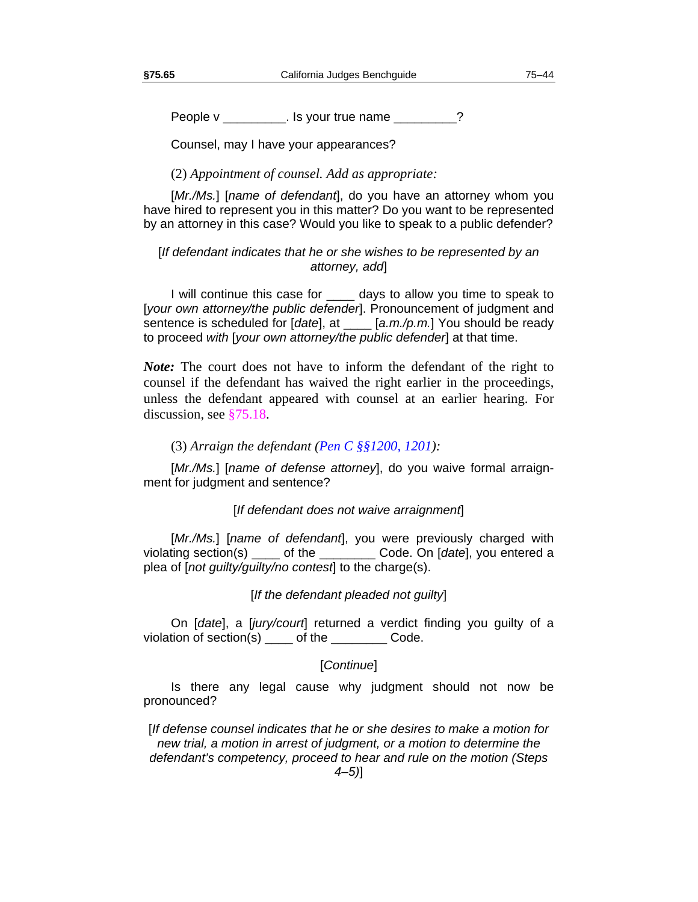People v _________. Is your true name _________?

Counsel, may I have your appearances?

(2) *Appointment of counsel. Add as appropriate:*

[*Mr./Ms.*] [*name of defendant*], do you have an attorney whom you have hired to represent you in this matter? Do you want to be represented by an attorney in this case? Would you like to speak to a public defender?

[*If defendant indicates that he or she wishes to be represented by an attorney, add*]

I will continue this case for ____ days to allow you time to speak to [*your own attorney/the public defender*]. Pronouncement of judgment and sentence is scheduled for [*date*], at ____ [*a.m./p.m.*] You should be ready to proceed *with* [*your own attorney/the public defender*] at that time.

***Note:*** The court does not have to inform the defendant of the right to counsel if the defendant has waived the right earlier in the proceedings, unless the defendant appeared with counsel at an earlier hearing. For discussion, see §75.18.

(3) *Arraign the defendant (Pen C §§1200, 1201):*

[*Mr./Ms.*] [*name of defense attorney*], do you waive formal arraignment for judgment and sentence?

[*If defendant does not waive arraignment*]

[*Mr./Ms.*] [*name of defendant*], you were previously charged with violating section(s) ____ of the ________ Code. On [*date*], you entered a plea of [*not guilty/guilty/no contest*] to the charge(s).

[*If the defendant pleaded not guilty*]

On [*date*], a [*jury/court*] returned a verdict finding you guilty of a violation of section(s) ____ of the ________ Code.

[*Continue*]

Is there any legal cause why judgment should not now be pronounced?

[*If defense counsel indicates that he or she desires to make a motion for new trial, a motion in arrest of judgment, or a motion to determine the defendant's competency, proceed to hear and rule on the motion (Steps 4–5)*]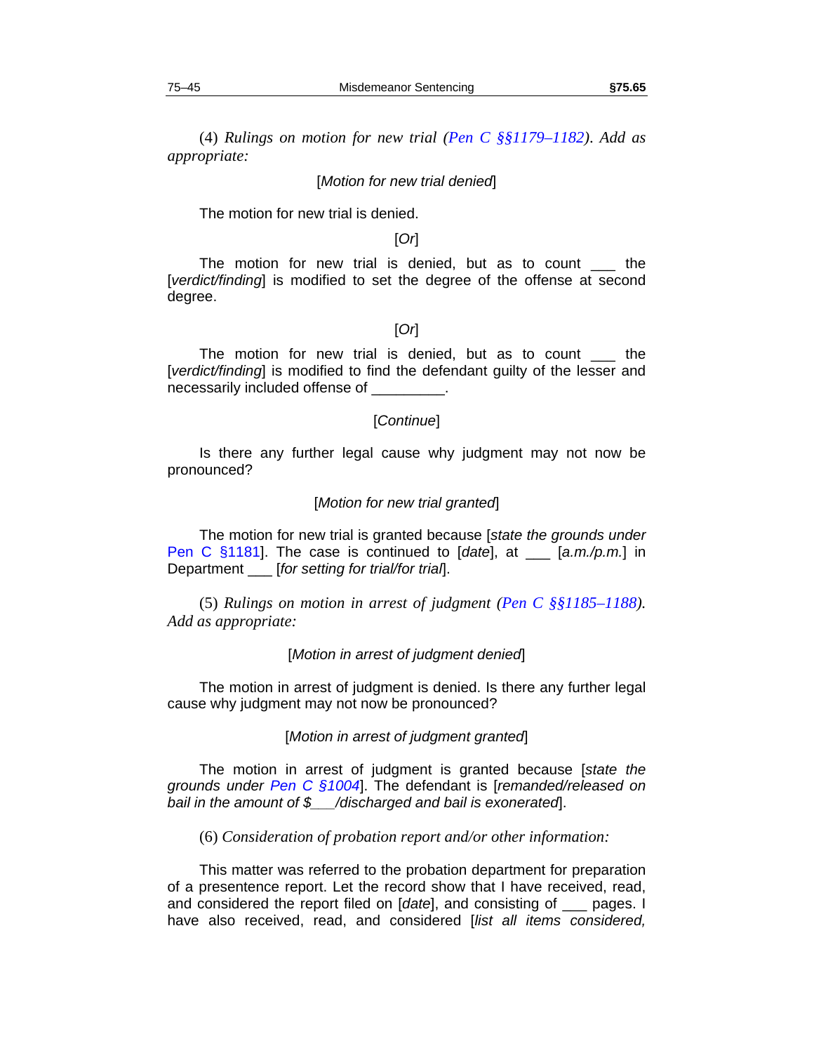(4) *Rulings on motion for new trial (Pen C §§1179–1182). Add as appropriate:*

[*Motion for new trial denied*]

The motion for new trial is denied.

[*Or*]

The motion for new trial is denied, but as to count ___ the [*verdict/finding*] is modified to set the degree of the offense at second degree.

[*Or*]

The motion for new trial is denied, but as to count ___ the [*verdict/finding*] is modified to find the defendant guilty of the lesser and necessarily included offense of _________.

[*Continue*]

Is there any further legal cause why judgment may not now be pronounced?

[*Motion for new trial granted*]

The motion for new trial is granted because [*state the grounds under* Pen C §1181]. The case is continued to [*date*], at ___ [*a.m./p.m.*] in Department ___ [*for setting for trial/for trial*].

(5) *Rulings on motion in arrest of judgment (Pen C §§1185–1188). Add as appropriate:*

[*Motion in arrest of judgment denied*]

The motion in arrest of judgment is denied. Is there any further legal cause why judgment may not now be pronounced?

[*Motion in arrest of judgment granted*]

The motion in arrest of judgment is granted because [*state the grounds under Pen C §1004*]. The defendant is [*remanded/released on bail in the amount of $___/discharged and bail is exonerated*].

(6) *Consideration of probation report and/or other information:*

This matter was referred to the probation department for preparation of a presentence report. Let the record show that I have received, read, and considered the report filed on [*date*], and consisting of ___ pages. I have also received, read, and considered [*list all items considered,*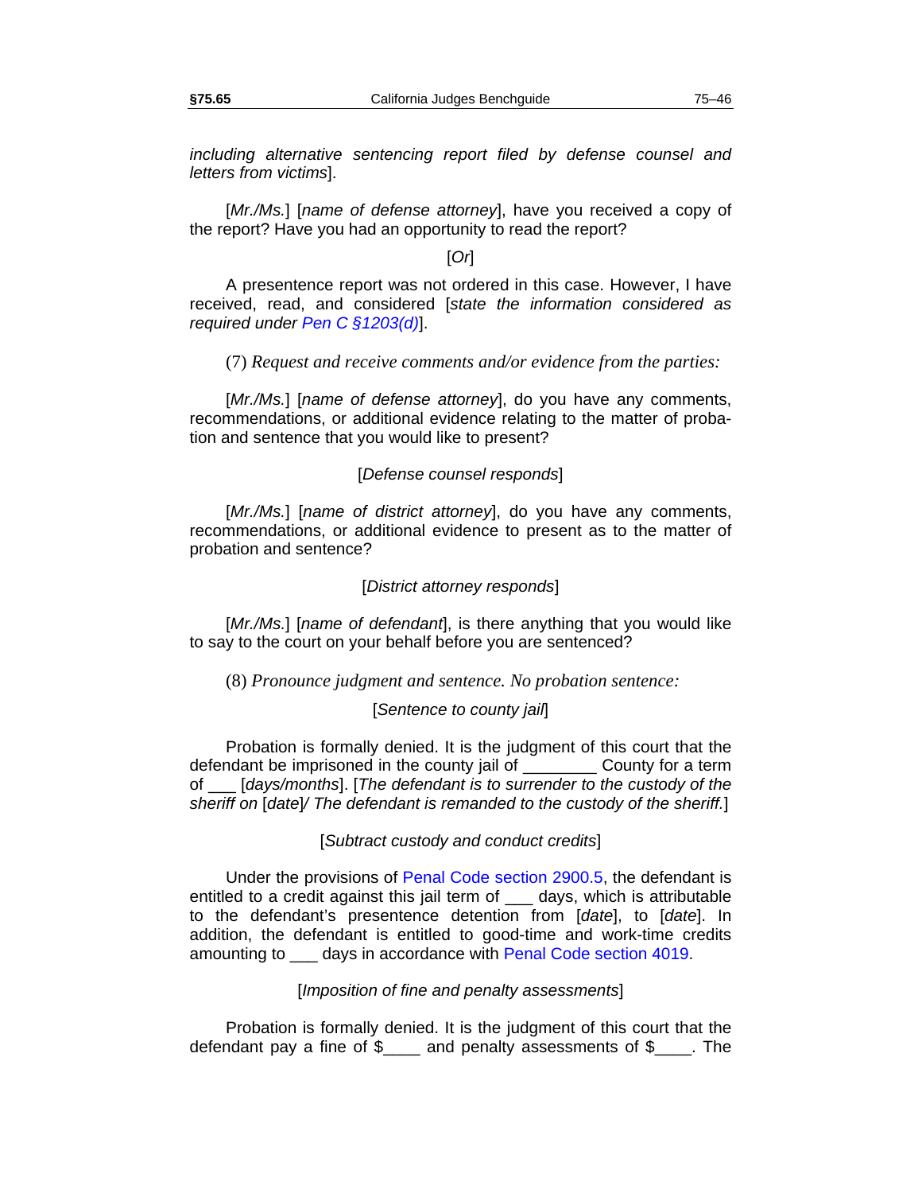*including alternative sentencing report filed by defense counsel and letters from victims*].

[*Mr./Ms.*] [*name of defense attorney*], have you received a copy of the report? Have you had an opportunity to read the report?

[*Or*]

A presentence report was not ordered in this case. However, I have received, read, and considered [*state the information considered as required under Pen C §1203(d)*].

(7) *Request and receive comments and/or evidence from the parties:*

[*Mr./Ms.*] [*name of defense attorney*], do you have any comments, recommendations, or additional evidence relating to the matter of probation and sentence that you would like to present?

[*Defense counsel responds*]

[*Mr./Ms.*] [*name of district attorney*], do you have any comments, recommendations, or additional evidence to present as to the matter of probation and sentence?

[*District attorney responds*]

[*Mr./Ms.*] [*name of defendant*], is there anything that you would like to say to the court on your behalf before you are sentenced?

(8) *Pronounce judgment and sentence. No probation sentence:*

[*Sentence to county jail*]

Probation is formally denied. It is the judgment of this court that the defendant be imprisoned in the county jail of ________ County for a term of ___ [*days/months*]. [*The defendant is to surrender to the custody of the sheriff on* [*date*]*/ The defendant is remanded to the custody of the sheriff.*]

[*Subtract custody and conduct credits*]

Under the provisions of Penal Code section 2900.5, the defendant is entitled to a credit against this jail term of ___ days, which is attributable to the defendant's presentence detention from [*date*], to [*date*]. In addition, the defendant is entitled to good-time and work-time credits amounting to ___ days in accordance with Penal Code section 4019.

[*Imposition of fine and penalty assessments*]

Probation is formally denied. It is the judgment of this court that the defendant pay a fine of $____ and penalty assessments of $____. The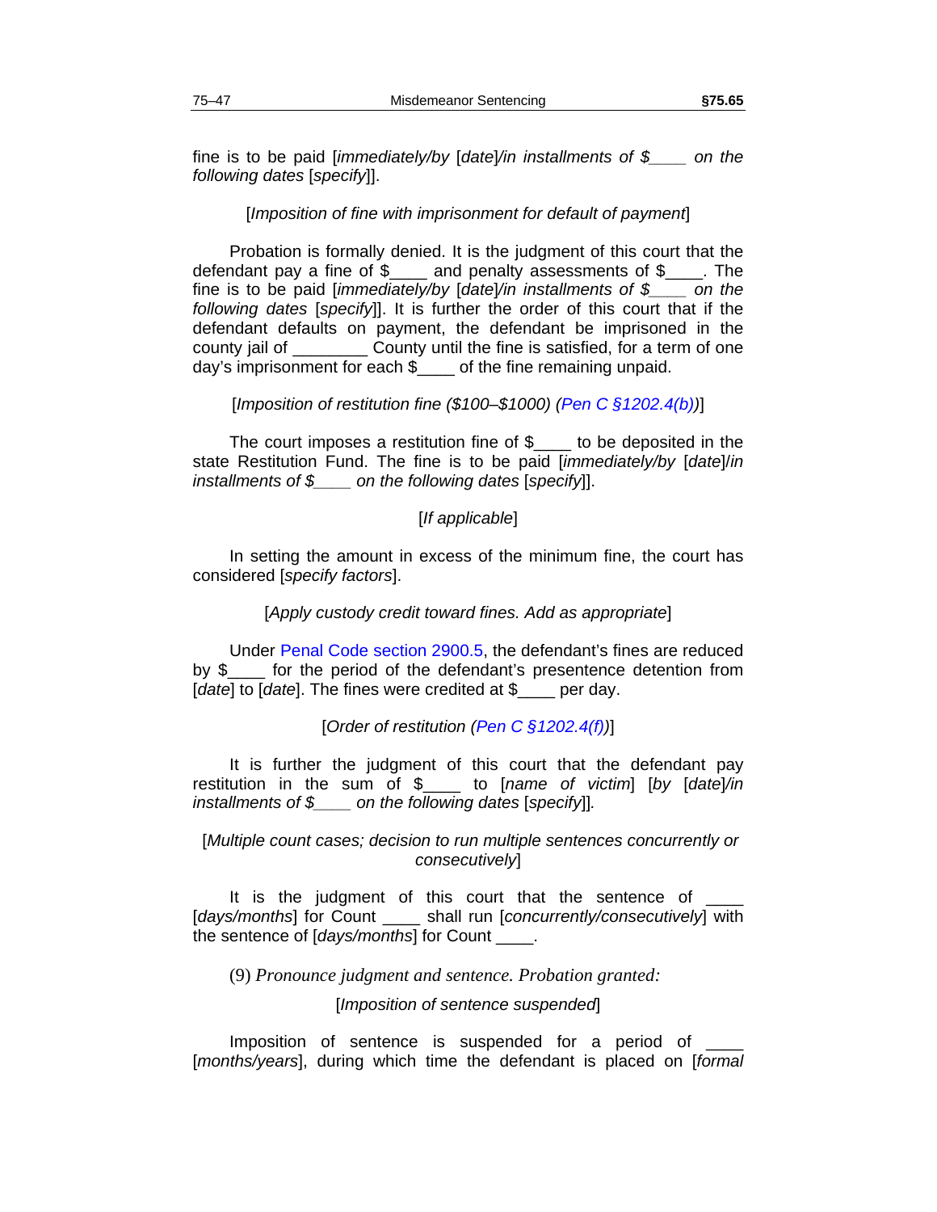fine is to be paid [*immediately/by* [*date*]*/in installments of $____ on the following dates* [*specify*]].

[*Imposition of fine with imprisonment for default of payment*]

Probation is formally denied. It is the judgment of this court that the defendant pay a fine of $____ and penalty assessments of $____. The fine is to be paid [*immediately/by* [*date*]*/in installments of $____ on the following dates* [*specify*]]. It is further the order of this court that if the defendant defaults on payment, the defendant be imprisoned in the county jail of ________ County until the fine is satisfied, for a term of one day's imprisonment for each $____ of the fine remaining unpaid.

[*Imposition of restitution fine ($100–$1000) (Pen C §1202.4(b))*]

The court imposes a restitution fine of $____ to be deposited in the state Restitution Fund. The fine is to be paid [*immediately/by* [*date*]*/in installments of $____ on the following dates* [*specify*]].

[*If applicable*]

In setting the amount in excess of the minimum fine, the court has considered [*specify factors*].

[*Apply custody credit toward fines. Add as appropriate*]

Under Penal Code section 2900.5, the defendant's fines are reduced by $____ for the period of the defendant's presentence detention from [*date*] to [*date*]. The fines were credited at $____ per day.

[*Order of restitution (Pen C §1202.4(f))*]

It is further the judgment of this court that the defendant pay restitution in the sum of $____ to [*name of victim*] [*by* [*date*]*/in installments of $____ on the following dates* [*specify*]].

[*Multiple count cases; decision to run multiple sentences concurrently or consecutively*]

It is the judgment of this court that the sentence of ____ [*days/months*] for Count ____ shall run [*concurrently/consecutively*] with the sentence of [*days/months*] for Count ____.

(9) *Pronounce judgment and sentence. Probation granted:*

[*Imposition of sentence suspended*]

Imposition of sentence is suspended for a period of ____ [*months/years*], during which time the defendant is placed on [*formal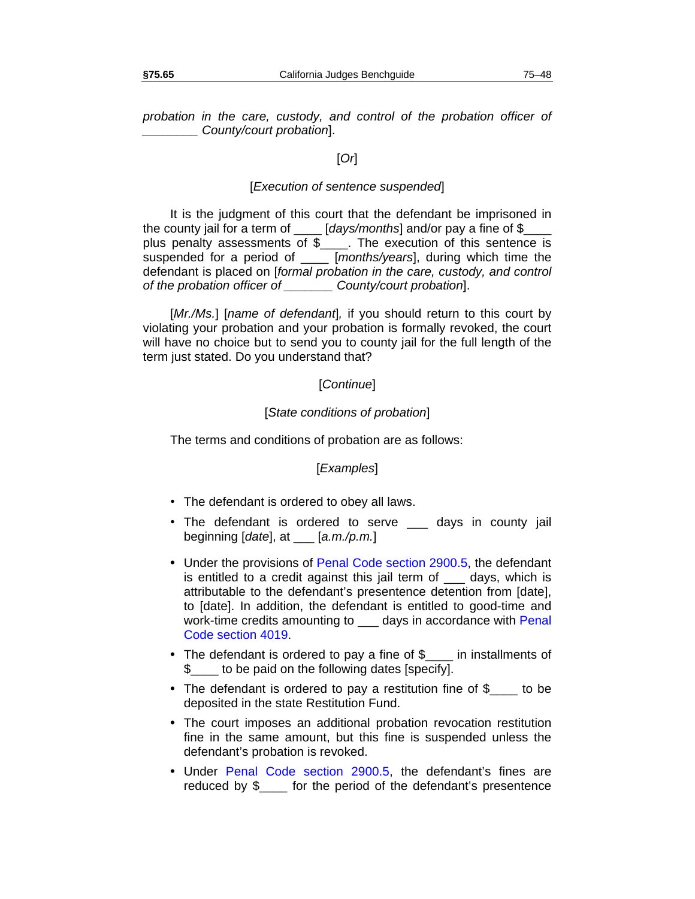*probation in the care, custody, and control of the probation officer of ________ County/court probation*].

[*Or*]

[*Execution of sentence suspended*]

It is the judgment of this court that the defendant be imprisoned in the county jail for a term of ____ [*days/months*] and/or pay a fine of $____ plus penalty assessments of $____. The execution of this sentence is suspended for a period of ____ [*months/years*], during which time the defendant is placed on [*formal probation in the care, custody, and control of the probation officer of _______ County/court probation*].

[*Mr./Ms.*] [*name of defendant*]*,* if you should return to this court by violating your probation and your probation is formally revoked, the court will have no choice but to send you to county jail for the full length of the term just stated. Do you understand that?

[*Continue*]

[*State conditions of probation*]

The terms and conditions of probation are as follows:

[*Examples*]

- The defendant is ordered to obey all laws.
- The defendant is ordered to serve ___ days in county jail beginning [*date*], at ___ [*a.m./p.m.*]
- Under the provisions of Penal Code section 2900.5, the defendant is entitled to a credit against this jail term of ___ days, which is attributable to the defendant's presentence detention from [date], to [date]. In addition, the defendant is entitled to good-time and work-time credits amounting to ___ days in accordance with Penal Code section 4019.
- The defendant is ordered to pay a fine of $____ in installments of $____ to be paid on the following dates [specify].
- The defendant is ordered to pay a restitution fine of $____ to be deposited in the state Restitution Fund.
- The court imposes an additional probation revocation restitution fine in the same amount, but this fine is suspended unless the defendant's probation is revoked.
- Under Penal Code section 2900.5, the defendant's fines are reduced by $____ for the period of the defendant's presentence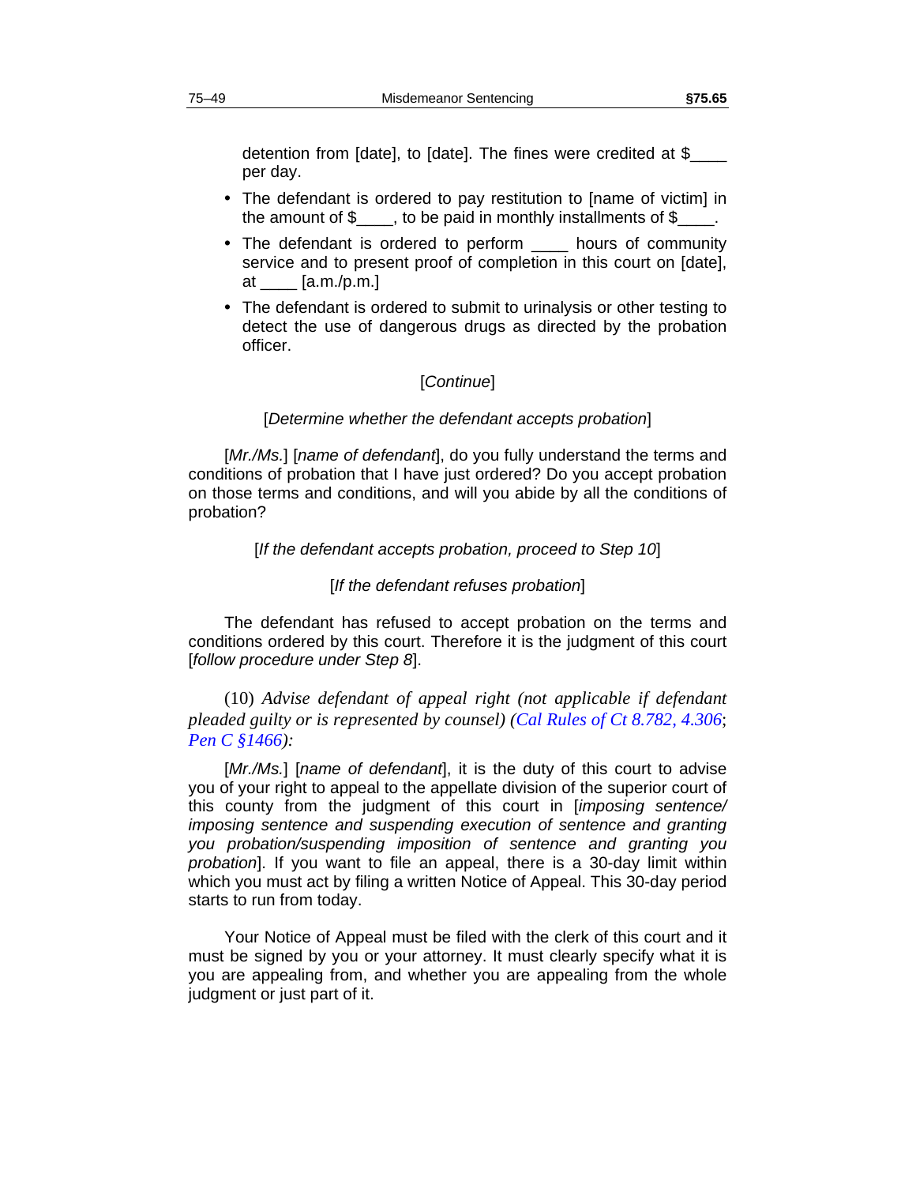detention from [date], to [date]. The fines were credited at $____ per day.

- The defendant is ordered to pay restitution to [name of victim] in the amount of $____, to be paid in monthly installments of $____.
- The defendant is ordered to perform ____ hours of community service and to present proof of completion in this court on [date], at ____ [a.m./p.m.]
- The defendant is ordered to submit to urinalysis or other testing to detect the use of dangerous drugs as directed by the probation officer.

[*Continue*]

[*Determine whether the defendant accepts probation*]

[*Mr./Ms.*] [*name of defendant*], do you fully understand the terms and conditions of probation that I have just ordered? Do you accept probation on those terms and conditions, and will you abide by all the conditions of probation?

[*If the defendant accepts probation, proceed to Step 10*]

[*If the defendant refuses probation*]

The defendant has refused to accept probation on the terms and conditions ordered by this court. Therefore it is the judgment of this court [*follow procedure under Step 8*].

(10) *Advise defendant of appeal right (not applicable if defendant pleaded guilty or is represented by counsel) (Cal Rules of Ct 8.782, 4.306; Pen C §1466):*

[*Mr./Ms.*] [*name of defendant*], it is the duty of this court to advise you of your right to appeal to the appellate division of the superior court of this county from the judgment of this court in [*imposing sentence/ imposing sentence and suspending execution of sentence and granting you probation/suspending imposition of sentence and granting you probation*]. If you want to file an appeal, there is a 30-day limit within which you must act by filing a written Notice of Appeal. This 30-day period starts to run from today.

Your Notice of Appeal must be filed with the clerk of this court and it must be signed by you or your attorney. It must clearly specify what it is you are appealing from, and whether you are appealing from the whole judgment or just part of it.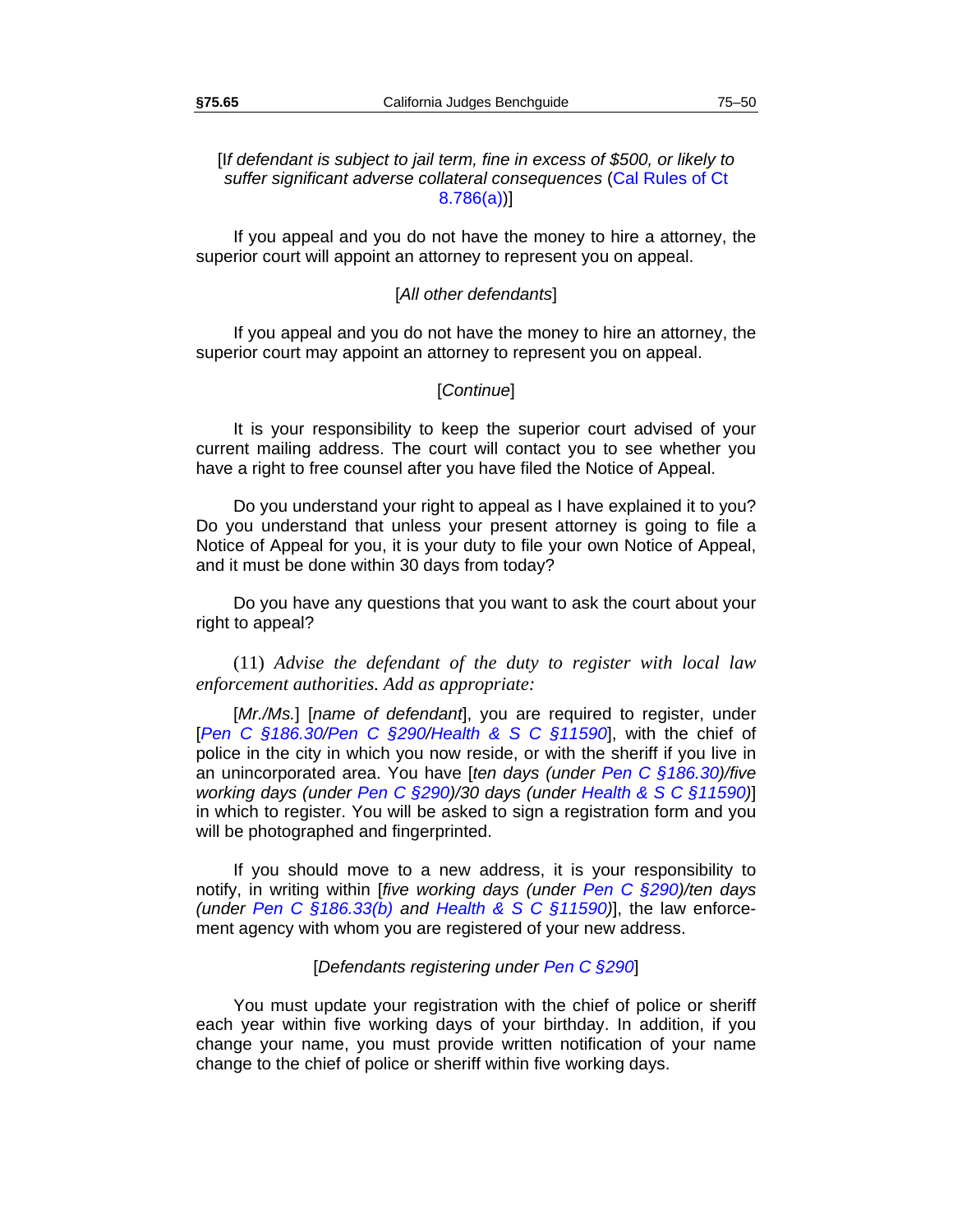[*If defendant is subject to jail term, fine in excess of $500, or likely to suffer significant adverse collateral consequences* (Cal Rules of Ct 8.786(a))]

If you appeal and you do not have the money to hire a attorney, the superior court will appoint an attorney to represent you on appeal.

[*All other defendants*]

If you appeal and you do not have the money to hire an attorney, the superior court may appoint an attorney to represent you on appeal.

[*Continue*]

It is your responsibility to keep the superior court advised of your current mailing address. The court will contact you to see whether you have a right to free counsel after you have filed the Notice of Appeal.

Do you understand your right to appeal as I have explained it to you? Do you understand that unless your present attorney is going to file a Notice of Appeal for you, it is your duty to file your own Notice of Appeal, and it must be done within 30 days from today?

Do you have any questions that you want to ask the court about your right to appeal?

(11) *Advise the defendant of the duty to register with local law enforcement authorities. Add as appropriate:*

[*Mr./Ms.*] [*name of defendant*], you are required to register, under [*Pen C §186.30/Pen C §290/Health & S C §11590*], with the chief of police in the city in which you now reside, or with the sheriff if you live in an unincorporated area. You have [*ten days (under Pen C §186.30)/five working days (under Pen C §290)/30 days (under Health & S C §11590)*] in which to register. You will be asked to sign a registration form and you will be photographed and fingerprinted.

If you should move to a new address, it is your responsibility to notify, in writing within [*five working days (under Pen C §290)/ten days (under Pen C §186.33(b) and Health & S C §11590)*], the law enforcement agency with whom you are registered of your new address.

[*Defendants registering under Pen C §290*]

You must update your registration with the chief of police or sheriff each year within five working days of your birthday. In addition, if you change your name, you must provide written notification of your name change to the chief of police or sheriff within five working days.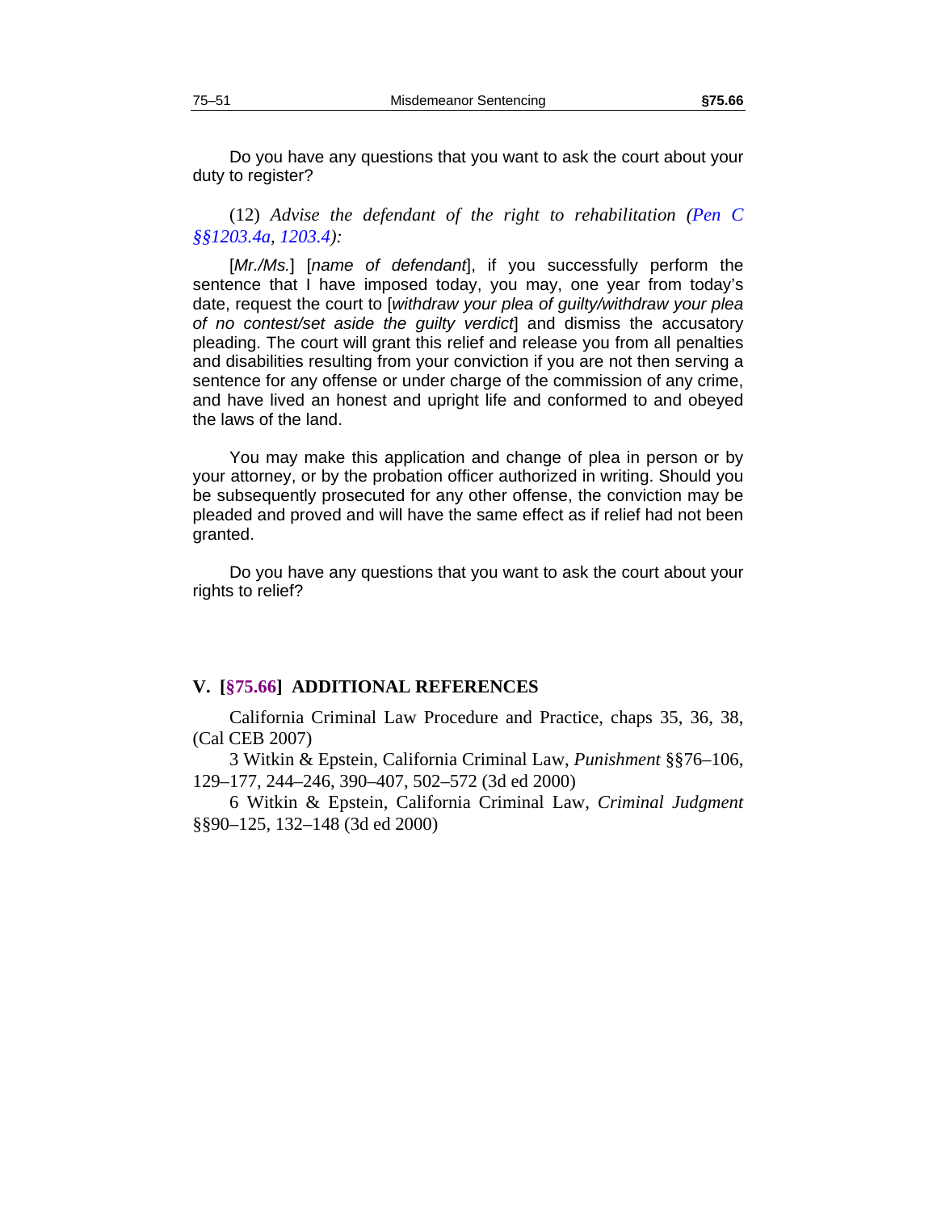Do you have any questions that you want to ask the court about your duty to register?

(12) *Advise the defendant of the right to rehabilitation (Pen C §§1203.4a, 1203.4):*

[*Mr./Ms.*] [*name of defendant*], if you successfully perform the sentence that I have imposed today, you may, one year from today's date, request the court to [*withdraw your plea of guilty/withdraw your plea of no contest/set aside the guilty verdict*] and dismiss the accusatory pleading. The court will grant this relief and release you from all penalties and disabilities resulting from your conviction if you are not then serving a sentence for any offense or under charge of the commission of any crime, and have lived an honest and upright life and conformed to and obeyed the laws of the land.

You may make this application and change of plea in person or by your attorney, or by the probation officer authorized in writing. Should you be subsequently prosecuted for any other offense, the conviction may be pleaded and proved and will have the same effect as if relief had not been granted.

Do you have any questions that you want to ask the court about your rights to relief?

## V. [§75.66] ADDITIONAL REFERENCES

California Criminal Law Procedure and Practice, chaps 35, 36, 38, (Cal CEB 2007)

3 Witkin & Epstein, California Criminal Law, *Punishment* §§76–106, 129–177, 244–246, 390–407, 502–572 (3d ed 2000)

6 Witkin & Epstein, California Criminal Law, *Criminal Judgment* §§90–125, 132–148 (3d ed 2000)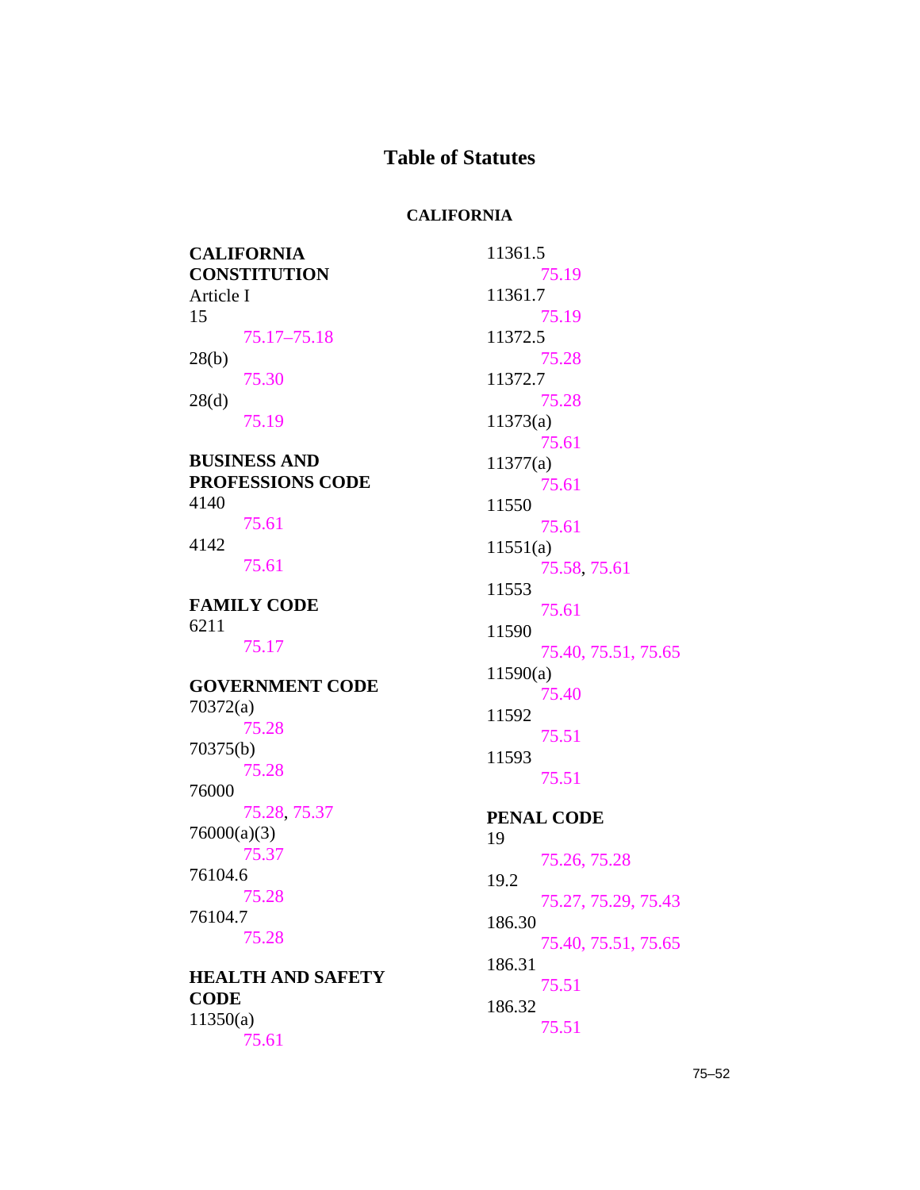# Table of Statutes

## CALIFORNIA

**CALIFORNIA CONSTITUTION**

Article I

15
  75.17–75.18

28(b)
  75.30

28(d)
  75.19

**BUSINESS AND PROFESSIONS CODE**

4140
  75.61

4142
  75.61

**FAMILY CODE**

6211
  75.17

**GOVERNMENT CODE**

70372(a)
  75.28

70375(b)
  75.28

76000
  75.28, 75.37

76000(a)(3)
  75.37

76104.6
  75.28

76104.7
  75.28

**HEALTH AND SAFETY CODE**

11350(a)
  75.61

11361.5
  75.19

11361.7
  75.19

11372.5
  75.28

11372.7
  75.28

11373(a)
  75.61

11377(a)
  75.61

11550
  75.61

11551(a)
  75.58, 75.61

11553
  75.61

11590
  75.40, 75.51, 75.65

11590(a)
  75.40

11592
  75.51

11593
  75.51

**PENAL CODE**

19
  75.26, 75.28

19.2
  75.27, 75.29, 75.43

186.30
  75.40, 75.51, 75.65

186.31
  75.51

186.32
  75.51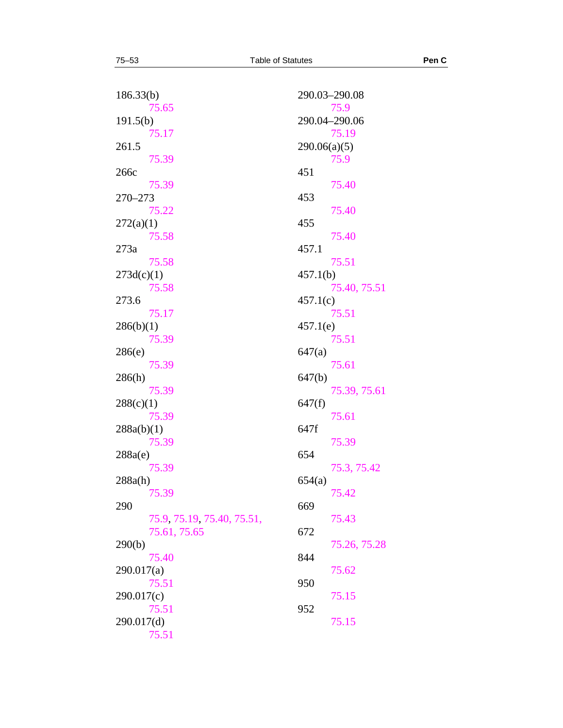186.33(b)
75.65

191.5(b)
75.17

261.5
75.39

266c
75.39

270–273
75.22

272(a)(1)
75.58

273a
75.58

273d(c)(1)
75.58

273.6
75.17

286(b)(1)
75.39

286(e)
75.39

286(h)
75.39

288(c)(1)
75.39

288a(b)(1)
75.39

288a(e)
75.39

288a(h)
75.39

290
75.9, 75.19, 75.40, 75.51, 75.61, 75.65

290(b)
75.40

290.017(a)
75.51

290.017(c)
75.51

290.017(d)
75.51

290.03–290.08
75.9

290.04–290.06
75.19

290.06(a)(5)
75.9

451
75.40

453
75.40

455
75.40

457.1
75.51

457.1(b)
75.40, 75.51

457.1(c)
75.51

457.1(e)
75.51

647(a)
75.61

647(b)
75.39, 75.61

647(f)
75.61

647f
75.39

654
75.3, 75.42

654(a)
75.42

669
75.43

672
75.26, 75.28

844
75.62

950
75.15

952
75.15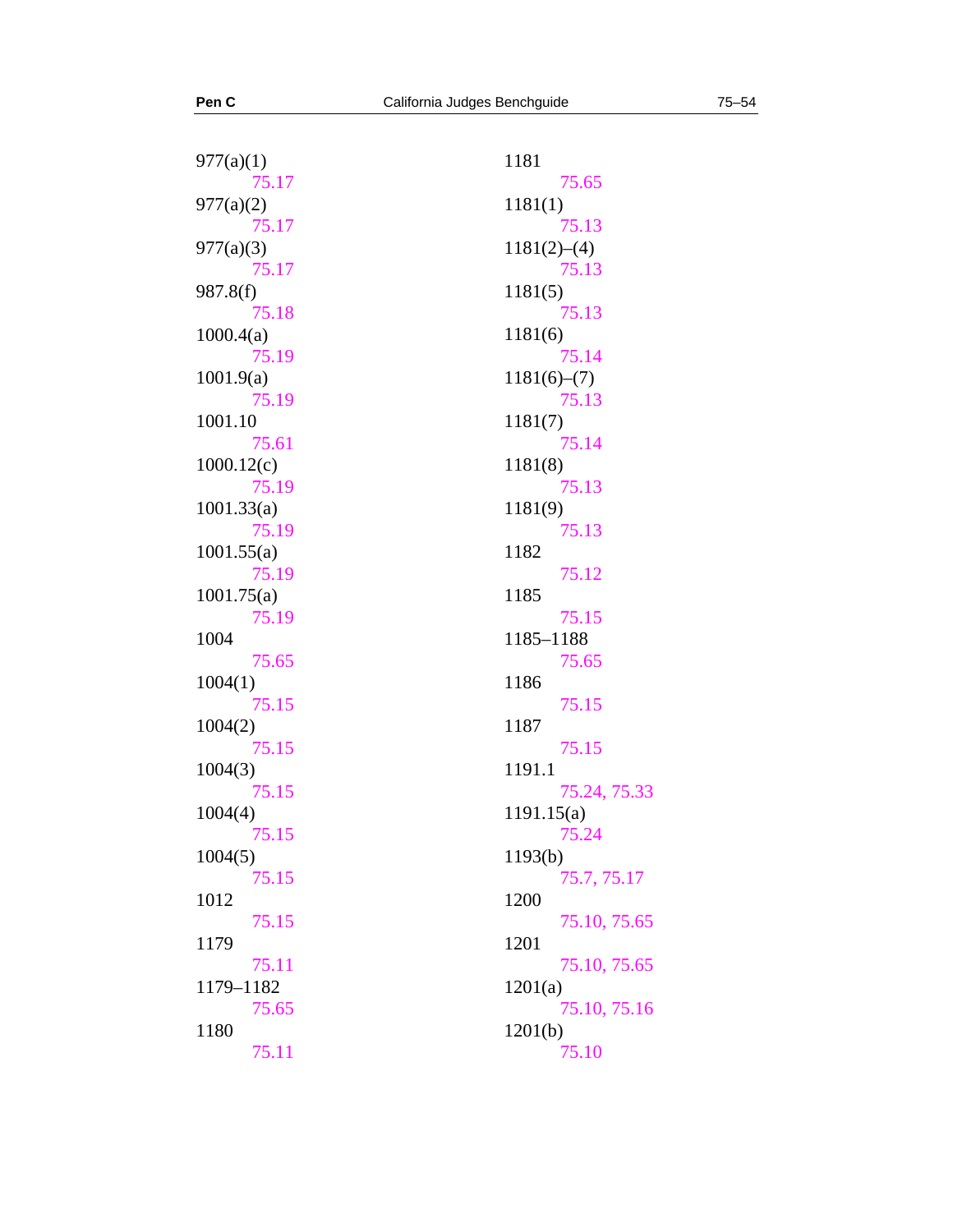977(a)(1)
75.17

977(a)(2)
75.17

977(a)(3)
75.17

987.8(f)
75.18

1000.4(a)
75.19

1001.9(a)
75.19

1001.10
75.61

1000.12(c)
75.19

1001.33(a)
75.19

1001.55(a)
75.19

1001.75(a)
75.19

1004
75.65

1004(1)
75.15

1004(2)
75.15

1004(3)
75.15

1004(4)
75.15

1004(5)
75.15

1012
75.15

1179
75.11

1179–1182
75.65

1180
75.11

1181
75.65

1181(1)
75.13

1181(2)–(4)
75.13

1181(5)
75.13

1181(6)
75.14

1181(6)–(7)
75.13

1181(7)
75.14

1181(8)
75.13

1181(9)
75.13

1182
75.12

1185
75.15

1185–1188
75.65

1186
75.15

1187
75.15

1191.1
75.24, 75.33

1191.15(a)
75.24

1193(b)
75.7, 75.17

1200
75.10, 75.65

1201
75.10, 75.65

1201(a)
75.10, 75.16

1201(b)
75.10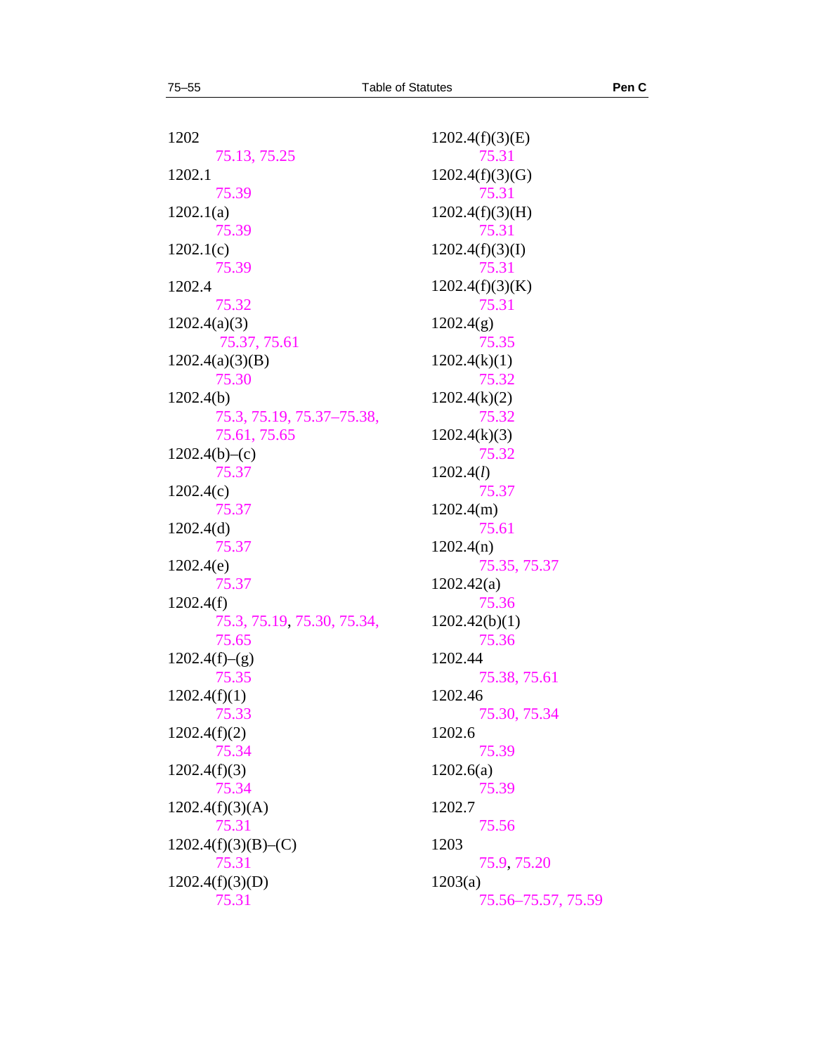1202
75.13, 75.25

1202.1
75.39

1202.1(a)
75.39

1202.1(c)
75.39

1202.4
75.32

1202.4(a)(3)
75.37, 75.61

1202.4(a)(3)(B)
75.30

1202.4(b)
75.3, 75.19, 75.37–75.38, 75.61, 75.65

1202.4(b)–(c)
75.37

1202.4(c)
75.37

1202.4(d)
75.37

1202.4(e)
75.37

1202.4(f)
75.3, 75.19, 75.30, 75.34, 75.65

1202.4(f)–(g)
75.35

1202.4(f)(1)
75.33

1202.4(f)(2)
75.34

1202.4(f)(3)
75.34

1202.4(f)(3)(A)
75.31

1202.4(f)(3)(B)–(C)
75.31

1202.4(f)(3)(D)
75.31

1202.4(f)(3)(E)
75.31

1202.4(f)(3)(G)
75.31

1202.4(f)(3)(H)
75.31

1202.4(f)(3)(I)
75.31

1202.4(f)(3)(K)
75.31

1202.4(g)
75.35

1202.4(k)(1)
75.32

1202.4(k)(2)
75.32

1202.4(k)(3)
75.32

1202.4(*l*)
75.37

1202.4(m)
75.61

1202.4(n)
75.35, 75.37

1202.42(a)
75.36

1202.42(b)(1)
75.36

1202.44
75.38, 75.61

1202.46
75.30, 75.34

1202.6
75.39

1202.6(a)
75.39

1202.7
75.56

1203
75.9, 75.20

1203(a)
75.56–75.57, 75.59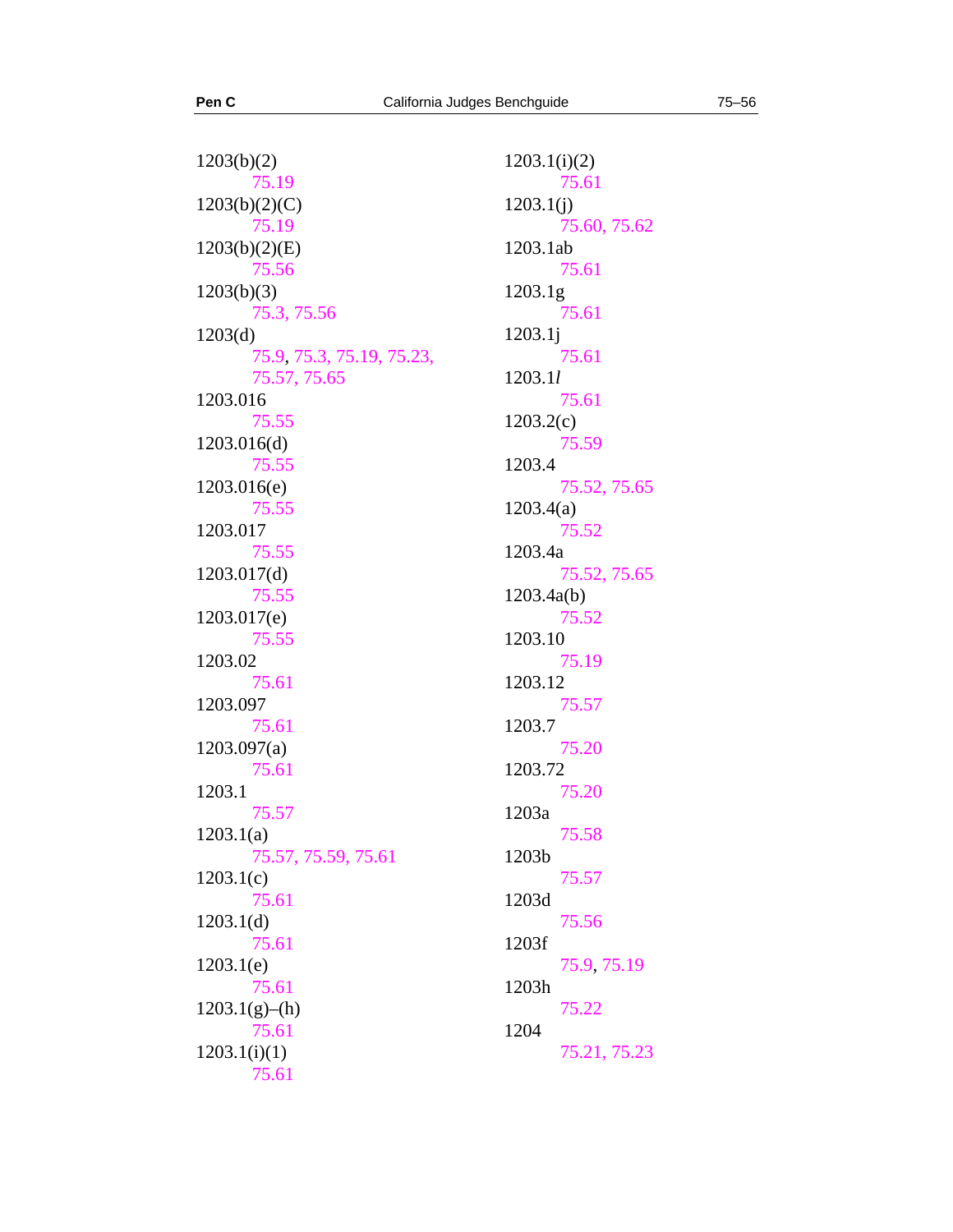1203(b)(2)
 75.19

1203(b)(2)(C)
 75.19

1203(b)(2)(E)
 75.56

1203(b)(3)
 75.3, 75.56

1203(d)
 75.9, 75.3, 75.19, 75.23, 75.57, 75.65

1203.016
 75.55

1203.016(d)
 75.55

1203.016(e)
 75.55

1203.017
 75.55

1203.017(d)
 75.55

1203.017(e)
 75.55

1203.02
 75.61

1203.097
 75.61

1203.097(a)
 75.61

1203.1
 75.57

1203.1(a)
 75.57, 75.59, 75.61

1203.1(c)
 75.61

1203.1(d)
 75.61

1203.1(e)
 75.61

1203.1(g)–(h)
 75.61

1203.1(i)(1)
 75.61

1203.1(i)(2)
 75.61

1203.1(j)
 75.60, 75.62

1203.1ab
 75.61

1203.1g
 75.61

1203.1j
 75.61

1203.1*l*
 75.61

1203.2(c)
 75.59

1203.4
 75.52, 75.65

1203.4(a)
 75.52

1203.4a
 75.52, 75.65

1203.4a(b)
 75.52

1203.10
 75.19

1203.12
 75.57

1203.7
 75.20

1203.72
 75.20

1203a
 75.58

1203b
 75.57

1203d
 75.56

1203f
 75.9, 75.19

1203h
 75.22

1204
 75.21, 75.23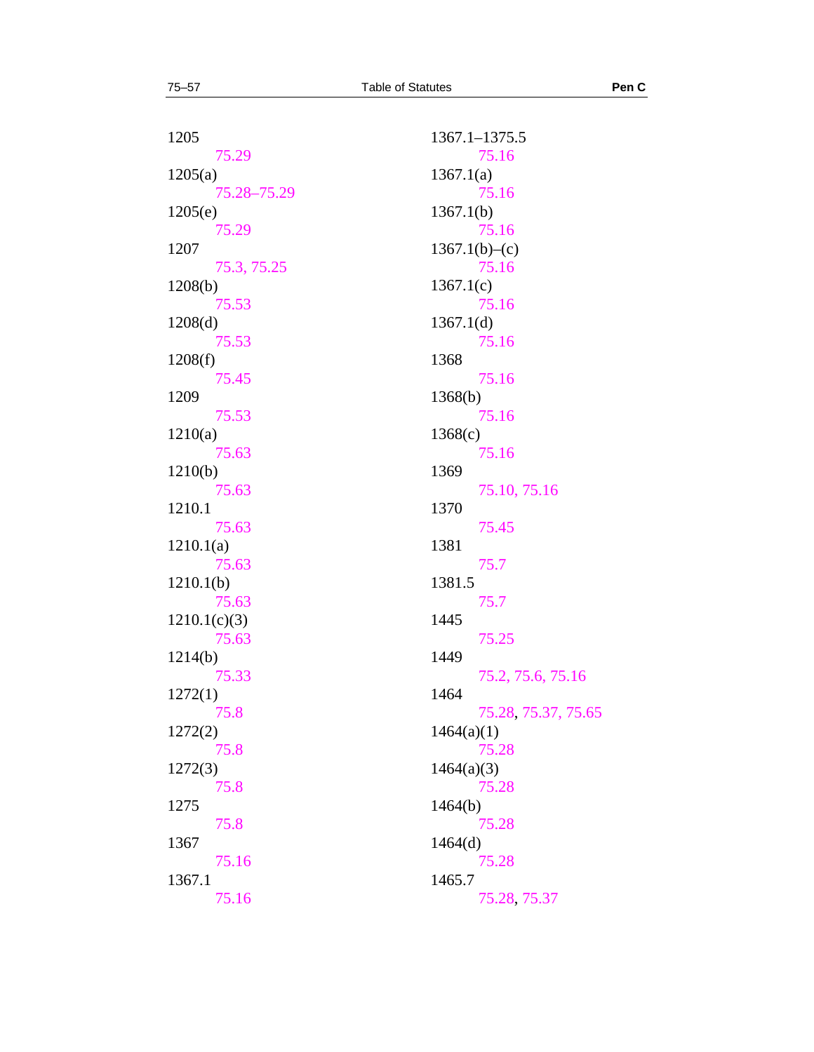1205
75.29

1205(a)
75.28–75.29

1205(e)
75.29

1207
75.3, 75.25

1208(b)
75.53

1208(d)
75.53

1208(f)
75.45

1209
75.53

1210(a)
75.63

1210(b)
75.63

1210.1
75.63

1210.1(a)
75.63

1210.1(b)
75.63

1210.1(c)(3)
75.63

1214(b)
75.33

1272(1)
75.8

1272(2)
75.8

1272(3)
75.8

1275
75.8

1367
75.16

1367.1
75.16

1367.1–1375.5
75.16

1367.1(a)
75.16

1367.1(b)
75.16

1367.1(b)–(c)
75.16

1367.1(c)
75.16

1367.1(d)
75.16

1368
75.16

1368(b)
75.16

1368(c)
75.16

1369
75.10, 75.16

1370
75.45

1381
75.7

1381.5
75.7

1445
75.25

1449
75.2, 75.6, 75.16

1464
75.28, 75.37, 75.65

1464(a)(1)
75.28

1464(a)(3)
75.28

1464(b)
75.28

1464(d)
75.28

1465.7
75.28, 75.37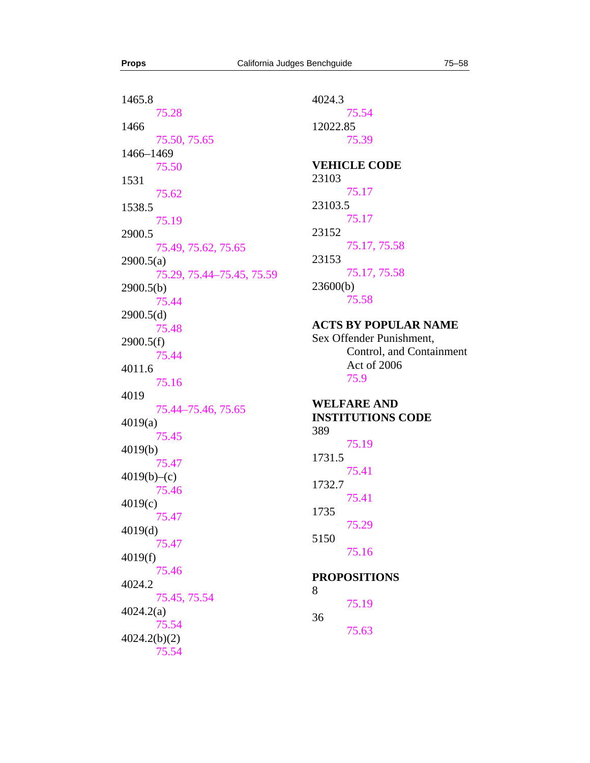1465.8
75.28

1466
75.50, 75.65

1466–1469
75.50

1531
75.62

1538.5
75.19

2900.5
75.49, 75.62, 75.65

2900.5(a)
75.29, 75.44–75.45, 75.59

2900.5(b)
75.44

2900.5(d)
75.48

2900.5(f)
75.44

4011.6
75.16

4019
75.44–75.46, 75.65

4019(a)
75.45

4019(b)
75.47

4019(b)–(c)
75.46

4019(c)
75.47

4019(d)
75.47

4019(f)
75.46

4024.2
75.45, 75.54

4024.2(a)
75.54

4024.2(b)(2)
75.54

4024.3
75.54

12022.85
75.39

**VEHICLE CODE**

23103
75.17

23103.5
75.17

23152
75.17, 75.58

23153
75.17, 75.58

23600(b)
75.58

**ACTS BY POPULAR NAME**

Sex Offender Punishment, Control, and Containment Act of 2006
75.9

**WELFARE AND INSTITUTIONS CODE**

389
75.19

1731.5
75.41

1732.7
75.41

1735
75.29

5150
75.16

**PROPOSITIONS**

8
75.19

36
75.63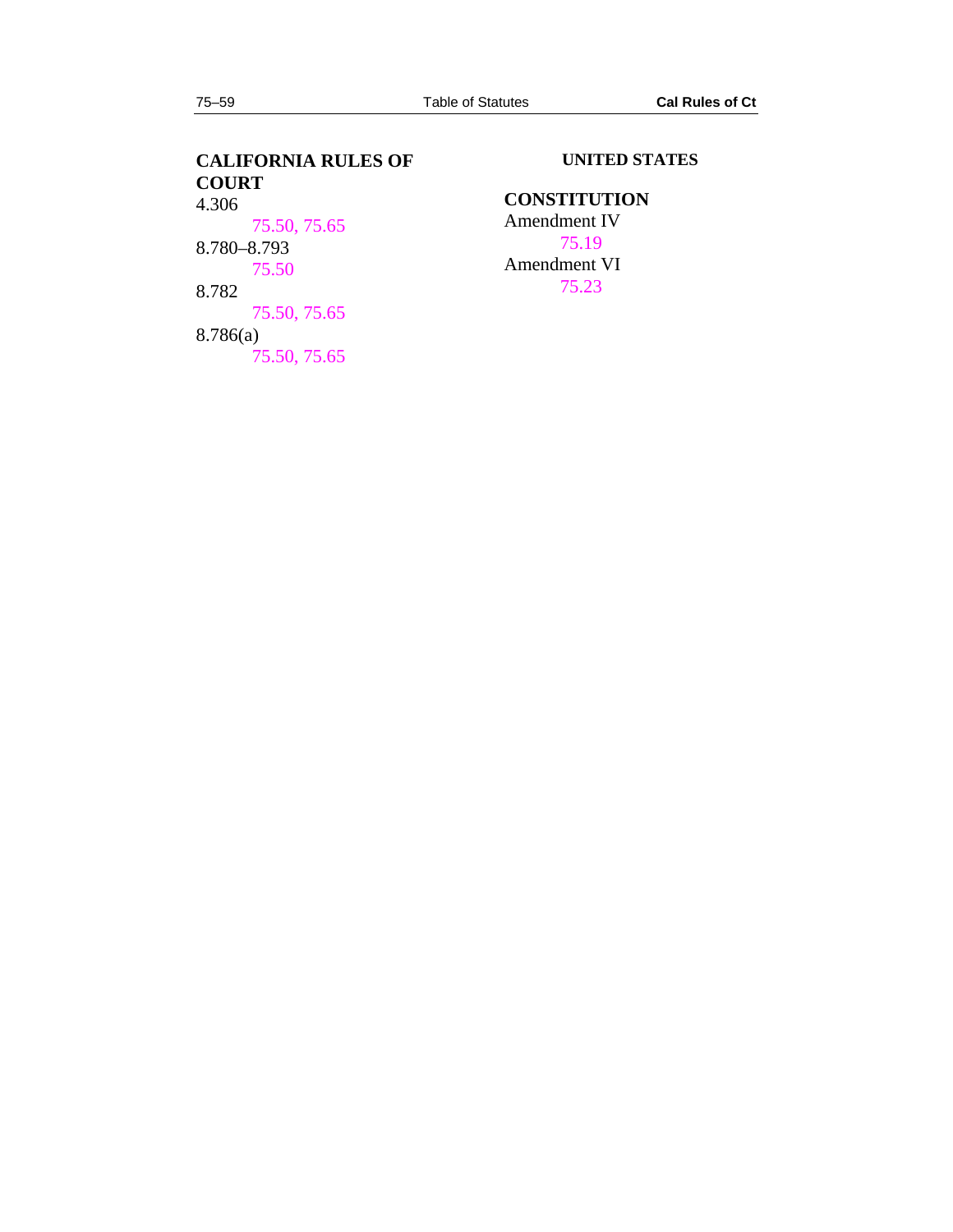## CALIFORNIA RULES OF COURT

4.306

75.50, 75.65

8.780–8.793

75.50

8.782

75.50, 75.65

8.786(a)

75.50, 75.65

## UNITED STATES

### CONSTITUTION

Amendment IV

75.19

Amendment VI

75.23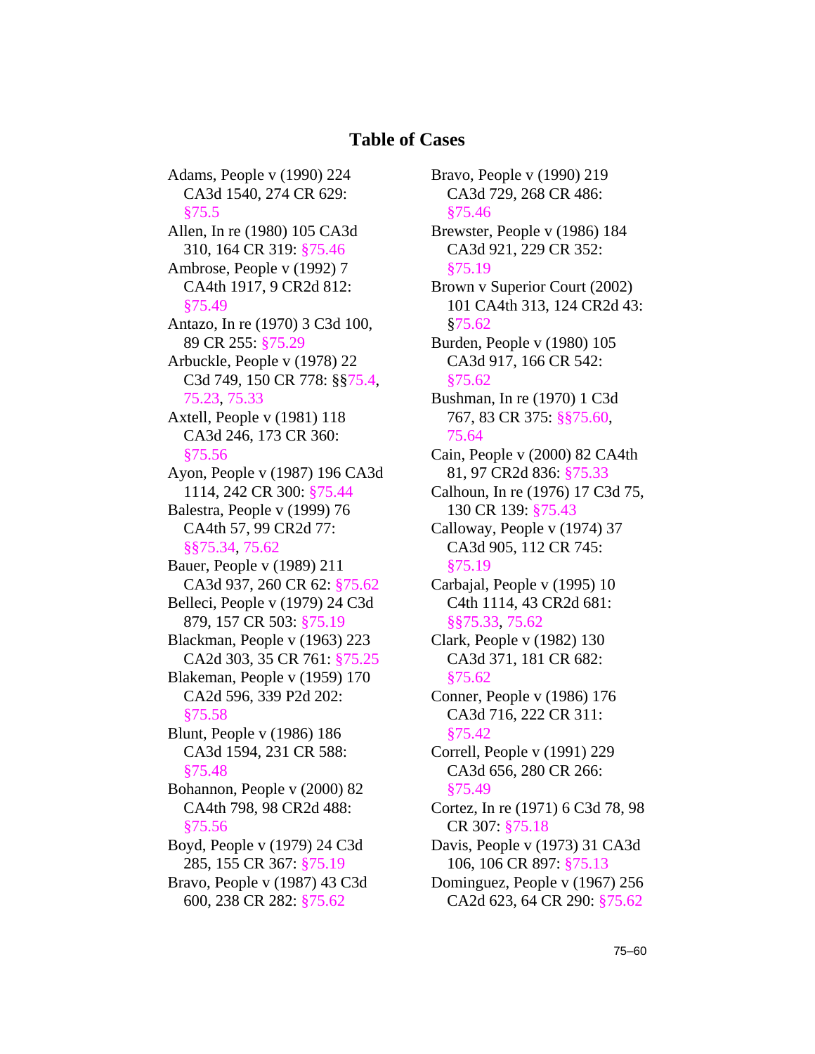# Table of Cases

Adams, People v (1990) 224 CA3d 1540, 274 CR 629: §75.5

Allen, In re (1980) 105 CA3d 310, 164 CR 319: §75.46

Ambrose, People v (1992) 7 CA4th 1917, 9 CR2d 812: §75.49

Antazo, In re (1970) 3 C3d 100, 89 CR 255: §75.29

Arbuckle, People v (1978) 22 C3d 749, 150 CR 778: §§75.4, 75.23, 75.33

Axtell, People v (1981) 118 CA3d 246, 173 CR 360: §75.56

Ayon, People v (1987) 196 CA3d 1114, 242 CR 300: §75.44

Balestra, People v (1999) 76 CA4th 57, 99 CR2d 77: §§75.34, 75.62

Bauer, People v (1989) 211 CA3d 937, 260 CR 62: §75.62

Belleci, People v (1979) 24 C3d 879, 157 CR 503: §75.19

Blackman, People v (1963) 223 CA2d 303, 35 CR 761: §75.25

Blakeman, People v (1959) 170 CA2d 596, 339 P2d 202: §75.58

Blunt, People v (1986) 186 CA3d 1594, 231 CR 588: §75.48

Bohannon, People v (2000) 82 CA4th 798, 98 CR2d 488: §75.56

Boyd, People v (1979) 24 C3d 285, 155 CR 367: §75.19

Bravo, People v (1987) 43 C3d 600, 238 CR 282: §75.62

Bravo, People v (1990) 219 CA3d 729, 268 CR 486: §75.46

Brewster, People v (1986) 184 CA3d 921, 229 CR 352: §75.19

Brown v Superior Court (2002) 101 CA4th 313, 124 CR2d 43: §75.62

Burden, People v (1980) 105 CA3d 917, 166 CR 542: §75.62

Bushman, In re (1970) 1 C3d 767, 83 CR 375: §§75.60, 75.64

Cain, People v (2000) 82 CA4th 81, 97 CR2d 836: §75.33

Calhoun, In re (1976) 17 C3d 75, 130 CR 139: §75.43

Calloway, People v (1974) 37 CA3d 905, 112 CR 745: §75.19

Carbajal, People v (1995) 10 C4th 1114, 43 CR2d 681: §§75.33, 75.62

Clark, People v (1982) 130 CA3d 371, 181 CR 682: §75.62

Conner, People v (1986) 176 CA3d 716, 222 CR 311: §75.42

Correll, People v (1991) 229 CA3d 656, 280 CR 266: §75.49

Cortez, In re (1971) 6 C3d 78, 98 CR 307: §75.18

Davis, People v (1973) 31 CA3d 106, 106 CR 897: §75.13

Dominguez, People v (1967) 256 CA2d 623, 64 CR 290: §75.62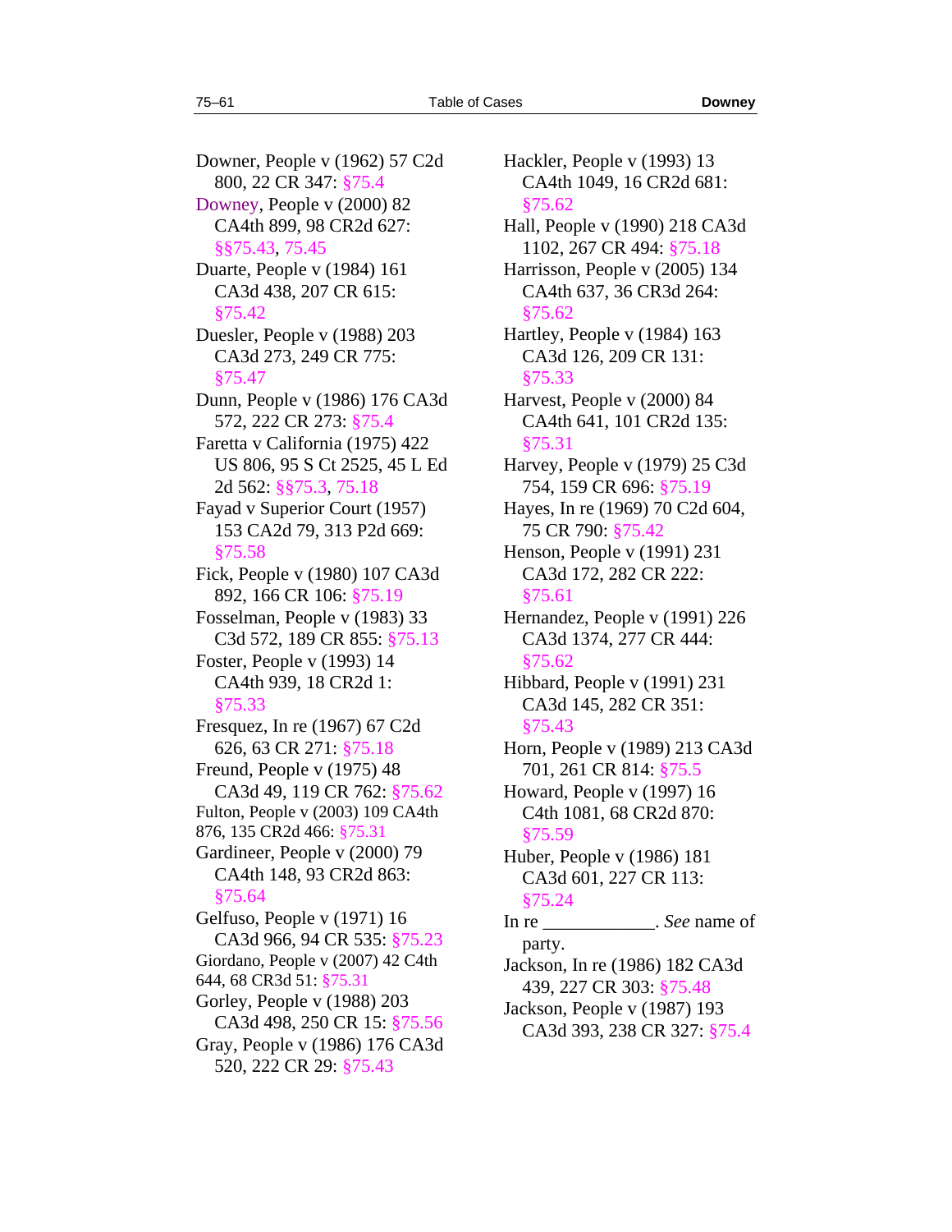Downer, People v (1962) 57 C2d 800, 22 CR 347: §75.4

Downey, People v (2000) 82 CA4th 899, 98 CR2d 627: §§75.43, 75.45

Duarte, People v (1984) 161 CA3d 438, 207 CR 615: §75.42

Duesler, People v (1988) 203 CA3d 273, 249 CR 775: §75.47

Dunn, People v (1986) 176 CA3d 572, 222 CR 273: §75.4

Faretta v California (1975) 422 US 806, 95 S Ct 2525, 45 L Ed 2d 562: §§75.3, 75.18

Fayad v Superior Court (1957) 153 CA2d 79, 313 P2d 669: §75.58

Fick, People v (1980) 107 CA3d 892, 166 CR 106: §75.19

Fosselman, People v (1983) 33 C3d 572, 189 CR 855: §75.13

Foster, People v (1993) 14 CA4th 939, 18 CR2d 1: §75.33

Fresquez, In re (1967) 67 C2d 626, 63 CR 271: §75.18

Freund, People v (1975) 48 CA3d 49, 119 CR 762: §75.62

Fulton, People v (2003) 109 CA4th 876, 135 CR2d 466: §75.31

Gardineer, People v (2000) 79 CA4th 148, 93 CR2d 863: §75.64

Gelfuso, People v (1971) 16 CA3d 966, 94 CR 535: §75.23

Giordano, People v (2007) 42 C4th 644, 68 CR3d 51: §75.31

Gorley, People v (1988) 203 CA3d 498, 250 CR 15: §75.56

Gray, People v (1986) 176 CA3d 520, 222 CR 29: §75.43

Hackler, People v (1993) 13 CA4th 1049, 16 CR2d 681: §75.62

Hall, People v (1990) 218 CA3d 1102, 267 CR 494: §75.18

Harrisson, People v (2005) 134 CA4th 637, 36 CR3d 264: §75.62

Hartley, People v (1984) 163 CA3d 126, 209 CR 131: §75.33

Harvest, People v (2000) 84 CA4th 641, 101 CR2d 135: §75.31

Harvey, People v (1979) 25 C3d 754, 159 CR 696: §75.19

Hayes, In re (1969) 70 C2d 604, 75 CR 790: §75.42

Henson, People v (1991) 231 CA3d 172, 282 CR 222: §75.61

Hernandez, People v (1991) 226 CA3d 1374, 277 CR 444: §75.62

Hibbard, People v (1991) 231 CA3d 145, 282 CR 351: §75.43

Horn, People v (1989) 213 CA3d 701, 261 CR 814: §75.5

Howard, People v (1997) 16 C4th 1081, 68 CR2d 870: §75.59

Huber, People v (1986) 181 CA3d 601, 227 CR 113: §75.24

In re ____________. *See* name of party.

Jackson, In re (1986) 182 CA3d 439, 227 CR 303: §75.48

Jackson, People v (1987) 193 CA3d 393, 238 CR 327: §75.4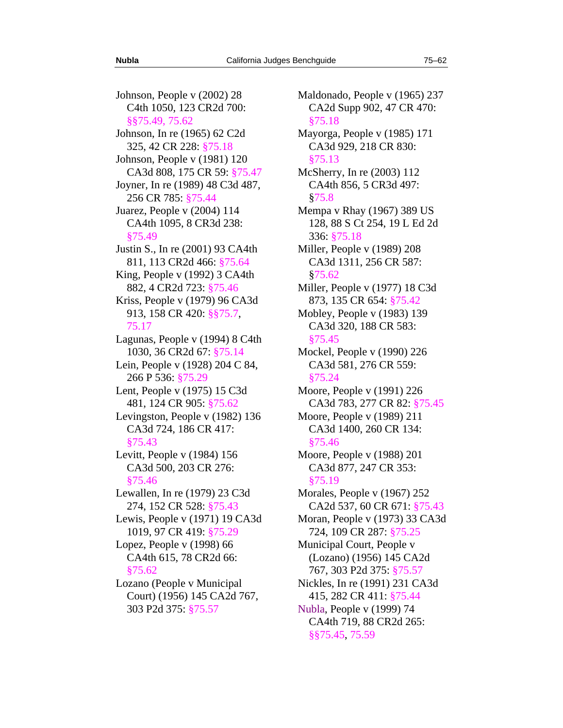Johnson, People v (2002) 28 C4th 1050, 123 CR2d 700: §§75.49, 75.62

Johnson, In re (1965) 62 C2d 325, 42 CR 228: §75.18

Johnson, People v (1981) 120 CA3d 808, 175 CR 59: §75.47

Joyner, In re (1989) 48 C3d 487, 256 CR 785: §75.44

Juarez, People v (2004) 114 CA4th 1095, 8 CR3d 238: §75.49

Justin S., In re (2001) 93 CA4th 811, 113 CR2d 466: §75.64

King, People v (1992) 3 CA4th 882, 4 CR2d 723: §75.46

Kriss, People v (1979) 96 CA3d 913, 158 CR 420: §§75.7, 75.17

Lagunas, People v (1994) 8 C4th 1030, 36 CR2d 67: §75.14

Lein, People v (1928) 204 C 84, 266 P 536: §75.29

Lent, People v (1975) 15 C3d 481, 124 CR 905: §75.62

Levingston, People v (1982) 136 CA3d 724, 186 CR 417: §75.43

Levitt, People v (1984) 156 CA3d 500, 203 CR 276: §75.46

Lewallen, In re (1979) 23 C3d 274, 152 CR 528: §75.43

Lewis, People v (1971) 19 CA3d 1019, 97 CR 419: §75.29

Lopez, People v (1998) 66 CA4th 615, 78 CR2d 66: §75.62

Lozano (People v Municipal Court) (1956) 145 CA2d 767, 303 P2d 375: §75.57

Maldonado, People v (1965) 237 CA2d Supp 902, 47 CR 470: §75.18

Mayorga, People v (1985) 171 CA3d 929, 218 CR 830: §75.13

McSherry, In re (2003) 112 CA4th 856, 5 CR3d 497: §75.8

Mempa v Rhay (1967) 389 US 128, 88 S Ct 254, 19 L Ed 2d 336: §75.18

Miller, People v (1989) 208 CA3d 1311, 256 CR 587: §75.62

Miller, People v (1977) 18 C3d 873, 135 CR 654: §75.42

Mobley, People v (1983) 139 CA3d 320, 188 CR 583: §75.45

Mockel, People v (1990) 226 CA3d 581, 276 CR 559: §75.24

Moore, People v (1991) 226 CA3d 783, 277 CR 82: §75.45

Moore, People v (1989) 211 CA3d 1400, 260 CR 134: §75.46

Moore, People v (1988) 201 CA3d 877, 247 CR 353: §75.19

Morales, People v (1967) 252 CA2d 537, 60 CR 671: §75.43

Moran, People v (1973) 33 CA3d 724, 109 CR 287: §75.25

Municipal Court, People v (Lozano) (1956) 145 CA2d 767, 303 P2d 375: §75.57

Nickles, In re (1991) 231 CA3d 415, 282 CR 411: §75.44

Nubla, People v (1999) 74 CA4th 719, 88 CR2d 265: §§75.45, 75.59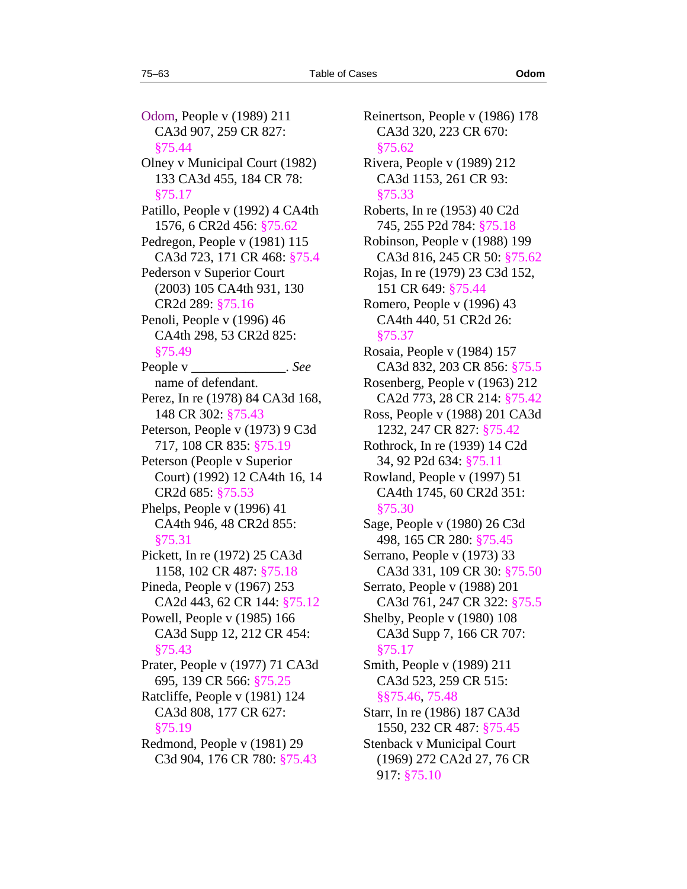Odom, People v (1989) 211 CA3d 907, 259 CR 827: §75.44

Olney v Municipal Court (1982) 133 CA3d 455, 184 CR 78: §75.17

Patillo, People v (1992) 4 CA4th 1576, 6 CR2d 456: §75.62

Pedregon, People v (1981) 115 CA3d 723, 171 CR 468: §75.4

Pederson v Superior Court (2003) 105 CA4th 931, 130 CR2d 289: §75.16

Penoli, People v (1996) 46 CA4th 298, 53 CR2d 825: §75.49

People v ______________. *See* name of defendant.

Perez, In re (1978) 84 CA3d 168, 148 CR 302: §75.43

Peterson, People v (1973) 9 C3d 717, 108 CR 835: §75.19

Peterson (People v Superior Court) (1992) 12 CA4th 16, 14 CR2d 685: §75.53

Phelps, People v (1996) 41 CA4th 946, 48 CR2d 855: §75.31

Pickett, In re (1972) 25 CA3d 1158, 102 CR 487: §75.18

Pineda, People v (1967) 253 CA2d 443, 62 CR 144: §75.12

Powell, People v (1985) 166 CA3d Supp 12, 212 CR 454: §75.43

Prater, People v (1977) 71 CA3d 695, 139 CR 566: §75.25

Ratcliffe, People v (1981) 124 CA3d 808, 177 CR 627: §75.19

Redmond, People v (1981) 29 C3d 904, 176 CR 780: §75.43

Reinertson, People v (1986) 178 CA3d 320, 223 CR 670: §75.62

Rivera, People v (1989) 212 CA3d 1153, 261 CR 93: §75.33

Roberts, In re (1953) 40 C2d 745, 255 P2d 784: §75.18

Robinson, People v (1988) 199 CA3d 816, 245 CR 50: §75.62

Rojas, In re (1979) 23 C3d 152, 151 CR 649: §75.44

Romero, People v (1996) 43 CA4th 440, 51 CR2d 26: §75.37

Rosaia, People v (1984) 157 CA3d 832, 203 CR 856: §75.5

Rosenberg, People v (1963) 212 CA2d 773, 28 CR 214: §75.42

Ross, People v (1988) 201 CA3d 1232, 247 CR 827: §75.42

Rothrock, In re (1939) 14 C2d 34, 92 P2d 634: §75.11

Rowland, People v (1997) 51 CA4th 1745, 60 CR2d 351: §75.30

Sage, People v (1980) 26 C3d 498, 165 CR 280: §75.45

Serrano, People v (1973) 33 CA3d 331, 109 CR 30: §75.50

Serrato, People v (1988) 201 CA3d 761, 247 CR 322: §75.5

Shelby, People v (1980) 108 CA3d Supp 7, 166 CR 707: §75.17

Smith, People v (1989) 211 CA3d 523, 259 CR 515: §§75.46, 75.48

Starr, In re (1986) 187 CA3d 1550, 232 CR 487: §75.45

Stenback v Municipal Court (1969) 272 CA2d 27, 76 CR 917: §75.10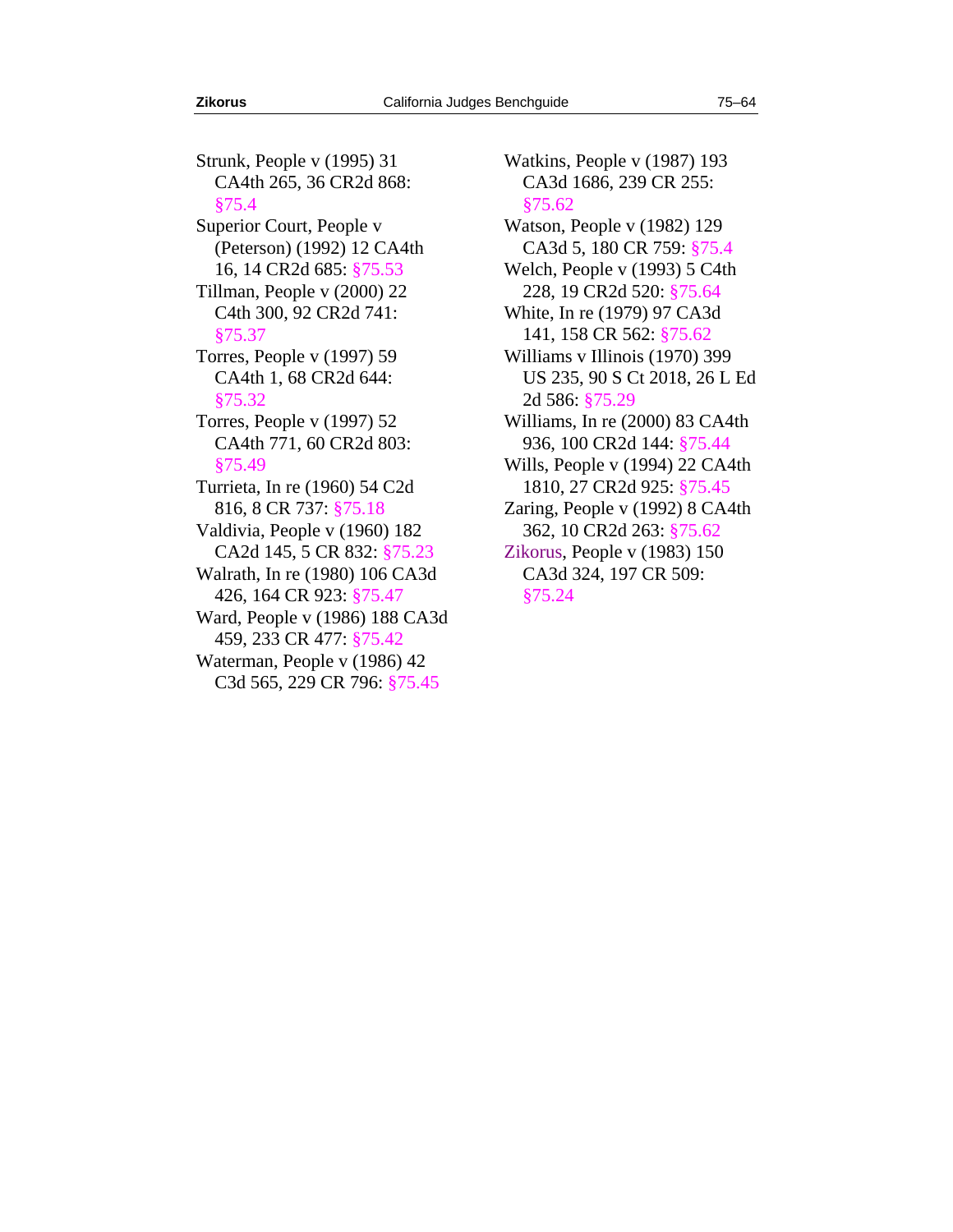Strunk, People v (1995) 31 CA4th 265, 36 CR2d 868: §75.4

Superior Court, People v (Peterson) (1992) 12 CA4th 16, 14 CR2d 685: §75.53

Tillman, People v (2000) 22 C4th 300, 92 CR2d 741: §75.37

Torres, People v (1997) 59 CA4th 1, 68 CR2d 644: §75.32

Torres, People v (1997) 52 CA4th 771, 60 CR2d 803: §75.49

Turrieta, In re (1960) 54 C2d 816, 8 CR 737: §75.18

Valdivia, People v (1960) 182 CA2d 145, 5 CR 832: §75.23

Walrath, In re (1980) 106 CA3d 426, 164 CR 923: §75.47

Ward, People v (1986) 188 CA3d 459, 233 CR 477: §75.42

Waterman, People v (1986) 42 C3d 565, 229 CR 796: §75.45

Watkins, People v (1987) 193 CA3d 1686, 239 CR 255: §75.62

Watson, People v (1982) 129 CA3d 5, 180 CR 759: §75.4

Welch, People v (1993) 5 C4th 228, 19 CR2d 520: §75.64

White, In re (1979) 97 CA3d 141, 158 CR 562: §75.62

Williams v Illinois (1970) 399 US 235, 90 S Ct 2018, 26 L Ed 2d 586: §75.29

Williams, In re (2000) 83 CA4th 936, 100 CR2d 144: §75.44

Wills, People v (1994) 22 CA4th 1810, 27 CR2d 925: §75.45

Zaring, People v (1992) 8 CA4th 362, 10 CR2d 263: §75.62

Zikorus, People v (1983) 150 CA3d 324, 197 CR 509: §75.24